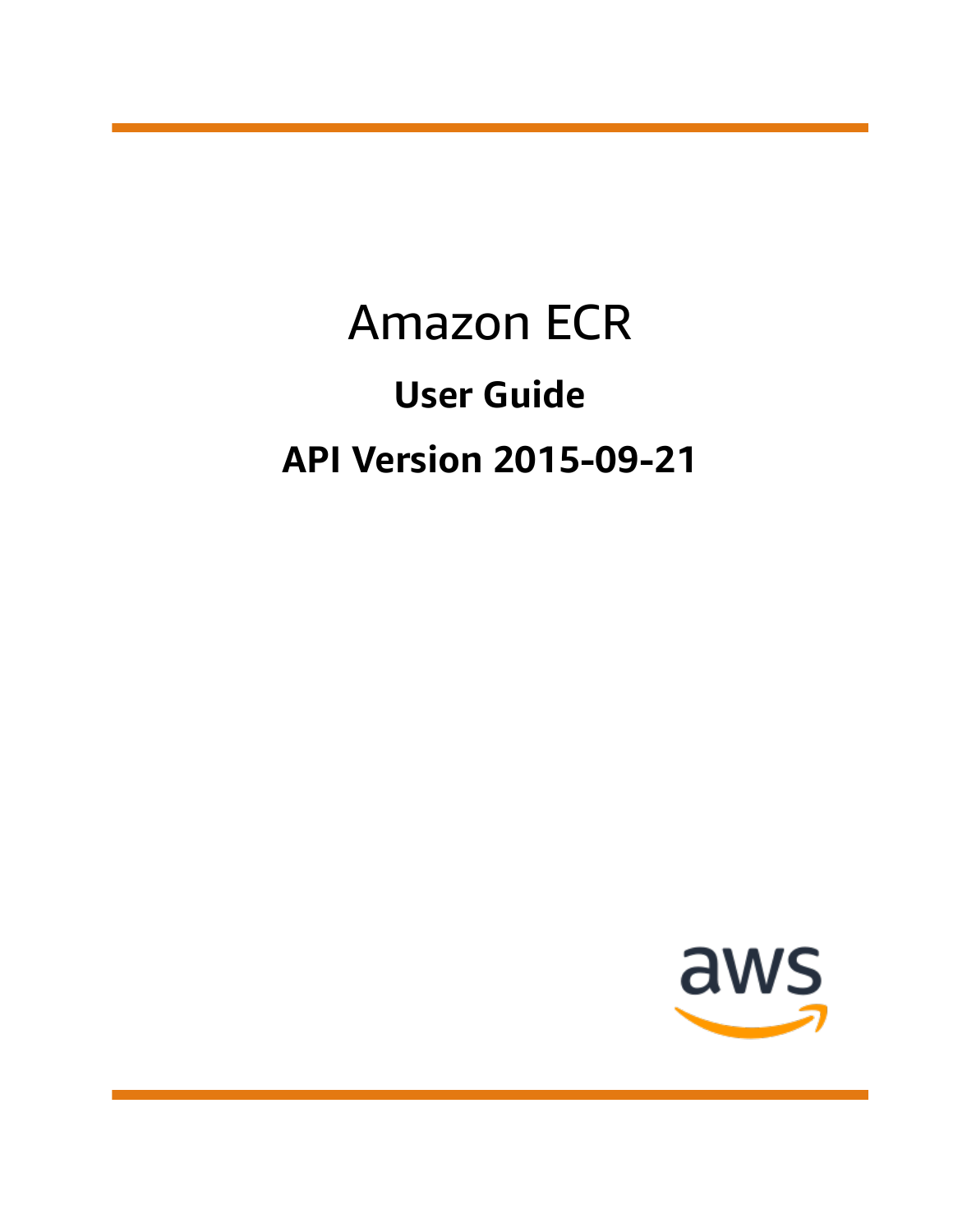# Amazon ECR

## User Guide

## API Version 2015-09-21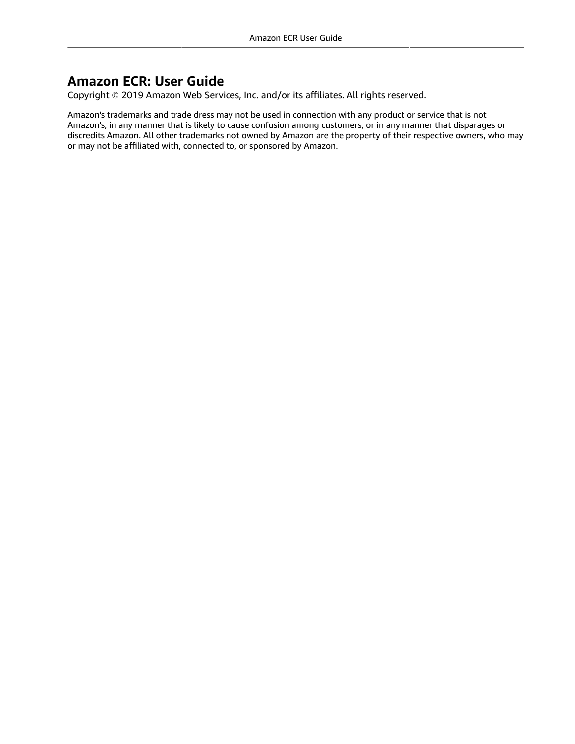# Amazon ECR: User Guide

Copyright © 2019 Amazon Web Services, Inc. and/or its affiliates. All rights reserved.

Amazon's trademarks and trade dress may not be used in connection with any product or service that is not Amazon's, in any manner that is likely to cause confusion among customers, or in any manner that disparages or discredits Amazon. All other trademarks not owned by Amazon are the property of their respective owners, who may or may not be affiliated with, connected to, or sponsored by Amazon.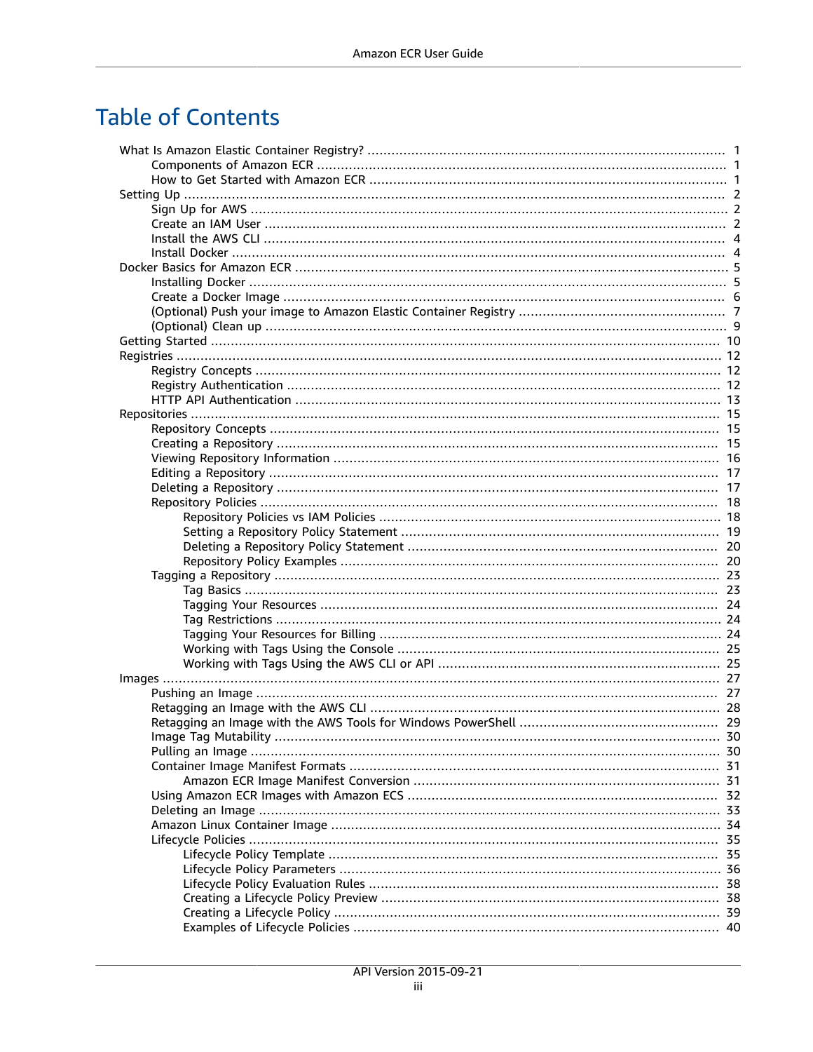# Table of Contents

- What Is Amazon Elastic Container Registry? ... 1
  - Components of Amazon ECR ... 1
  - How to Get Started with Amazon ECR ... 1
- Setting Up ... 2
  - Sign Up for AWS ... 2
  - Create an IAM User ... 2
  - Install the AWS CLI ... 4
  - Install Docker ... 4
- Docker Basics for Amazon ECR ... 5
  - Installing Docker ... 5
  - Create a Docker Image ... 6
  - (Optional) Push your image to Amazon Elastic Container Registry ... 7
  - (Optional) Clean up ... 9
- Getting Started ... 10
- Registries ... 12
  - Registry Concepts ... 12
  - Registry Authentication ... 12
  - HTTP API Authentication ... 13
- Repositories ... 15
  - Repository Concepts ... 15
  - Creating a Repository ... 15
  - Viewing Repository Information ... 16
  - Editing a Repository ... 17
  - Deleting a Repository ... 17
  - Repository Policies ... 18
    - Repository Policies vs IAM Policies ... 18
    - Setting a Repository Policy Statement ... 19
    - Deleting a Repository Policy Statement ... 20
    - Repository Policy Examples ... 20
  - Tagging a Repository ... 23
    - Tag Basics ... 23
    - Tagging Your Resources ... 24
    - Tag Restrictions ... 24
    - Tagging Your Resources for Billing ... 24
    - Working with Tags Using the Console ... 25
    - Working with Tags Using the AWS CLI or API ... 25
- Images ... 27
  - Pushing an Image ... 27
  - Retagging an Image with the AWS CLI ... 28
  - Retagging an Image with the AWS Tools for Windows PowerShell ... 29
  - Image Tag Mutability ... 30
  - Pulling an Image ... 30
  - Container Image Manifest Formats ... 31
    - Amazon ECR Image Manifest Conversion ... 31
  - Using Amazon ECR Images with Amazon ECS ... 32
  - Deleting an Image ... 33
  - Amazon Linux Container Image ... 34
  - Lifecycle Policies ... 35
    - Lifecycle Policy Template ... 35
    - Lifecycle Policy Parameters ... 36
    - Lifecycle Policy Evaluation Rules ... 38
    - Creating a Lifecycle Policy Preview ... 38
    - Creating a Lifecycle Policy ... 39
    - Examples of Lifecycle Policies ... 40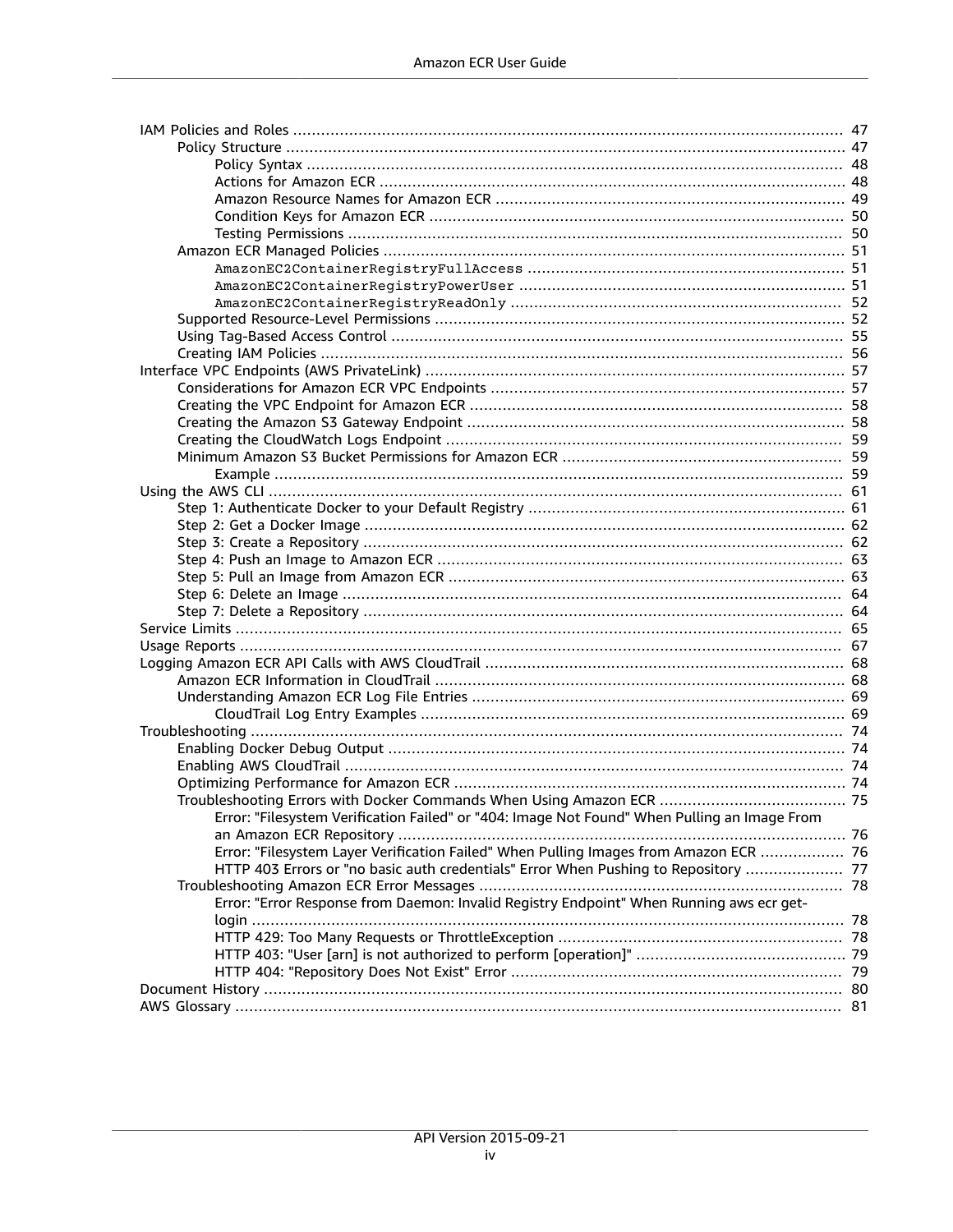- IAM Policies and Roles ... 47
  - Policy Structure ... 47
    - Policy Syntax ... 48
    - Actions for Amazon ECR ... 48
    - Amazon Resource Names for Amazon ECR ... 49
    - Condition Keys for Amazon ECR ... 50
    - Testing Permissions ... 50
  - Amazon ECR Managed Policies ... 51
    - `AmazonEC2ContainerRegistryFullAccess` ... 51
    - `AmazonEC2ContainerRegistryPowerUser` ... 51
    - `AmazonEC2ContainerRegistryReadOnly` ... 52
  - Supported Resource-Level Permissions ... 52
  - Using Tag-Based Access Control ... 55
  - Creating IAM Policies ... 56
- Interface VPC Endpoints (AWS PrivateLink) ... 57
  - Considerations for Amazon ECR VPC Endpoints ... 57
  - Creating the VPC Endpoint for Amazon ECR ... 58
  - Creating the Amazon S3 Gateway Endpoint ... 58
  - Creating the CloudWatch Logs Endpoint ... 59
  - Minimum Amazon S3 Bucket Permissions for Amazon ECR ... 59
    - Example ... 59
- Using the AWS CLI ... 61
  - Step 1: Authenticate Docker to your Default Registry ... 61
  - Step 2: Get a Docker Image ... 62
  - Step 3: Create a Repository ... 62
  - Step 4: Push an Image to Amazon ECR ... 63
  - Step 5: Pull an Image from Amazon ECR ... 63
  - Step 6: Delete an Image ... 64
  - Step 7: Delete a Repository ... 64
- Service Limits ... 65
- Usage Reports ... 67
- Logging Amazon ECR API Calls with AWS CloudTrail ... 68
  - Amazon ECR Information in CloudTrail ... 68
  - Understanding Amazon ECR Log File Entries ... 69
    - CloudTrail Log Entry Examples ... 69
- Troubleshooting ... 74
  - Enabling Docker Debug Output ... 74
  - Enabling AWS CloudTrail ... 74
  - Optimizing Performance for Amazon ECR ... 74
  - Troubleshooting Errors with Docker Commands When Using Amazon ECR ... 75
    - Error: "Filesystem Verification Failed" or "404: Image Not Found" When Pulling an Image From an Amazon ECR Repository ... 76
    - Error: "Filesystem Layer Verification Failed" When Pulling Images from Amazon ECR ... 76
    - HTTP 403 Errors or "no basic auth credentials" Error When Pushing to Repository ... 77
  - Troubleshooting Amazon ECR Error Messages ... 78
    - Error: "Error Response from Daemon: Invalid Registry Endpoint" When Running aws ecr get-login ... 78
    - HTTP 429: Too Many Requests or ThrottleException ... 78
    - HTTP 403: "User [arn] is not authorized to perform [operation]" ... 79
    - HTTP 404: "Repository Does Not Exist" Error ... 79
- Document History ... 80
- AWS Glossary ... 81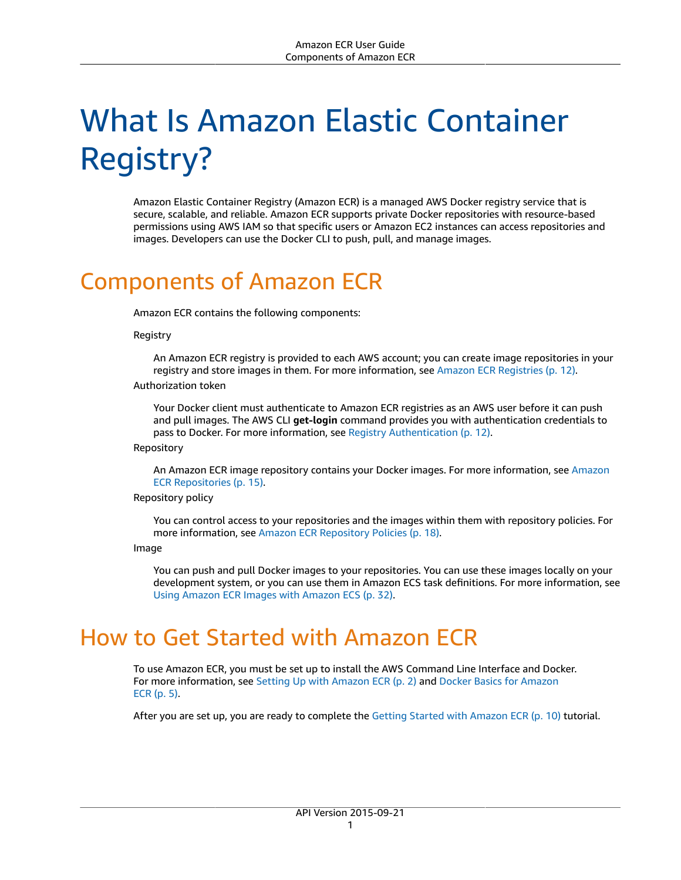# What Is Amazon Elastic Container Registry?

Amazon Elastic Container Registry (Amazon ECR) is a managed AWS Docker registry service that is secure, scalable, and reliable. Amazon ECR supports private Docker repositories with resource-based permissions using AWS IAM so that specific users or Amazon EC2 instances can access repositories and images. Developers can use the Docker CLI to push, pull, and manage images.

## Components of Amazon ECR

Amazon ECR contains the following components:

Registry

An Amazon ECR registry is provided to each AWS account; you can create image repositories in your registry and store images in them. For more information, see Amazon ECR Registries (p. 12).

Authorization token

Your Docker client must authenticate to Amazon ECR registries as an AWS user before it can push and pull images. The AWS CLI **get-login** command provides you with authentication credentials to pass to Docker. For more information, see Registry Authentication (p. 12).

Repository

An Amazon ECR image repository contains your Docker images. For more information, see Amazon ECR Repositories (p. 15).

Repository policy

You can control access to your repositories and the images within them with repository policies. For more information, see Amazon ECR Repository Policies (p. 18).

Image

You can push and pull Docker images to your repositories. You can use these images locally on your development system, or you can use them in Amazon ECS task definitions. For more information, see Using Amazon ECR Images with Amazon ECS (p. 32).

## How to Get Started with Amazon ECR

To use Amazon ECR, you must be set up to install the AWS Command Line Interface and Docker. For more information, see Setting Up with Amazon ECR (p. 2) and Docker Basics for Amazon ECR (p. 5).

After you are set up, you are ready to complete the Getting Started with Amazon ECR (p. 10) tutorial.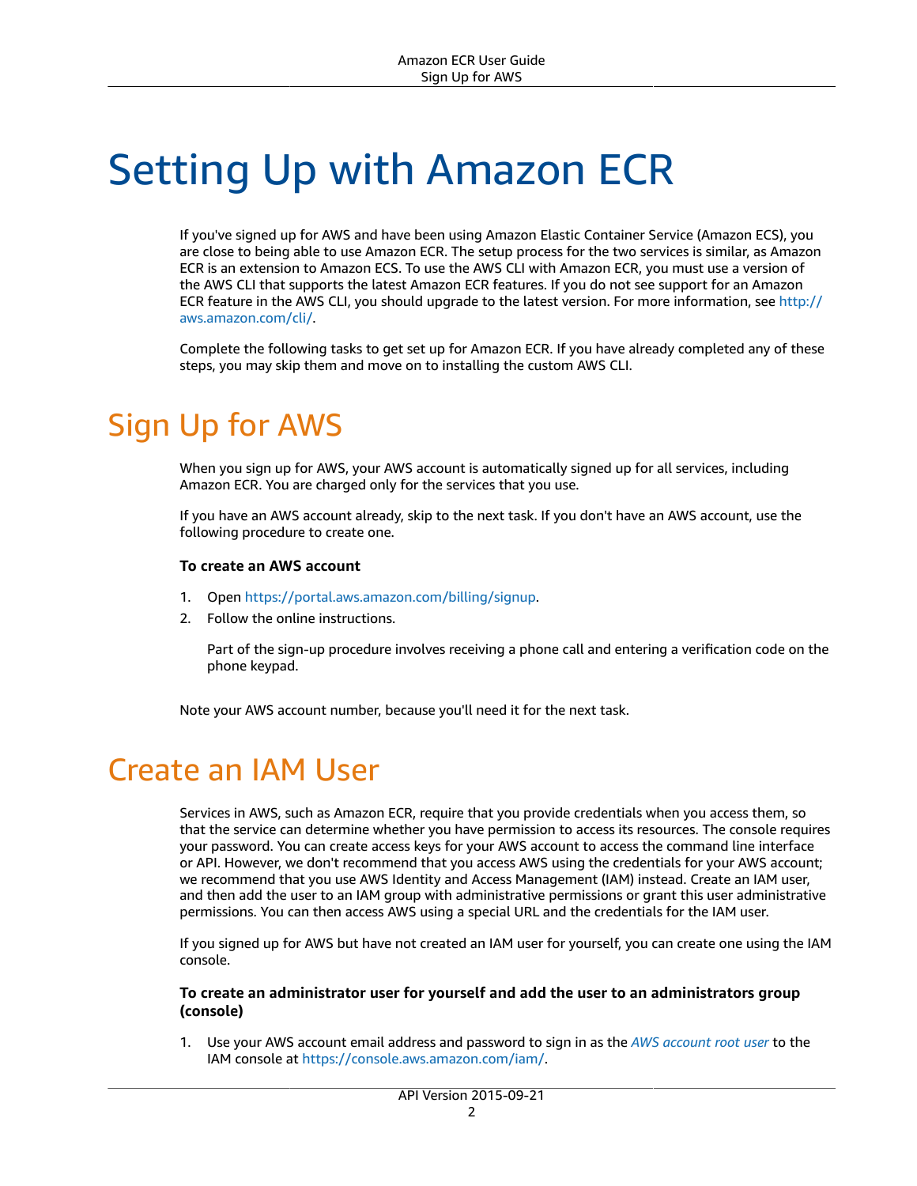# Setting Up with Amazon ECR

If you've signed up for AWS and have been using Amazon Elastic Container Service (Amazon ECS), you are close to being able to use Amazon ECR. The setup process for the two services is similar, as Amazon ECR is an extension to Amazon ECS. To use the AWS CLI with Amazon ECR, you must use a version of the AWS CLI that supports the latest Amazon ECR features. If you do not see support for an Amazon ECR feature in the AWS CLI, you should upgrade to the latest version. For more information, see http://aws.amazon.com/cli/.

Complete the following tasks to get set up for Amazon ECR. If you have already completed any of these steps, you may skip them and move on to installing the custom AWS CLI.

## Sign Up for AWS

When you sign up for AWS, your AWS account is automatically signed up for all services, including Amazon ECR. You are charged only for the services that you use.

If you have an AWS account already, skip to the next task. If you don't have an AWS account, use the following procedure to create one.

**To create an AWS account**

1. Open https://portal.aws.amazon.com/billing/signup.
2. Follow the online instructions.

   Part of the sign-up procedure involves receiving a phone call and entering a verification code on the phone keypad.

Note your AWS account number, because you'll need it for the next task.

## Create an IAM User

Services in AWS, such as Amazon ECR, require that you provide credentials when you access them, so that the service can determine whether you have permission to access its resources. The console requires your password. You can create access keys for your AWS account to access the command line interface or API. However, we don't recommend that you access AWS using the credentials for your AWS account; we recommend that you use AWS Identity and Access Management (IAM) instead. Create an IAM user, and then add the user to an IAM group with administrative permissions or grant this user administrative permissions. You can then access AWS using a special URL and the credentials for the IAM user.

If you signed up for AWS but have not created an IAM user for yourself, you can create one using the IAM console.

**To create an administrator user for yourself and add the user to an administrators group (console)**

1. Use your AWS account email address and password to sign in as the *AWS account root user* to the IAM console at https://console.aws.amazon.com/iam/.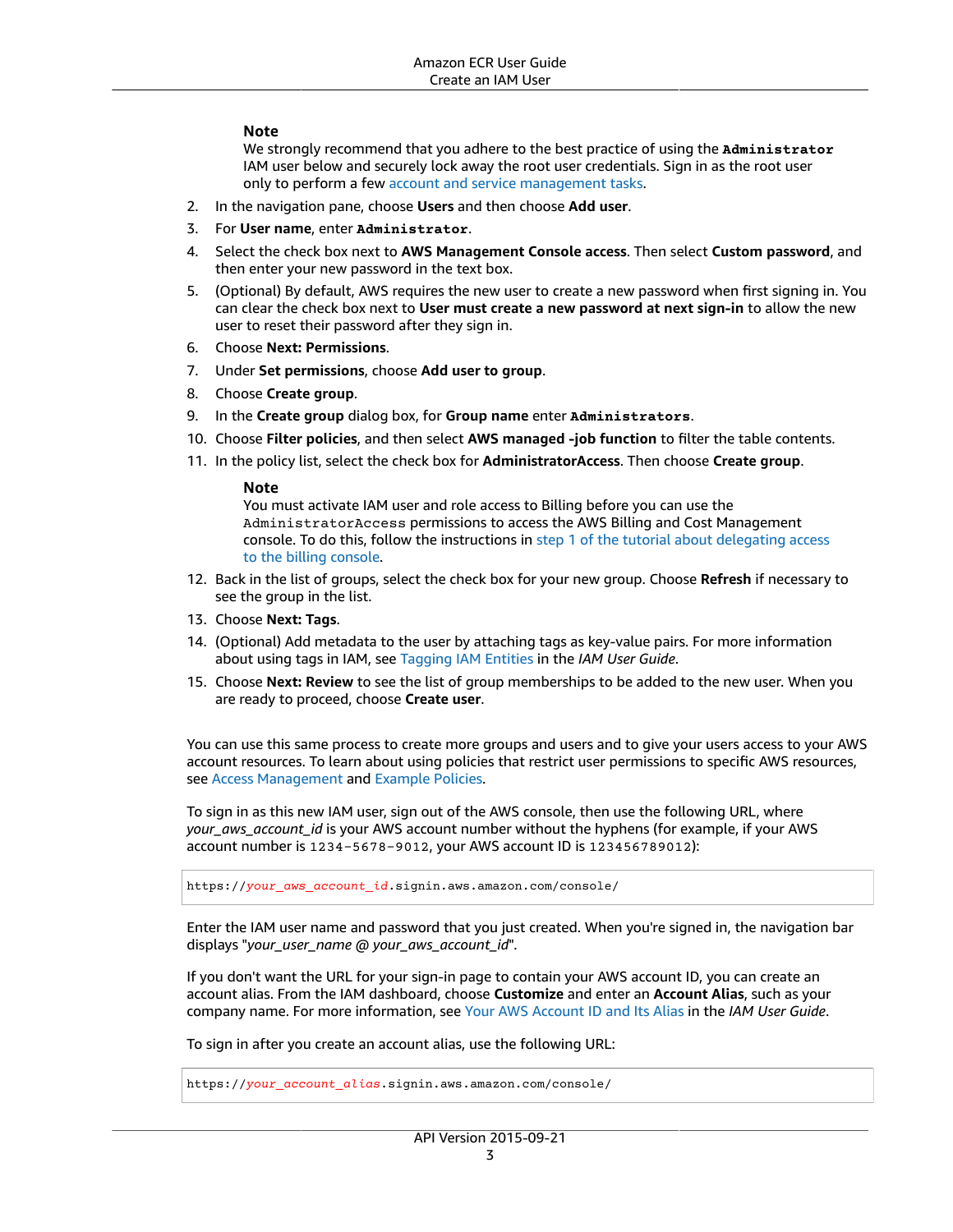**Note**

We strongly recommend that you adhere to the best practice of using the **Administrator** IAM user below and securely lock away the root user credentials. Sign in as the root user only to perform a few account and service management tasks.

2. In the navigation pane, choose **Users** and then choose **Add user**.
3. For **User name**, enter **Administrator**.
4. Select the check box next to **AWS Management Console access**. Then select **Custom password**, and then enter your new password in the text box.
5. (Optional) By default, AWS requires the new user to create a new password when first signing in. You can clear the check box next to **User must create a new password at next sign-in** to allow the new user to reset their password after they sign in.
6. Choose **Next: Permissions**.
7. Under **Set permissions**, choose **Add user to group**.
8. Choose **Create group**.
9. In the **Create group** dialog box, for **Group name** enter **Administrators**.
10. Choose **Filter policies**, and then select **AWS managed -job function** to filter the table contents.
11. In the policy list, select the check box for **AdministratorAccess**. Then choose **Create group**.

    **Note**

    You must activate IAM user and role access to Billing before you can use the `AdministratorAccess` permissions to access the AWS Billing and Cost Management console. To do this, follow the instructions in step 1 of the tutorial about delegating access to the billing console.

12. Back in the list of groups, select the check box for your new group. Choose **Refresh** if necessary to see the group in the list.
13. Choose **Next: Tags**.
14. (Optional) Add metadata to the user by attaching tags as key-value pairs. For more information about using tags in IAM, see Tagging IAM Entities in the *IAM User Guide*.
15. Choose **Next: Review** to see the list of group memberships to be added to the new user. When you are ready to proceed, choose **Create user**.

You can use this same process to create more groups and users and to give your users access to your AWS account resources. To learn about using policies that restrict user permissions to specific AWS resources, see Access Management and Example Policies.

To sign in as this new IAM user, sign out of the AWS console, then use the following URL, where *your_aws_account_id* is your AWS account number without the hyphens (for example, if your AWS account number is `1234-5678-9012`, your AWS account ID is `123456789012`):

```
https://your_aws_account_id.signin.aws.amazon.com/console/
```

Enter the IAM user name and password that you just created. When you're signed in, the navigation bar displays "*your_user_name @ your_aws_account_id*".

If you don't want the URL for your sign-in page to contain your AWS account ID, you can create an account alias. From the IAM dashboard, choose **Customize** and enter an **Account Alias**, such as your company name. For more information, see Your AWS Account ID and Its Alias in the *IAM User Guide*.

To sign in after you create an account alias, use the following URL:

```
https://your_account_alias.signin.aws.amazon.com/console/
```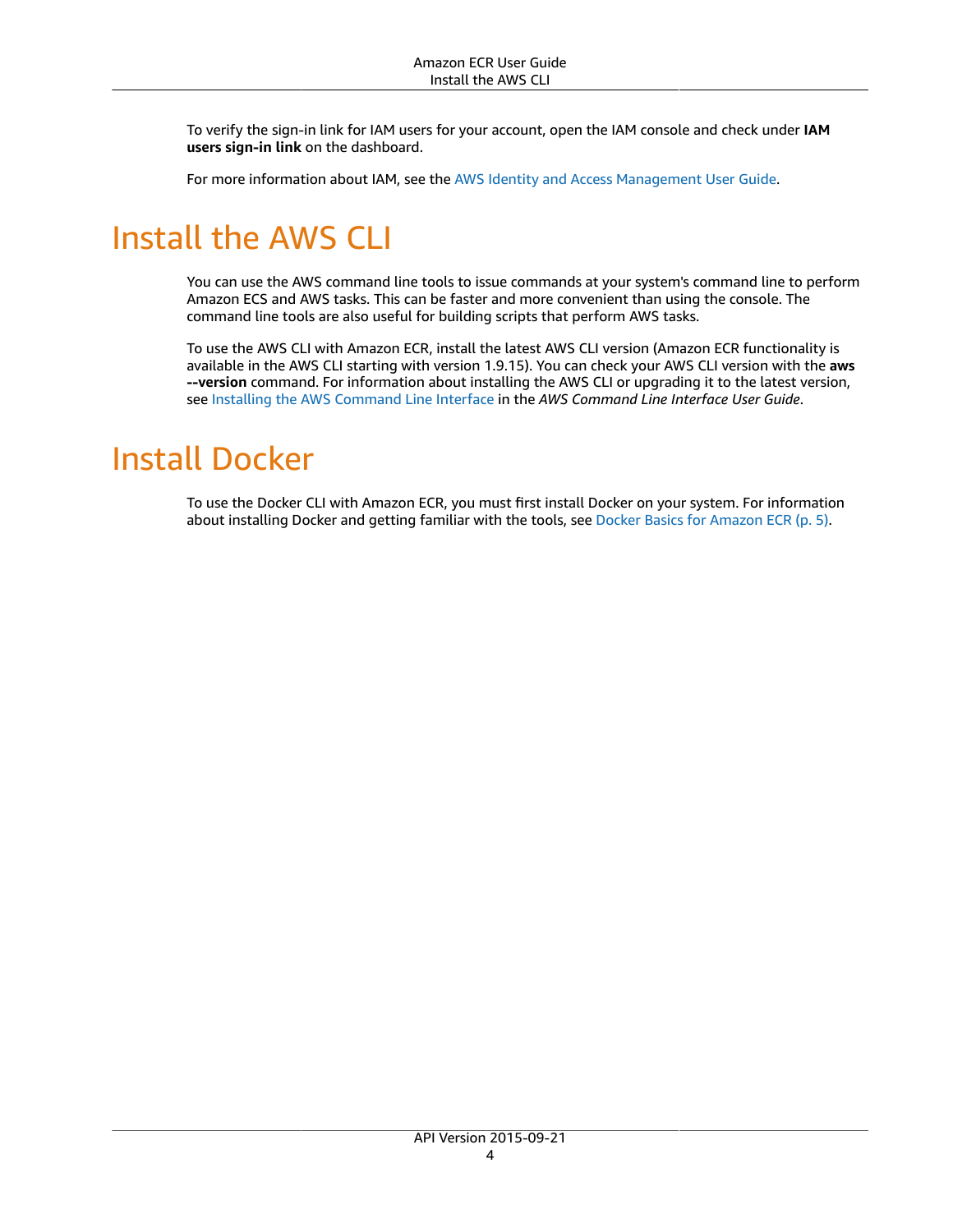To verify the sign-in link for IAM users for your account, open the IAM console and check under **IAM users sign-in link** on the dashboard.

For more information about IAM, see the AWS Identity and Access Management User Guide.

# Install the AWS CLI

You can use the AWS command line tools to issue commands at your system's command line to perform Amazon ECS and AWS tasks. This can be faster and more convenient than using the console. The command line tools are also useful for building scripts that perform AWS tasks.

To use the AWS CLI with Amazon ECR, install the latest AWS CLI version (Amazon ECR functionality is available in the AWS CLI starting with version 1.9.15). You can check your AWS CLI version with the **aws --version** command. For information about installing the AWS CLI or upgrading it to the latest version, see Installing the AWS Command Line Interface in the *AWS Command Line Interface User Guide*.

# Install Docker

To use the Docker CLI with Amazon ECR, you must first install Docker on your system. For information about installing Docker and getting familiar with the tools, see Docker Basics for Amazon ECR (p. 5).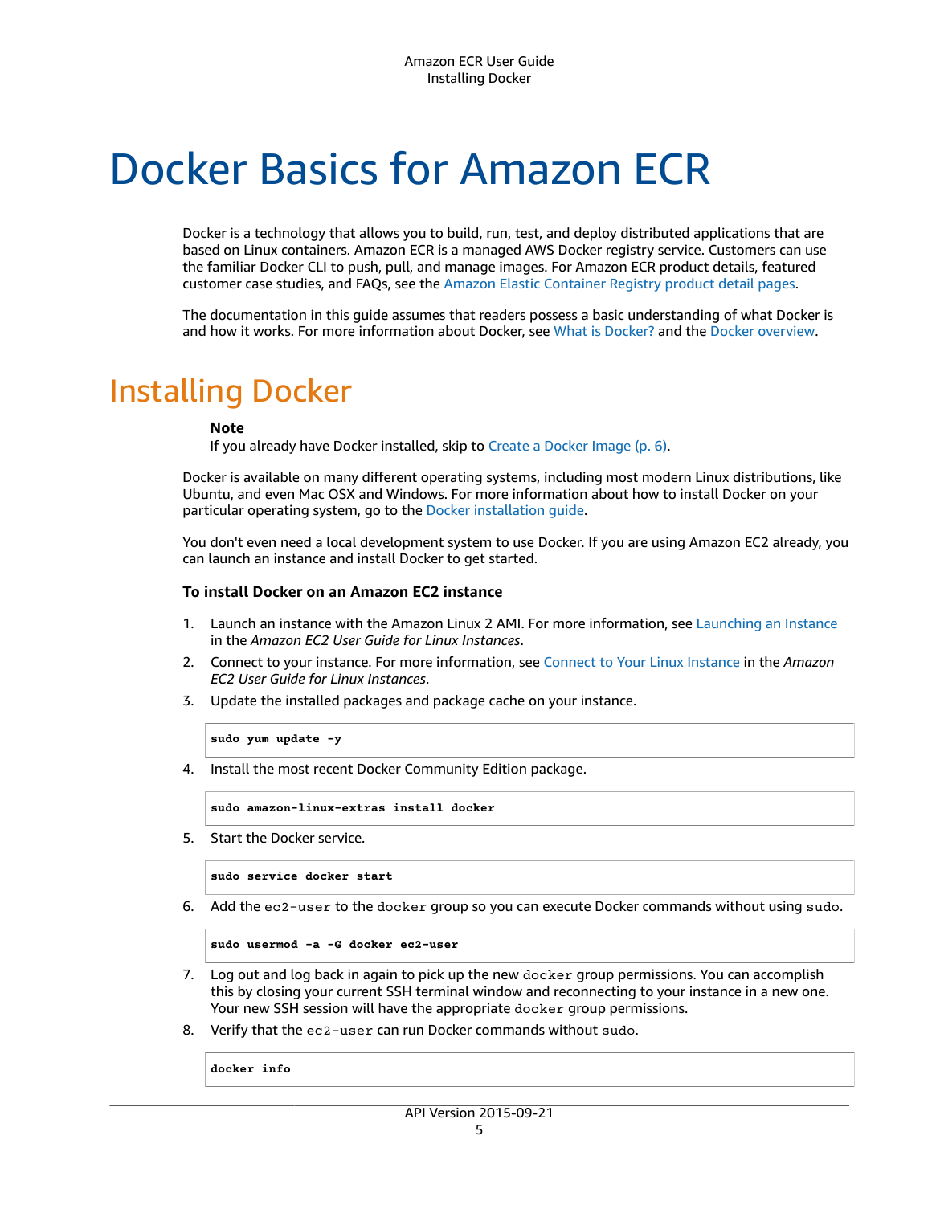# Docker Basics for Amazon ECR

Docker is a technology that allows you to build, run, test, and deploy distributed applications that are based on Linux containers. Amazon ECR is a managed AWS Docker registry service. Customers can use the familiar Docker CLI to push, pull, and manage images. For Amazon ECR product details, featured customer case studies, and FAQs, see the Amazon Elastic Container Registry product detail pages.

The documentation in this guide assumes that readers possess a basic understanding of what Docker is and how it works. For more information about Docker, see What is Docker? and the Docker overview.

## Installing Docker

**Note**
If you already have Docker installed, skip to Create a Docker Image (p. 6).

Docker is available on many different operating systems, including most modern Linux distributions, like Ubuntu, and even Mac OSX and Windows. For more information about how to install Docker on your particular operating system, go to the Docker installation guide.

You don't even need a local development system to use Docker. If you are using Amazon EC2 already, you can launch an instance and install Docker to get started.

### To install Docker on an Amazon EC2 instance

1. Launch an instance with the Amazon Linux 2 AMI. For more information, see Launching an Instance in the *Amazon EC2 User Guide for Linux Instances*.
2. Connect to your instance. For more information, see Connect to Your Linux Instance in the *Amazon EC2 User Guide for Linux Instances*.
3. Update the installed packages and package cache on your instance.

```
sudo yum update -y
```

4. Install the most recent Docker Community Edition package.

```
sudo amazon-linux-extras install docker
```

5. Start the Docker service.

```
sudo service docker start
```

6. Add the `ec2-user` to the `docker` group so you can execute Docker commands without using `sudo`.

```
sudo usermod -a -G docker ec2-user
```

7. Log out and log back in again to pick up the new `docker` group permissions. You can accomplish this by closing your current SSH terminal window and reconnecting to your instance in a new one. Your new SSH session will have the appropriate `docker` group permissions.
8. Verify that the `ec2-user` can run Docker commands without `sudo`.

```
docker info
```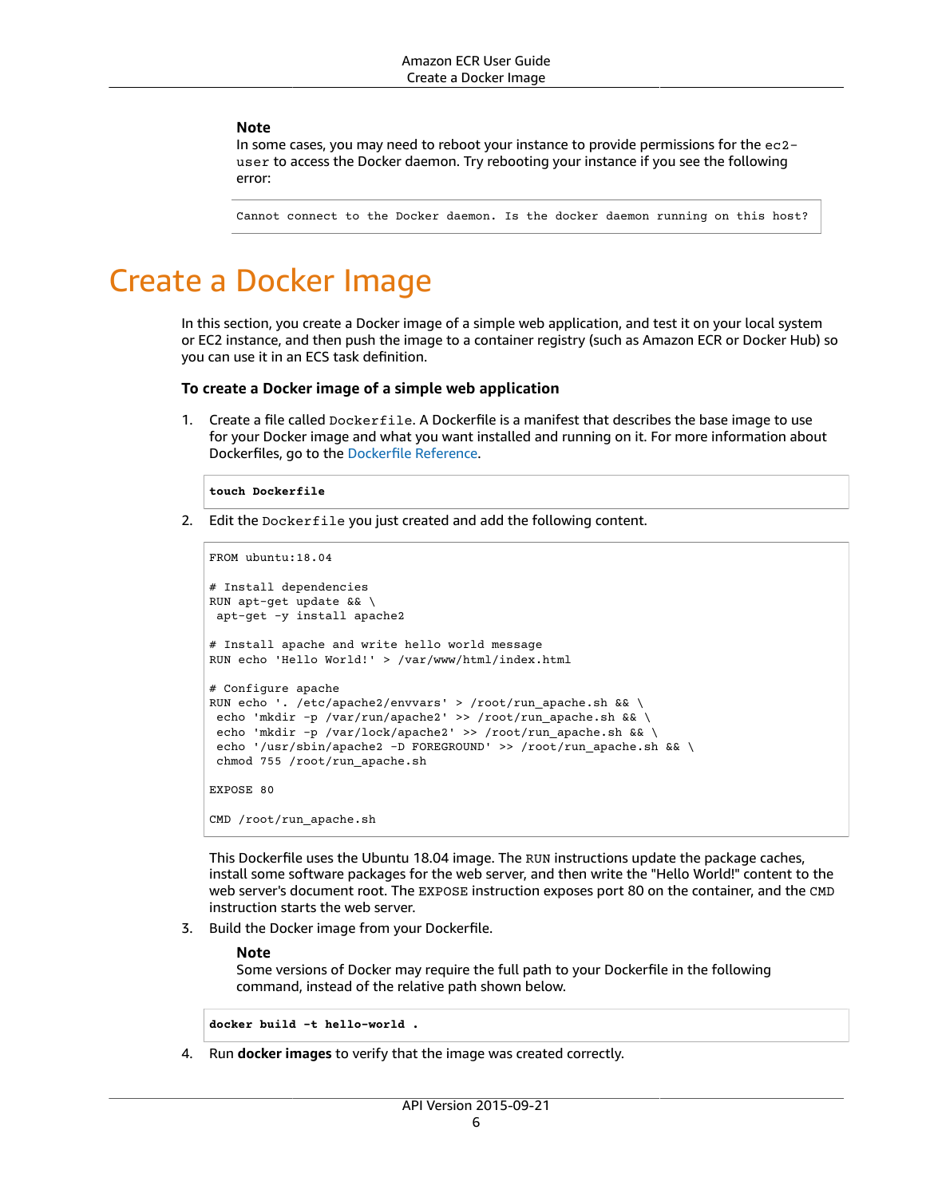**Note**

In some cases, you may need to reboot your instance to provide permissions for the `ec2-user` to access the Docker daemon. Try rebooting your instance if you see the following error:

```
Cannot connect to the Docker daemon. Is the docker daemon running on this host?
```

# Create a Docker Image

In this section, you create a Docker image of a simple web application, and test it on your local system or EC2 instance, and then push the image to a container registry (such as Amazon ECR or Docker Hub) so you can use it in an ECS task definition.

### To create a Docker image of a simple web application

1. Create a file called `Dockerfile`. A Dockerfile is a manifest that describes the base image to use for your Docker image and what you want installed and running on it. For more information about Dockerfiles, go to the Dockerfile Reference.

   ```
   touch Dockerfile
   ```

2. Edit the `Dockerfile` you just created and add the following content.

   ```
   FROM ubuntu:18.04

   # Install dependencies
   RUN apt-get update && \
    apt-get -y install apache2

   # Install apache and write hello world message
   RUN echo 'Hello World!' > /var/www/html/index.html

   # Configure apache
   RUN echo '. /etc/apache2/envvars' > /root/run_apache.sh && \
    echo 'mkdir -p /var/run/apache2' >> /root/run_apache.sh && \
    echo 'mkdir -p /var/lock/apache2' >> /root/run_apache.sh && \
    echo '/usr/sbin/apache2 -D FOREGROUND' >> /root/run_apache.sh && \
    chmod 755 /root/run_apache.sh

   EXPOSE 80

   CMD /root/run_apache.sh
   ```

   This Dockerfile uses the Ubuntu 18.04 image. The `RUN` instructions update the package caches, install some software packages for the web server, and then write the "Hello World!" content to the web server's document root. The `EXPOSE` instruction exposes port 80 on the container, and the `CMD` instruction starts the web server.

3. Build the Docker image from your Dockerfile.

   **Note**

   Some versions of Docker may require the full path to your Dockerfile in the following command, instead of the relative path shown below.

   ```
   docker build -t hello-world .
   ```

4. Run **docker images** to verify that the image was created correctly.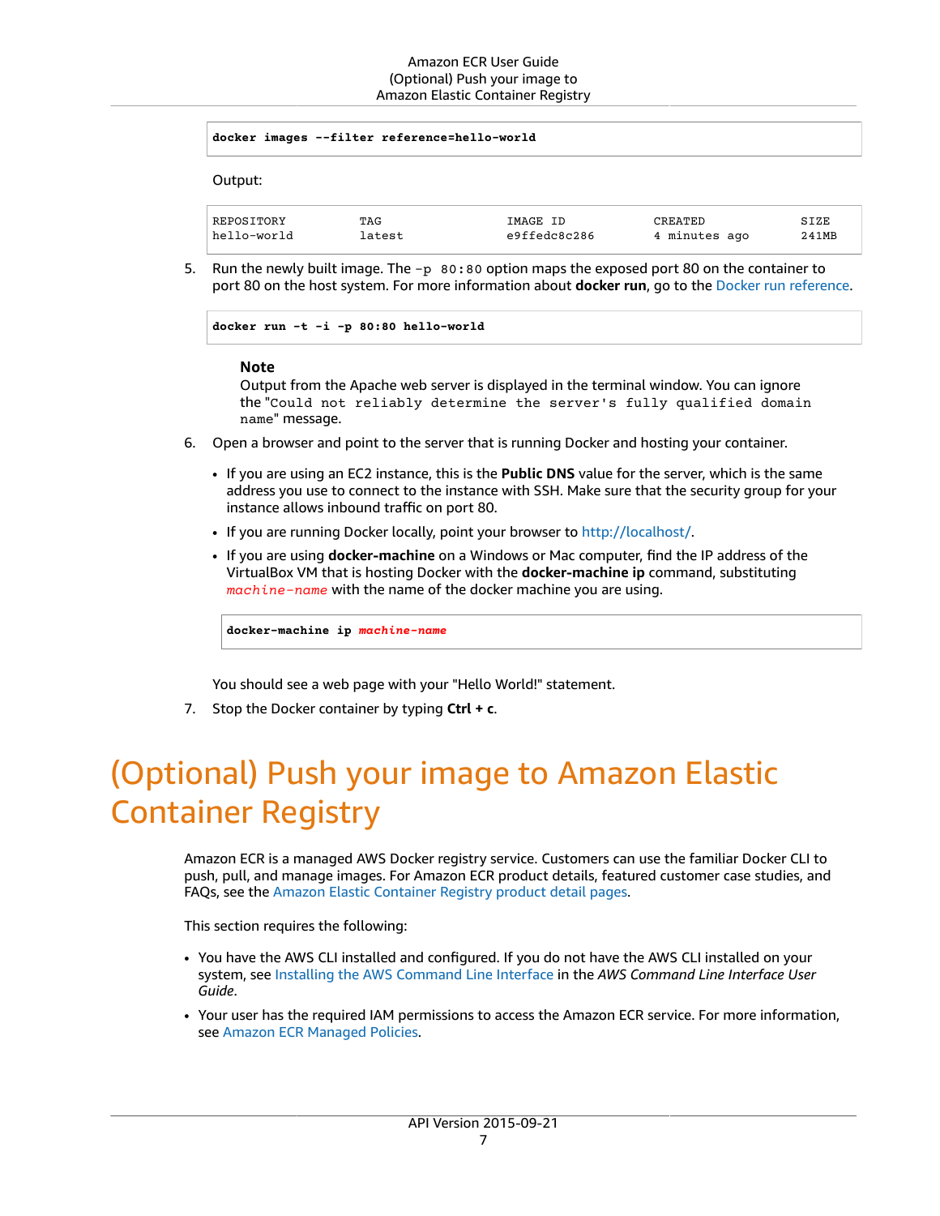```
docker images --filter reference=hello-world
```

Output:

```
REPOSITORY          TAG                 IMAGE ID            CREATED             SIZE
hello-world         latest              e9ffedc8c286        4 minutes ago       241MB
```

5. Run the newly built image. The `-p 80:80` option maps the exposed port 80 on the container to port 80 on the host system. For more information about **docker run**, go to the Docker run reference.

   ```
   docker run -t -i -p 80:80 hello-world
   ```

   **Note**

   Output from the Apache web server is displayed in the terminal window. You can ignore the "`Could not reliably determine the server's fully qualified domain name`" message.

6. Open a browser and point to the server that is running Docker and hosting your container.

   - If you are using an EC2 instance, this is the **Public DNS** value for the server, which is the same address you use to connect to the instance with SSH. Make sure that the security group for your instance allows inbound traffic on port 80.
   - If you are running Docker locally, point your browser to http://localhost/.
   - If you are using **docker-machine** on a Windows or Mac computer, find the IP address of the VirtualBox VM that is hosting Docker with the **docker-machine ip** command, substituting *machine-name* with the name of the docker machine you are using.

     ```
     docker-machine ip machine-name
     ```

   You should see a web page with your "Hello World!" statement.

7. Stop the Docker container by typing **Ctrl + c**.

# (Optional) Push your image to Amazon Elastic Container Registry

Amazon ECR is a managed AWS Docker registry service. Customers can use the familiar Docker CLI to push, pull, and manage images. For Amazon ECR product details, featured customer case studies, and FAQs, see the Amazon Elastic Container Registry product detail pages.

This section requires the following:

- You have the AWS CLI installed and configured. If you do not have the AWS CLI installed on your system, see Installing the AWS Command Line Interface in the *AWS Command Line Interface User Guide*.
- Your user has the required IAM permissions to access the Amazon ECR service. For more information, see Amazon ECR Managed Policies.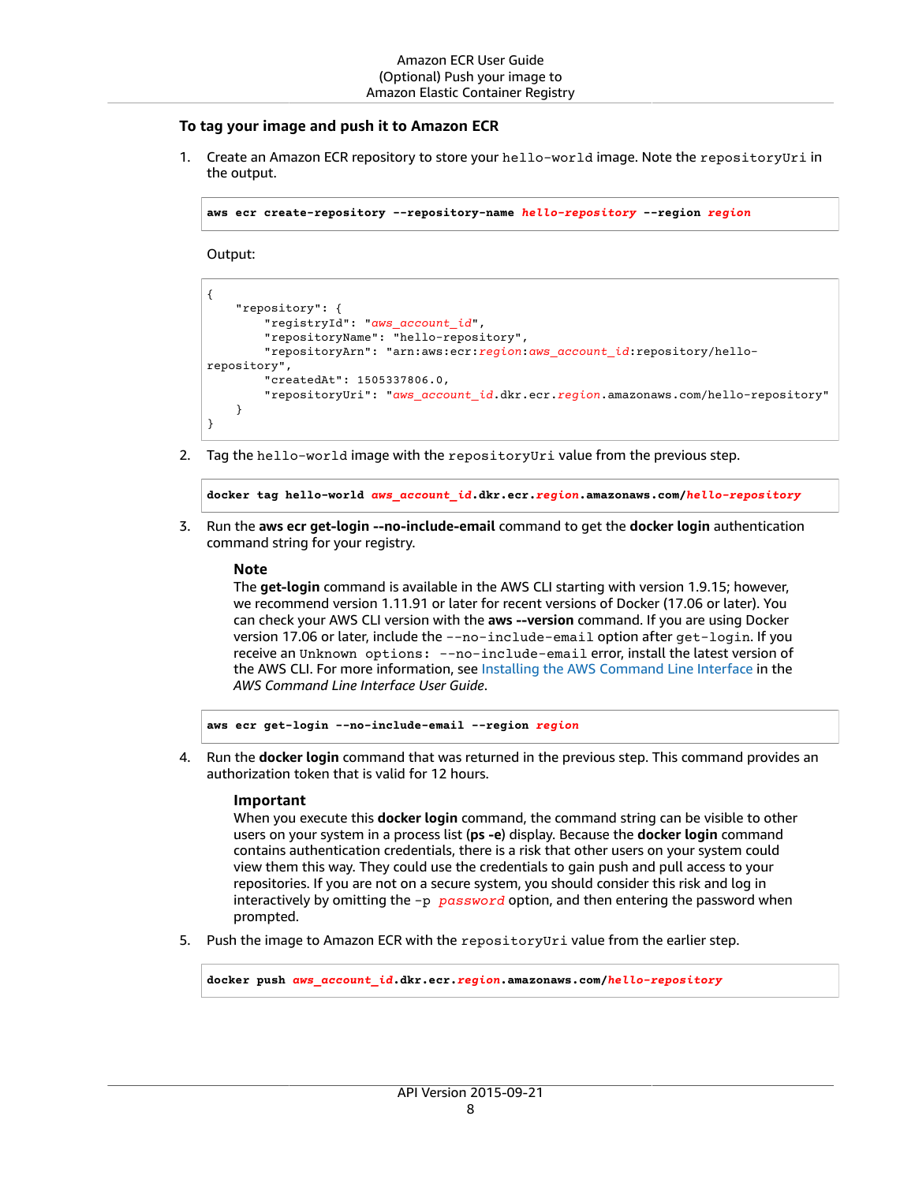### To tag your image and push it to Amazon ECR

1. Create an Amazon ECR repository to store your `hello-world` image. Note the `repositoryUri` in the output.

   ```
   aws ecr create-repository --repository-name hello-repository --region region
   ```

   Output:

   ```
   {
       "repository": {
           "registryId": "aws_account_id",
           "repositoryName": "hello-repository",
           "repositoryArn": "arn:aws:ecr:region:aws_account_id:repository/hello-repository",
           "createdAt": 1505337806.0,
           "repositoryUri": "aws_account_id.dkr.ecr.region.amazonaws.com/hello-repository"
       }
   }
   ```

2. Tag the `hello-world` image with the `repositoryUri` value from the previous step.

   ```
   docker tag hello-world aws_account_id.dkr.ecr.region.amazonaws.com/hello-repository
   ```

3. Run the **aws ecr get-login --no-include-email** command to get the **docker login** authentication command string for your registry.

   **Note**

   The **get-login** command is available in the AWS CLI starting with version 1.9.15; however, we recommend version 1.11.91 or later for recent versions of Docker (17.06 or later). You can check your AWS CLI version with the **aws --version** command. If you are using Docker version 17.06 or later, include the `--no-include-email` option after `get-login`. If you receive an `Unknown options: --no-include-email` error, install the latest version of the AWS CLI. For more information, see Installing the AWS Command Line Interface in the *AWS Command Line Interface User Guide*.

   ```
   aws ecr get-login --no-include-email --region region
   ```

4. Run the **docker login** command that was returned in the previous step. This command provides an authorization token that is valid for 12 hours.

   **Important**

   When you execute this **docker login** command, the command string can be visible to other users on your system in a process list (**ps -e**) display. Because the **docker login** command contains authentication credentials, there is a risk that other users on your system could view them this way. They could use the credentials to gain push and pull access to your repositories. If you are not on a secure system, you should consider this risk and log in interactively by omitting the `-p password` option, and then entering the password when prompted.

5. Push the image to Amazon ECR with the `repositoryUri` value from the earlier step.

   ```
   docker push aws_account_id.dkr.ecr.region.amazonaws.com/hello-repository
   ```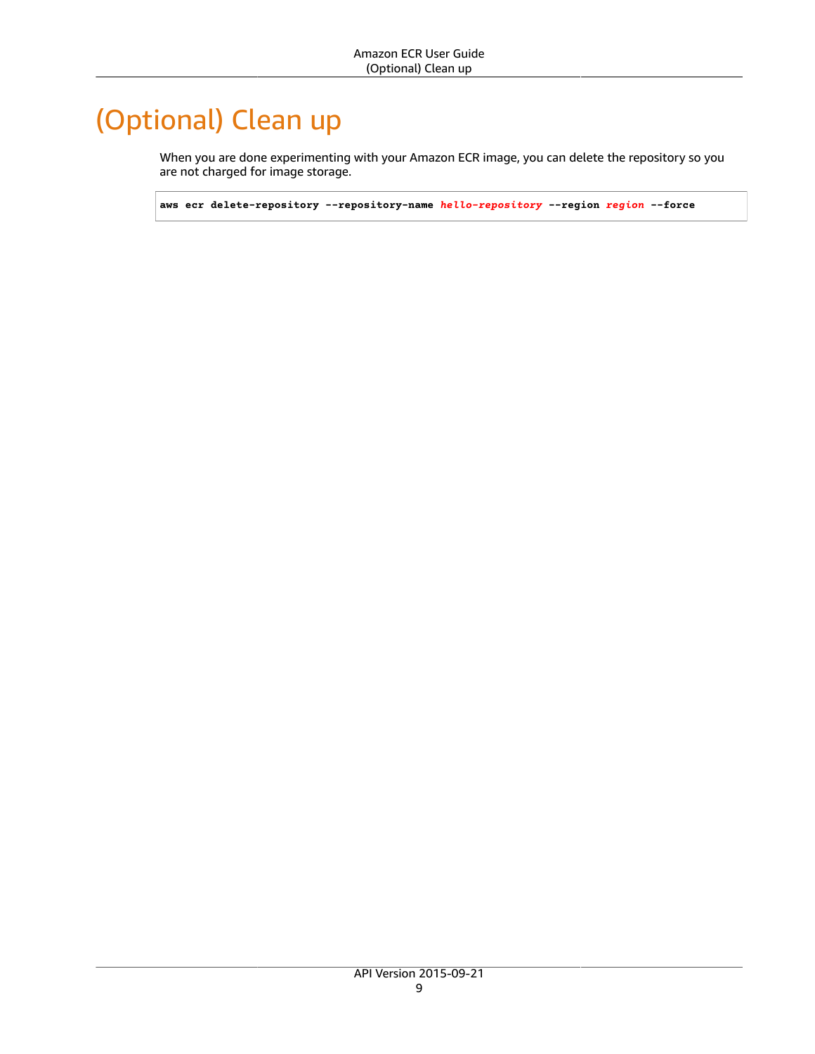# (Optional) Clean up

When you are done experimenting with your Amazon ECR image, you can delete the repository so you are not charged for image storage.

```
aws ecr delete-repository --repository-name hello-repository --region region --force
```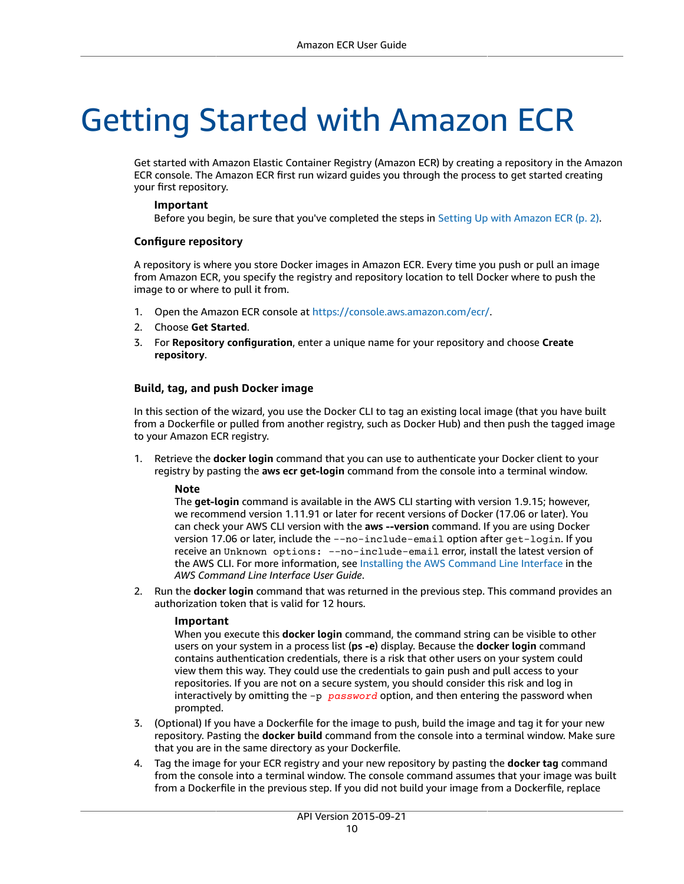# Getting Started with Amazon ECR

Get started with Amazon Elastic Container Registry (Amazon ECR) by creating a repository in the Amazon ECR console. The Amazon ECR first run wizard guides you through the process to get started creating your first repository.

> **Important**
> Before you begin, be sure that you've completed the steps in Setting Up with Amazon ECR (p. 2).

### Configure repository

A repository is where you store Docker images in Amazon ECR. Every time you push or pull an image from Amazon ECR, you specify the registry and repository location to tell Docker where to push the image to or where to pull it from.

1. Open the Amazon ECR console at https://console.aws.amazon.com/ecr/.
2. Choose **Get Started**.
3. For **Repository configuration**, enter a unique name for your repository and choose **Create repository**.

### Build, tag, and push Docker image

In this section of the wizard, you use the Docker CLI to tag an existing local image (that you have built from a Dockerfile or pulled from another registry, such as Docker Hub) and then push the tagged image to your Amazon ECR registry.

1. Retrieve the **docker login** command that you can use to authenticate your Docker client to your registry by pasting the **aws ecr get-login** command from the console into a terminal window.

   > **Note**
   > The **get-login** command is available in the AWS CLI starting with version 1.9.15; however, we recommend version 1.11.91 or later for recent versions of Docker (17.06 or later). You can check your AWS CLI version with the **aws --version** command. If you are using Docker version 17.06 or later, include the `--no-include-email` option after `get-login`. If you receive an `Unknown options: --no-include-email` error, install the latest version of the AWS CLI. For more information, see Installing the AWS Command Line Interface in the *AWS Command Line Interface User Guide*.

2. Run the **docker login** command that was returned in the previous step. This command provides an authorization token that is valid for 12 hours.

   > **Important**
   > When you execute this **docker login** command, the command string can be visible to other users on your system in a process list (**ps -e**) display. Because the **docker login** command contains authentication credentials, there is a risk that other users on your system could view them this way. They could use the credentials to gain push and pull access to your repositories. If you are not on a secure system, you should consider this risk and log in interactively by omitting the `-p password` option, and then entering the password when prompted.

3. (Optional) If you have a Dockerfile for the image to push, build the image and tag it for your new repository. Pasting the **docker build** command from the console into a terminal window. Make sure that you are in the same directory as your Dockerfile.
4. Tag the image for your ECR registry and your new repository by pasting the **docker tag** command from the console into a terminal window. The console command assumes that your image was built from a Dockerfile in the previous step. If you did not build your image from a Dockerfile, replace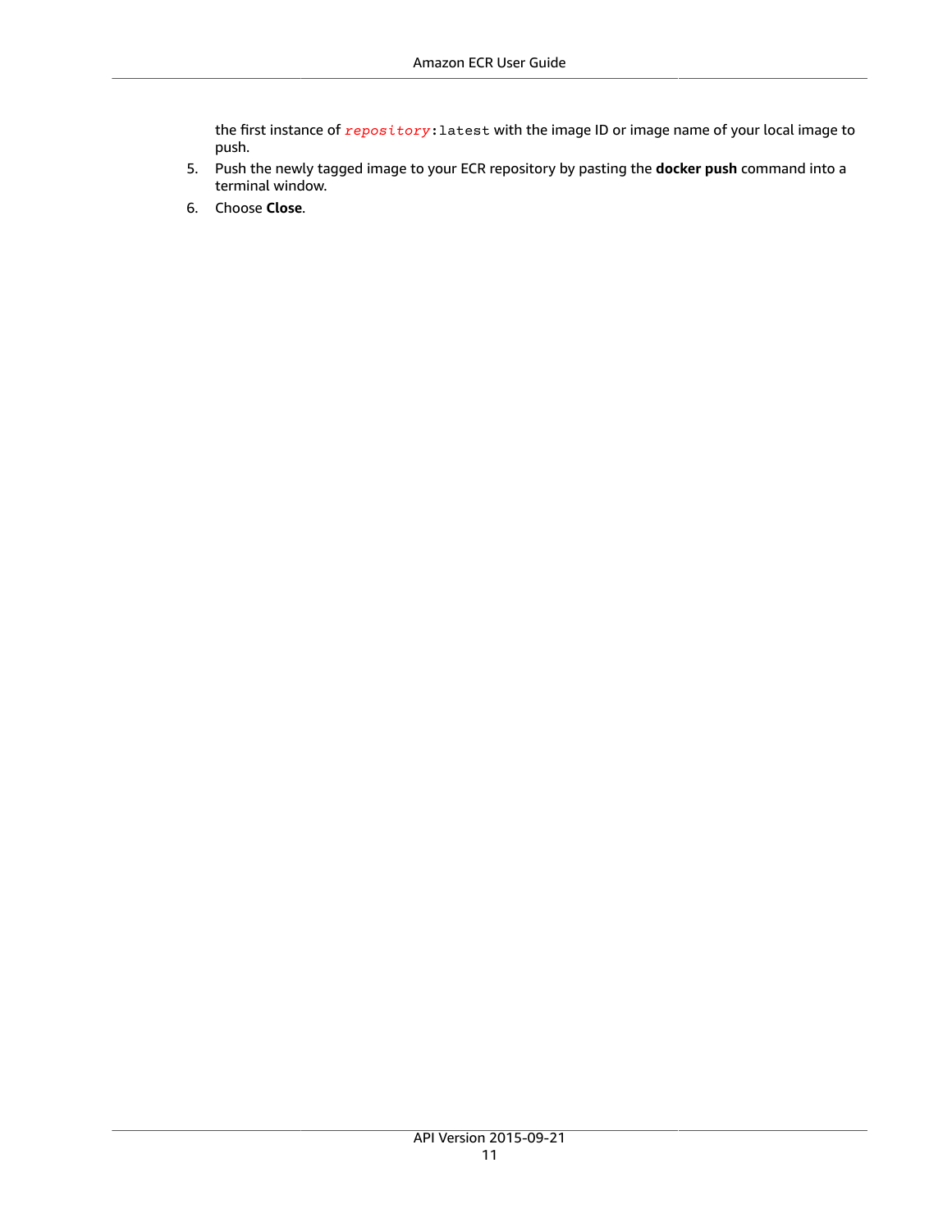the first instance of `repository:latest` with the image ID or image name of your local image to push.

5. Push the newly tagged image to your ECR repository by pasting the **docker push** command into a terminal window.
6. Choose **Close**.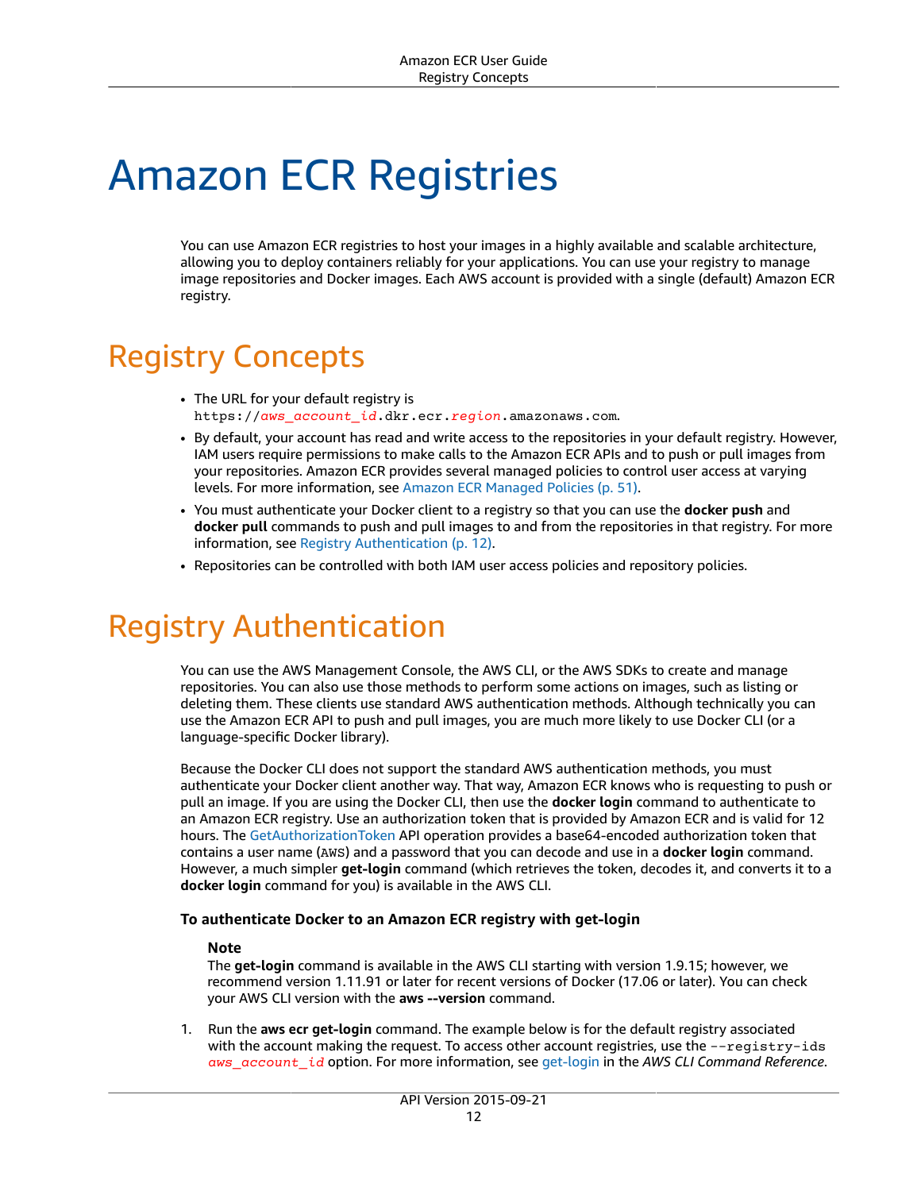# Amazon ECR Registries

You can use Amazon ECR registries to host your images in a highly available and scalable architecture, allowing you to deploy containers reliably for your applications. You can use your registry to manage image repositories and Docker images. Each AWS account is provided with a single (default) Amazon ECR registry.

## Registry Concepts

- The URL for your default registry is `https://aws_account_id.dkr.ecr.region.amazonaws.com`.
- By default, your account has read and write access to the repositories in your default registry. However, IAM users require permissions to make calls to the Amazon ECR APIs and to push or pull images from your repositories. Amazon ECR provides several managed policies to control user access at varying levels. For more information, see Amazon ECR Managed Policies (p. 51).
- You must authenticate your Docker client to a registry so that you can use the **docker push** and **docker pull** commands to push and pull images to and from the repositories in that registry. For more information, see Registry Authentication (p. 12).
- Repositories can be controlled with both IAM user access policies and repository policies.

## Registry Authentication

You can use the AWS Management Console, the AWS CLI, or the AWS SDKs to create and manage repositories. You can also use those methods to perform some actions on images, such as listing or deleting them. These clients use standard AWS authentication methods. Although technically you can use the Amazon ECR API to push and pull images, you are much more likely to use Docker CLI (or a language-specific Docker library).

Because the Docker CLI does not support the standard AWS authentication methods, you must authenticate your Docker client another way. That way, Amazon ECR knows who is requesting to push or pull an image. If you are using the Docker CLI, then use the **docker login** command to authenticate to an Amazon ECR registry. Use an authorization token that is provided by Amazon ECR and is valid for 12 hours. The GetAuthorizationToken API operation provides a base64-encoded authorization token that contains a user name (`AWS`) and a password that you can decode and use in a **docker login** command. However, a much simpler **get-login** command (which retrieves the token, decodes it, and converts it to a **docker login** command for you) is available in the AWS CLI.

#### To authenticate Docker to an Amazon ECR registry with get-login

> **Note**
> The **get-login** command is available in the AWS CLI starting with version 1.9.15; however, we recommend version 1.11.91 or later for recent versions of Docker (17.06 or later). You can check your AWS CLI version with the **aws --version** command.

1. Run the **aws ecr get-login** command. The example below is for the default registry associated with the account making the request. To access other account registries, use the `--registry-ids` *`aws_account_id`* option. For more information, see get-login in the *AWS CLI Command Reference*.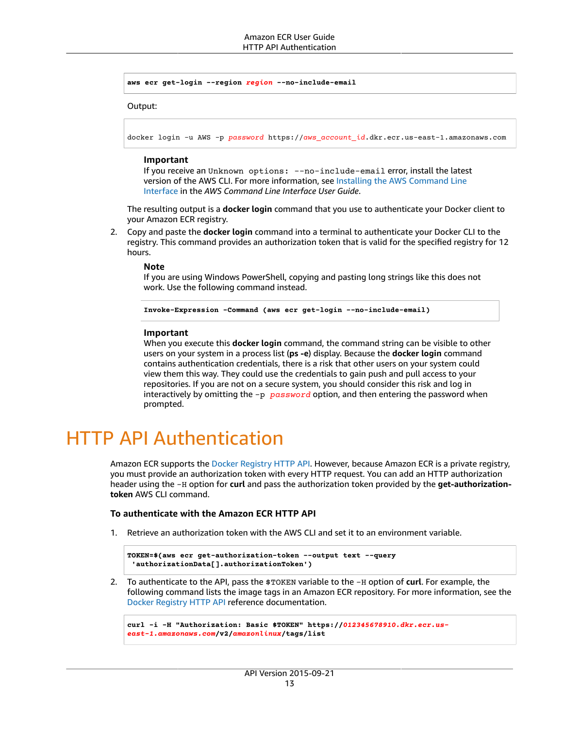```
aws ecr get-login --region region --no-include-email
```

Output:

```
docker login -u AWS -p password https://aws_account_id.dkr.ecr.us-east-1.amazonaws.com
```

> **Important**
> If you receive an `Unknown options: --no-include-email` error, install the latest version of the AWS CLI. For more information, see Installing the AWS Command Line Interface in the *AWS Command Line Interface User Guide*.

The resulting output is a **docker login** command that you use to authenticate your Docker client to your Amazon ECR registry.

2. Copy and paste the **docker login** command into a terminal to authenticate your Docker CLI to the registry. This command provides an authorization token that is valid for the specified registry for 12 hours.

> **Note**
> If you are using Windows PowerShell, copying and pasting long strings like this does not work. Use the following command instead.
>
> ```
> Invoke-Expression -Command (aws ecr get-login --no-include-email)
> ```

> **Important**
> When you execute this **docker login** command, the command string can be visible to other users on your system in a process list (**ps -e**) display. Because the **docker login** command contains authentication credentials, there is a risk that other users on your system could view them this way. They could use the credentials to gain push and pull access to your repositories. If you are not on a secure system, you should consider this risk and log in interactively by omitting the `-p password` option, and then entering the password when prompted.

# HTTP API Authentication

Amazon ECR supports the Docker Registry HTTP API. However, because Amazon ECR is a private registry, you must provide an authorization token with every HTTP request. You can add an HTTP authorization header using the `-H` option for **curl** and pass the authorization token provided by the **get-authorization-token** AWS CLI command.

### To authenticate with the Amazon ECR HTTP API

1. Retrieve an authorization token with the AWS CLI and set it to an environment variable.

```
TOKEN=$(aws ecr get-authorization-token --output text --query
 'authorizationData[].authorizationToken')
```

2. To authenticate to the API, pass the `$TOKEN` variable to the `-H` option of **curl**. For example, the following command lists the image tags in an Amazon ECR repository. For more information, see the Docker Registry HTTP API reference documentation.

```
curl -i -H "Authorization: Basic $TOKEN" https://012345678910.dkr.ecr.us-
east-1.amazonaws.com/v2/amazonlinux/tags/list
```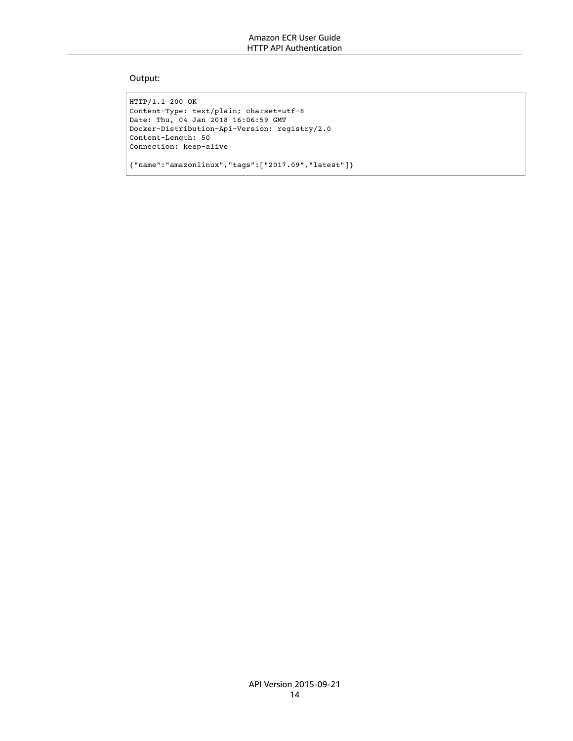Output:

```
HTTP/1.1 200 OK
Content-Type: text/plain; charset=utf-8
Date: Thu, 04 Jan 2018 16:06:59 GMT
Docker-Distribution-Api-Version: registry/2.0
Content-Length: 50
Connection: keep-alive

{"name":"amazonlinux","tags":["2017.09","latest"]}
```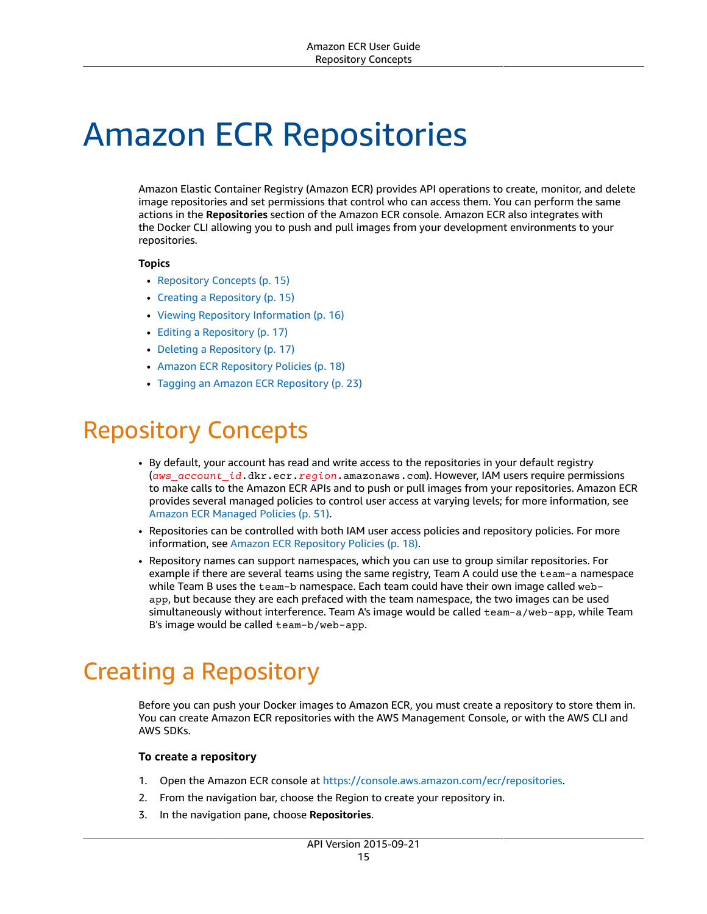# Amazon ECR Repositories

Amazon Elastic Container Registry (Amazon ECR) provides API operations to create, monitor, and delete image repositories and set permissions that control who can access them. You can perform the same actions in the **Repositories** section of the Amazon ECR console. Amazon ECR also integrates with the Docker CLI allowing you to push and pull images from your development environments to your repositories.

**Topics**

- Repository Concepts (p. 15)
- Creating a Repository (p. 15)
- Viewing Repository Information (p. 16)
- Editing a Repository (p. 17)
- Deleting a Repository (p. 17)
- Amazon ECR Repository Policies (p. 18)
- Tagging an Amazon ECR Repository (p. 23)

## Repository Concepts

- By default, your account has read and write access to the repositories in your default registry (`aws_account_id.dkr.ecr.region.amazonaws.com`). However, IAM users require permissions to make calls to the Amazon ECR APIs and to push or pull images from your repositories. Amazon ECR provides several managed policies to control user access at varying levels; for more information, see Amazon ECR Managed Policies (p. 51).
- Repositories can be controlled with both IAM user access policies and repository policies. For more information, see Amazon ECR Repository Policies (p. 18).
- Repository names can support namespaces, which you can use to group similar repositories. For example if there are several teams using the same registry, Team A could use the `team-a` namespace while Team B uses the `team-b` namespace. Each team could have their own image called `web-app`, but because they are each prefaced with the team namespace, the two images can be used simultaneously without interference. Team A's image would be called `team-a/web-app`, while Team B's image would be called `team-b/web-app`.

## Creating a Repository

Before you can push your Docker images to Amazon ECR, you must create a repository to store them in. You can create Amazon ECR repositories with the AWS Management Console, or with the AWS CLI and AWS SDKs.

### To create a repository

1. Open the Amazon ECR console at https://console.aws.amazon.com/ecr/repositories.
2. From the navigation bar, choose the Region to create your repository in.
3. In the navigation pane, choose **Repositories**.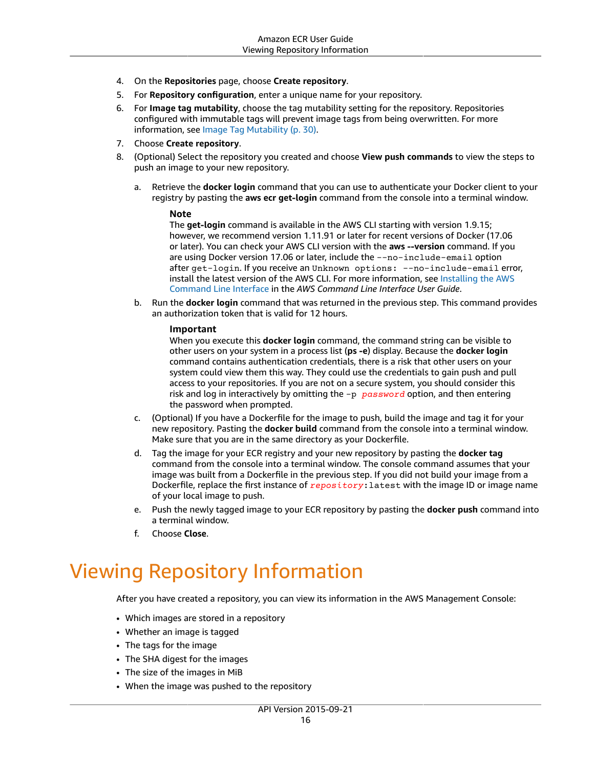4. On the **Repositories** page, choose **Create repository**.
5. For **Repository configuration**, enter a unique name for your repository.
6. For **Image tag mutability**, choose the tag mutability setting for the repository. Repositories configured with immutable tags will prevent image tags from being overwritten. For more information, see Image Tag Mutability (p. 30).
7. Choose **Create repository**.
8. (Optional) Select the repository you created and choose **View push commands** to view the steps to push an image to your new repository.

   a. Retrieve the **docker login** command that you can use to authenticate your Docker client to your registry by pasting the **aws ecr get-login** command from the console into a terminal window.

      **Note**
      The **get-login** command is available in the AWS CLI starting with version 1.9.15; however, we recommend version 1.11.91 or later for recent versions of Docker (17.06 or later). You can check your AWS CLI version with the **aws --version** command. If you are using Docker version 17.06 or later, include the `--no-include-email` option after `get-login`. If you receive an `Unknown options: --no-include-email` error, install the latest version of the AWS CLI. For more information, see Installing the AWS Command Line Interface in the *AWS Command Line Interface User Guide*.

   b. Run the **docker login** command that was returned in the previous step. This command provides an authorization token that is valid for 12 hours.

      **Important**
      When you execute this **docker login** command, the command string can be visible to other users on your system in a process list (**ps -e**) display. Because the **docker login** command contains authentication credentials, there is a risk that other users on your system could view them this way. They could use the credentials to gain push and pull access to your repositories. If you are not on a secure system, you should consider this risk and log in interactively by omitting the `-p` *`password`* option, and then entering the password when prompted.

   c. (Optional) If you have a Dockerfile for the image to push, build the image and tag it for your new repository. Pasting the **docker build** command from the console into a terminal window. Make sure that you are in the same directory as your Dockerfile.

   d. Tag the image for your ECR registry and your new repository by pasting the **docker tag** command from the console into a terminal window. The console command assumes that your image was built from a Dockerfile in the previous step. If you did not build your image from a Dockerfile, replace the first instance of *`repository`*`:latest` with the image ID or image name of your local image to push.

   e. Push the newly tagged image to your ECR repository by pasting the **docker push** command into a terminal window.

   f. Choose **Close**.

# Viewing Repository Information

After you have created a repository, you can view its information in the AWS Management Console:

- Which images are stored in a repository
- Whether an image is tagged
- The tags for the image
- The SHA digest for the images
- The size of the images in MiB
- When the image was pushed to the repository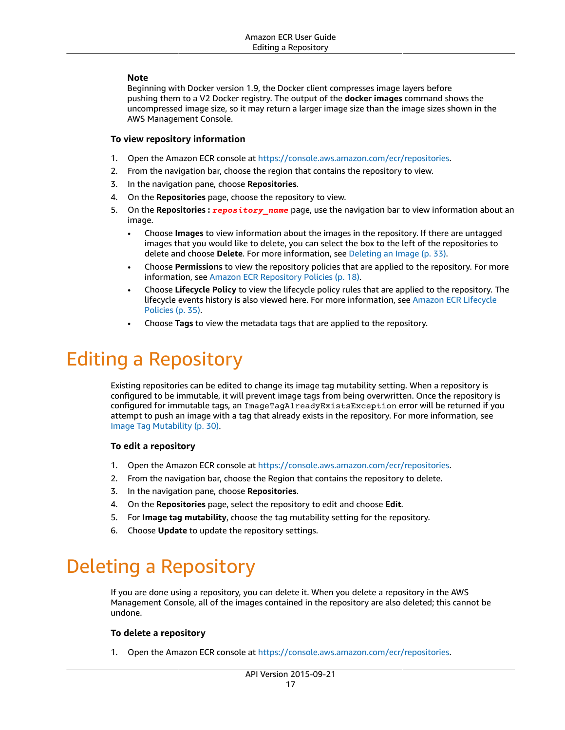**Note**
Beginning with Docker version 1.9, the Docker client compresses image layers before pushing them to a V2 Docker registry. The output of the **docker images** command shows the uncompressed image size, so it may return a larger image size than the image sizes shown in the AWS Management Console.

**To view repository information**

1. Open the Amazon ECR console at https://console.aws.amazon.com/ecr/repositories.
2. From the navigation bar, choose the region that contains the repository to view.
3. In the navigation pane, choose **Repositories**.
4. On the **Repositories** page, choose the repository to view.
5. On the **Repositories :** ***repository_name*** page, use the navigation bar to view information about an image.
   - Choose **Images** to view information about the images in the repository. If there are untagged images that you would like to delete, you can select the box to the left of the repositories to delete and choose **Delete**. For more information, see Deleting an Image (p. 33).
   - Choose **Permissions** to view the repository policies that are applied to the repository. For more information, see Amazon ECR Repository Policies (p. 18).
   - Choose **Lifecycle Policy** to view the lifecycle policy rules that are applied to the repository. The lifecycle events history is also viewed here. For more information, see Amazon ECR Lifecycle Policies (p. 35).
   - Choose **Tags** to view the metadata tags that are applied to the repository.

# Editing a Repository

Existing repositories can be edited to change its image tag mutability setting. When a repository is configured to be immutable, it will prevent image tags from being overwritten. Once the repository is configured for immutable tags, an `ImageTagAlreadyExistsException` error will be returned if you attempt to push an image with a tag that already exists in the repository. For more information, see Image Tag Mutability (p. 30).

**To edit a repository**

1. Open the Amazon ECR console at https://console.aws.amazon.com/ecr/repositories.
2. From the navigation bar, choose the Region that contains the repository to delete.
3. In the navigation pane, choose **Repositories**.
4. On the **Repositories** page, select the repository to edit and choose **Edit**.
5. For **Image tag mutability**, choose the tag mutability setting for the repository.
6. Choose **Update** to update the repository settings.

# Deleting a Repository

If you are done using a repository, you can delete it. When you delete a repository in the AWS Management Console, all of the images contained in the repository are also deleted; this cannot be undone.

**To delete a repository**

1. Open the Amazon ECR console at https://console.aws.amazon.com/ecr/repositories.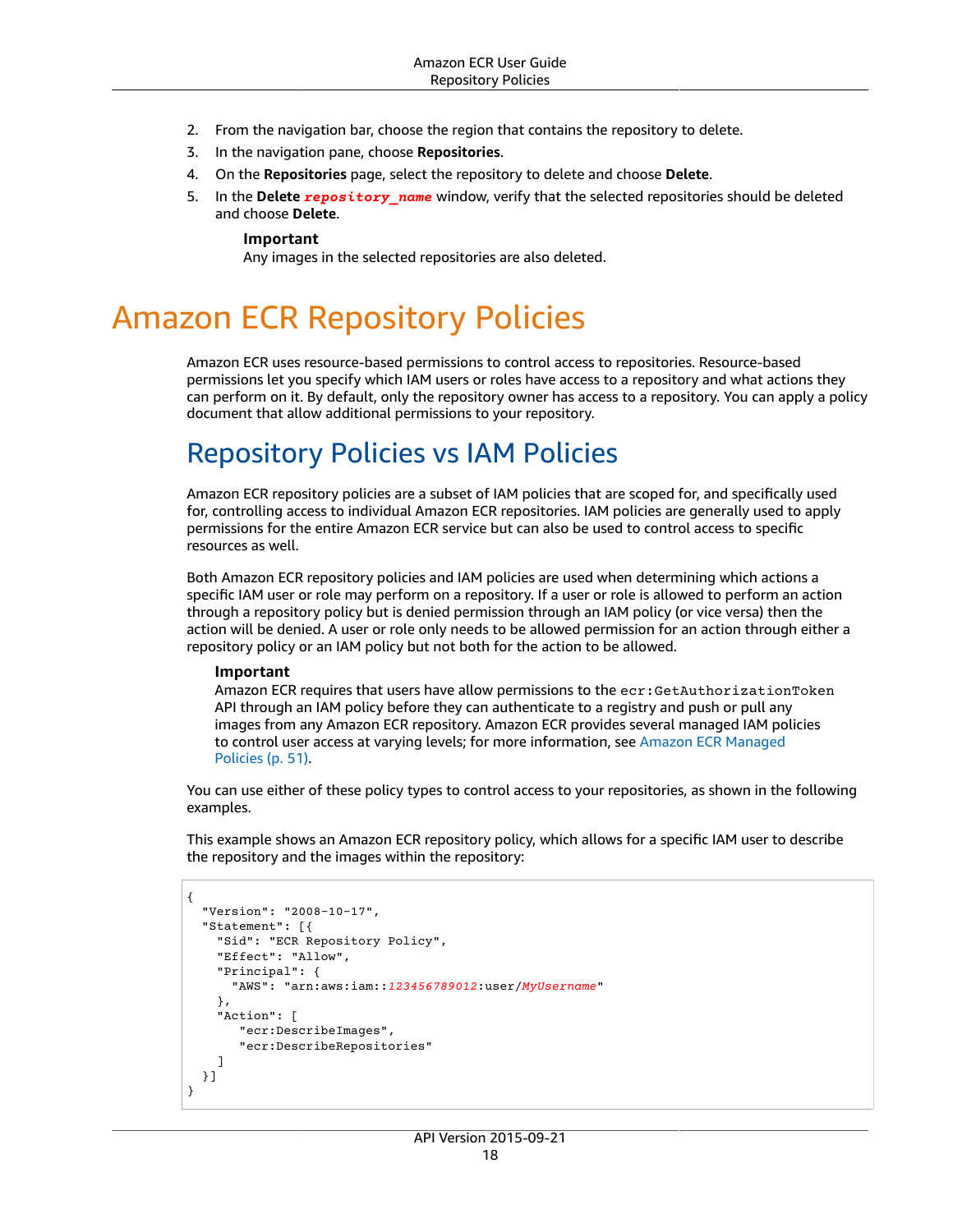2. From the navigation bar, choose the region that contains the repository to delete.
3. In the navigation pane, choose **Repositories**.
4. On the **Repositories** page, select the repository to delete and choose **Delete**.
5. In the **Delete** ***repository_name*** window, verify that the selected repositories should be deleted and choose **Delete**.

   **Important**
   Any images in the selected repositories are also deleted.

# Amazon ECR Repository Policies

Amazon ECR uses resource-based permissions to control access to repositories. Resource-based permissions let you specify which IAM users or roles have access to a repository and what actions they can perform on it. By default, only the repository owner has access to a repository. You can apply a policy document that allow additional permissions to your repository.

## Repository Policies vs IAM Policies

Amazon ECR repository policies are a subset of IAM policies that are scoped for, and specifically used for, controlling access to individual Amazon ECR repositories. IAM policies are generally used to apply permissions for the entire Amazon ECR service but can also be used to control access to specific resources as well.

Both Amazon ECR repository policies and IAM policies are used when determining which actions a specific IAM user or role may perform on a repository. If a user or role is allowed to perform an action through a repository policy but is denied permission through an IAM policy (or vice versa) then the action will be denied. A user or role only needs to be allowed permission for an action through either a repository policy or an IAM policy but not both for the action to be allowed.

**Important**
Amazon ECR requires that users have allow permissions to the `ecr:GetAuthorizationToken` API through an IAM policy before they can authenticate to a registry and push or pull any images from any Amazon ECR repository. Amazon ECR provides several managed IAM policies to control user access at varying levels; for more information, see Amazon ECR Managed Policies (p. 51).

You can use either of these policy types to control access to your repositories, as shown in the following examples.

This example shows an Amazon ECR repository policy, which allows for a specific IAM user to describe the repository and the images within the repository:

```
{
  "Version": "2008-10-17",
  "Statement": [{
    "Sid": "ECR Repository Policy",
    "Effect": "Allow",
    "Principal": {
      "AWS": "arn:aws:iam::123456789012:user/MyUsername"
    },
    "Action": [
       "ecr:DescribeImages",
       "ecr:DescribeRepositories"
    ]
  }]
}
```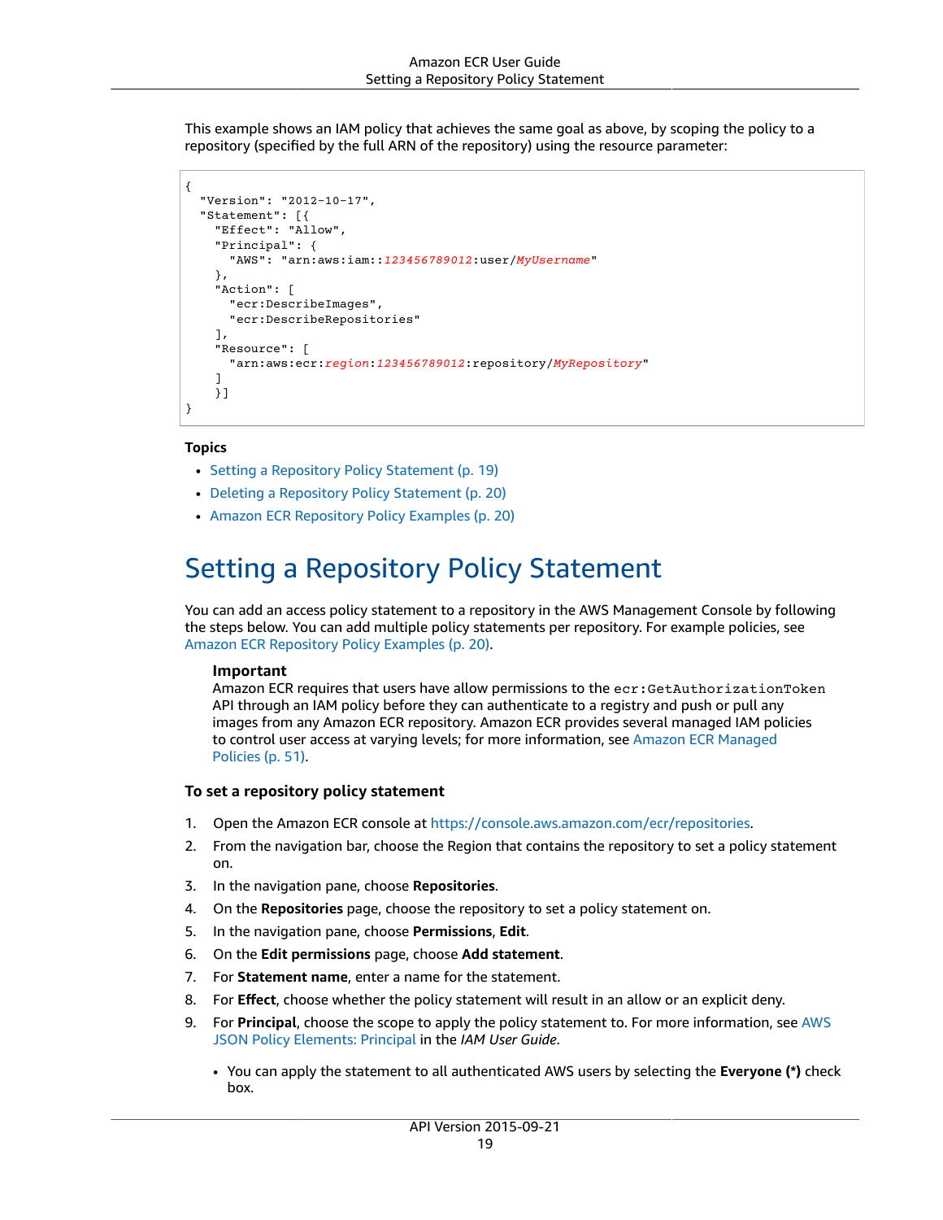This example shows an IAM policy that achieves the same goal as above, by scoping the policy to a repository (specified by the full ARN of the repository) using the resource parameter:

```
{
  "Version": "2012-10-17",
  "Statement": [{
    "Effect": "Allow",
    "Principal": {
      "AWS": "arn:aws:iam::123456789012:user/MyUsername"
    },
    "Action": [
      "ecr:DescribeImages",
      "ecr:DescribeRepositories"
    ],
    "Resource": [
      "arn:aws:ecr:region:123456789012:repository/MyRepository"
    ]
    }]
}
```

**Topics**

- Setting a Repository Policy Statement (p. 19)
- Deleting a Repository Policy Statement (p. 20)
- Amazon ECR Repository Policy Examples (p. 20)

# Setting a Repository Policy Statement

You can add an access policy statement to a repository in the AWS Management Console by following the steps below. You can add multiple policy statements per repository. For example policies, see Amazon ECR Repository Policy Examples (p. 20).

> **Important**
> Amazon ECR requires that users have allow permissions to the `ecr:GetAuthorizationToken` API through an IAM policy before they can authenticate to a registry and push or pull any images from any Amazon ECR repository. Amazon ECR provides several managed IAM policies to control user access at varying levels; for more information, see Amazon ECR Managed Policies (p. 51).

**To set a repository policy statement**

1. Open the Amazon ECR console at https://console.aws.amazon.com/ecr/repositories.
2. From the navigation bar, choose the Region that contains the repository to set a policy statement on.
3. In the navigation pane, choose **Repositories**.
4. On the **Repositories** page, choose the repository to set a policy statement on.
5. In the navigation pane, choose **Permissions**, **Edit**.
6. On the **Edit permissions** page, choose **Add statement**.
7. For **Statement name**, enter a name for the statement.
8. For **Effect**, choose whether the policy statement will result in an allow or an explicit deny.
9. For **Principal**, choose the scope to apply the policy statement to. For more information, see AWS JSON Policy Elements: Principal in the *IAM User Guide*.
   - You can apply the statement to all authenticated AWS users by selecting the **Everyone (*)** check box.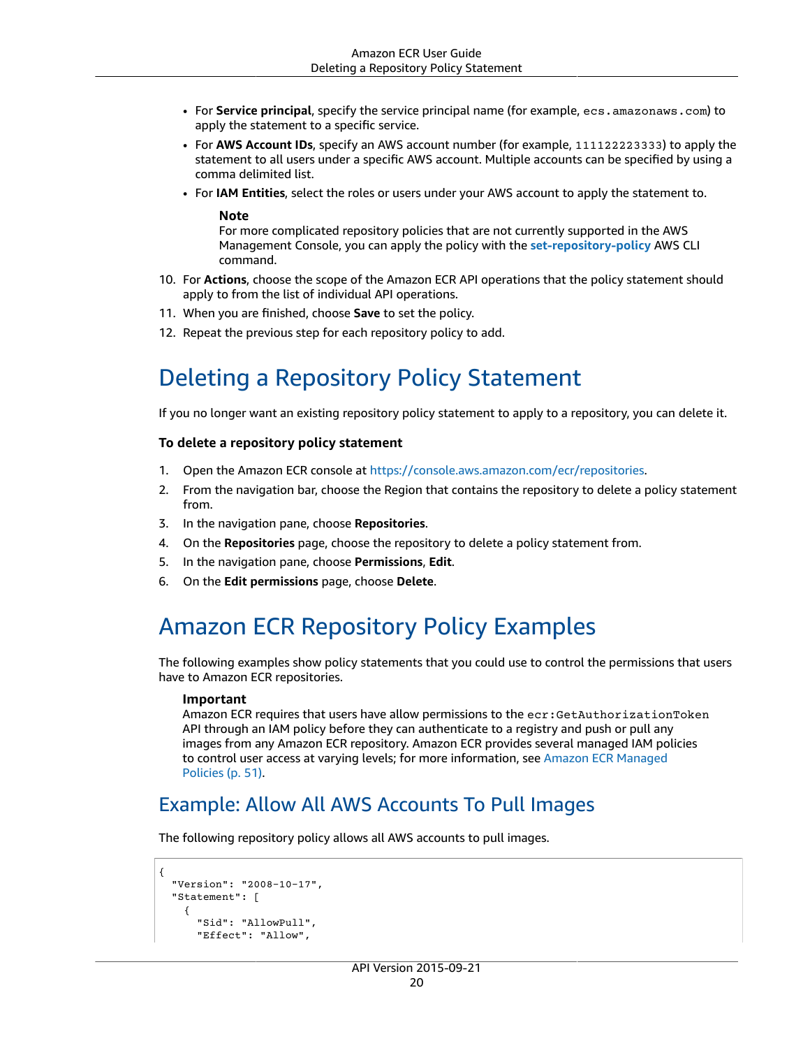- For **Service principal**, specify the service principal name (for example, `ecs.amazonaws.com`) to apply the statement to a specific service.
- For **AWS Account IDs**, specify an AWS account number (for example, `111122223333`) to apply the statement to all users under a specific AWS account. Multiple accounts can be specified by using a comma delimited list.
- For **IAM Entities**, select the roles or users under your AWS account to apply the statement to.

> **Note**
> For more complicated repository policies that are not currently supported in the AWS Management Console, you can apply the policy with the **set-repository-policy** AWS CLI command.

10. For **Actions**, choose the scope of the Amazon ECR API operations that the policy statement should apply to from the list of individual API operations.
11. When you are finished, choose **Save** to set the policy.
12. Repeat the previous step for each repository policy to add.

# Deleting a Repository Policy Statement

If you no longer want an existing repository policy statement to apply to a repository, you can delete it.

**To delete a repository policy statement**

1. Open the Amazon ECR console at https://console.aws.amazon.com/ecr/repositories.
2. From the navigation bar, choose the Region that contains the repository to delete a policy statement from.
3. In the navigation pane, choose **Repositories**.
4. On the **Repositories** page, choose the repository to delete a policy statement from.
5. In the navigation pane, choose **Permissions**, **Edit**.
6. On the **Edit permissions** page, choose **Delete**.

# Amazon ECR Repository Policy Examples

The following examples show policy statements that you could use to control the permissions that users have to Amazon ECR repositories.

> **Important**
> Amazon ECR requires that users have allow permissions to the `ecr:GetAuthorizationToken` API through an IAM policy before they can authenticate to a registry and push or pull any images from any Amazon ECR repository. Amazon ECR provides several managed IAM policies to control user access at varying levels; for more information, see Amazon ECR Managed Policies (p. 51).

## Example: Allow All AWS Accounts To Pull Images

The following repository policy allows all AWS accounts to pull images.

```
{
  "Version": "2008-10-17",
  "Statement": [
    {
      "Sid": "AllowPull",
      "Effect": "Allow",
```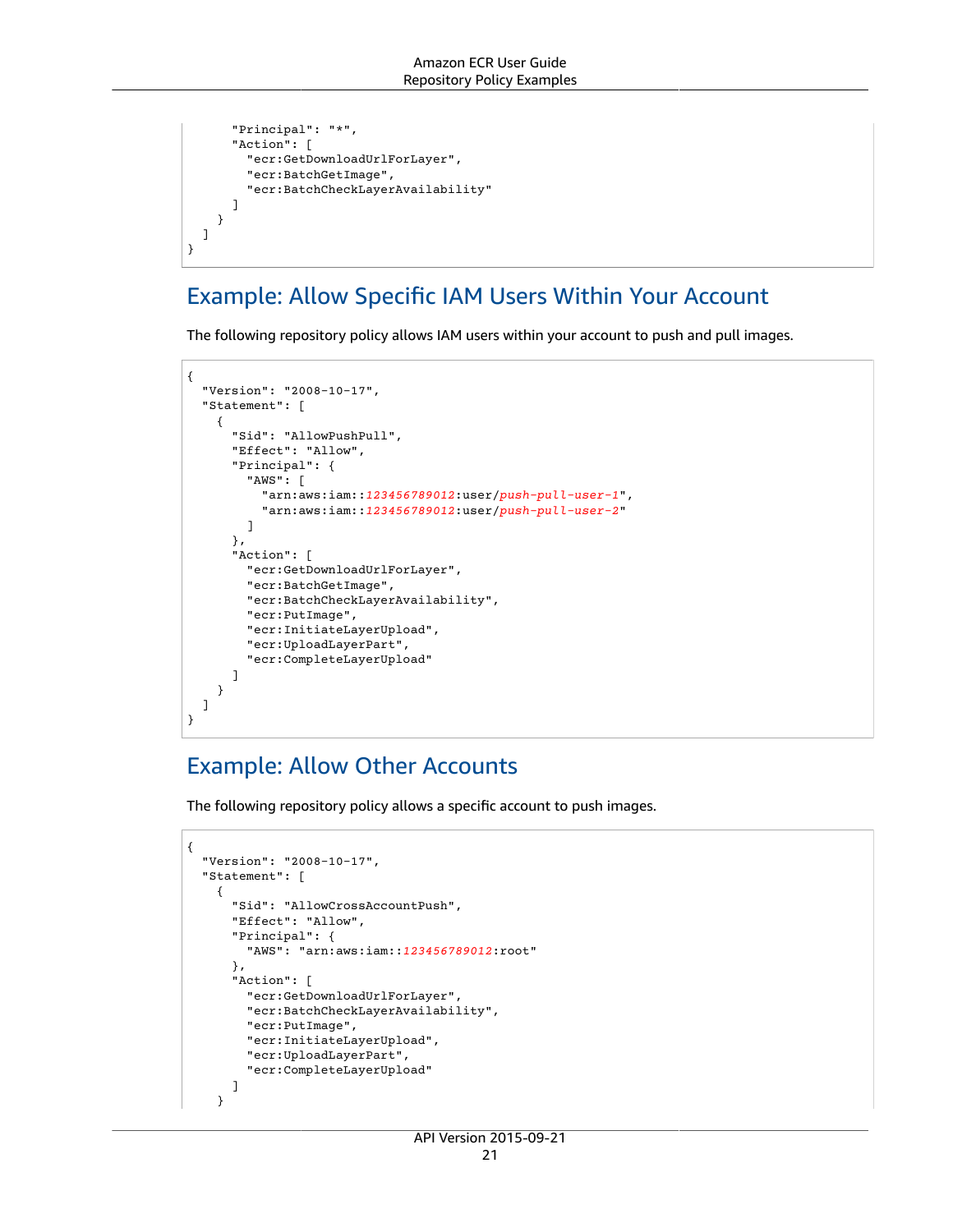```
      "Principal": "*",
      "Action": [
        "ecr:GetDownloadUrlForLayer",
        "ecr:BatchGetImage",
        "ecr:BatchCheckLayerAvailability"
      ]
    }
  ]
}
```

## Example: Allow Specific IAM Users Within Your Account

The following repository policy allows IAM users within your account to push and pull images.

```
{
  "Version": "2008-10-17",
  "Statement": [
    {
      "Sid": "AllowPushPull",
      "Effect": "Allow",
      "Principal": {
        "AWS": [
          "arn:aws:iam::123456789012:user/push-pull-user-1",
          "arn:aws:iam::123456789012:user/push-pull-user-2"
        ]
      },
      "Action": [
        "ecr:GetDownloadUrlForLayer",
        "ecr:BatchGetImage",
        "ecr:BatchCheckLayerAvailability",
        "ecr:PutImage",
        "ecr:InitiateLayerUpload",
        "ecr:UploadLayerPart",
        "ecr:CompleteLayerUpload"
      ]
    }
  ]
}
```

## Example: Allow Other Accounts

The following repository policy allows a specific account to push images.

```
{
  "Version": "2008-10-17",
  "Statement": [
    {
      "Sid": "AllowCrossAccountPush",
      "Effect": "Allow",
      "Principal": {
        "AWS": "arn:aws:iam::123456789012:root"
      },
      "Action": [
        "ecr:GetDownloadUrlForLayer",
        "ecr:BatchCheckLayerAvailability",
        "ecr:PutImage",
        "ecr:InitiateLayerUpload",
        "ecr:UploadLayerPart",
        "ecr:CompleteLayerUpload"
      ]
    }
```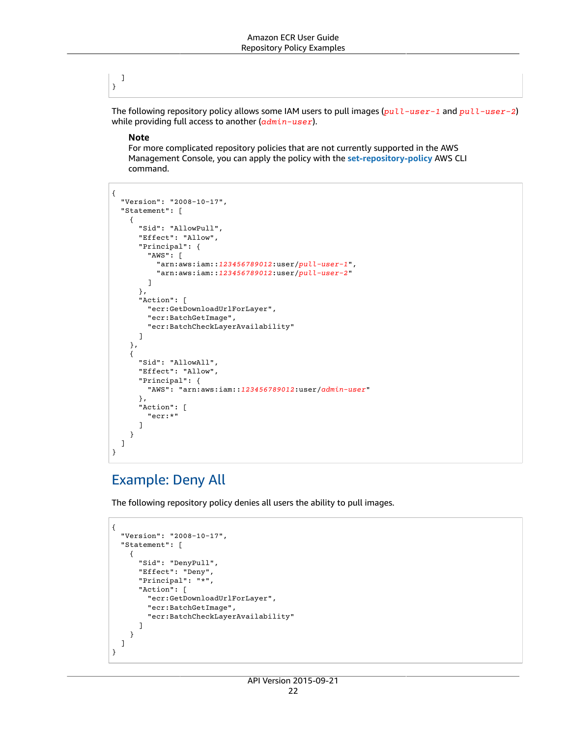```
  ]
}
```

The following repository policy allows some IAM users to pull images (*pull-user-1* and *pull-user-2*) while providing full access to another (*admin-user*).

> **Note**
> For more complicated repository policies that are not currently supported in the AWS Management Console, you can apply the policy with the **set-repository-policy** AWS CLI command.

```
{
  "Version": "2008-10-17",
  "Statement": [
    {
      "Sid": "AllowPull",
      "Effect": "Allow",
      "Principal": {
        "AWS": [
          "arn:aws:iam::123456789012:user/pull-user-1",
          "arn:aws:iam::123456789012:user/pull-user-2"
        ]
      },
      "Action": [
        "ecr:GetDownloadUrlForLayer",
        "ecr:BatchGetImage",
        "ecr:BatchCheckLayerAvailability"
      ]
    },
    {
      "Sid": "AllowAll",
      "Effect": "Allow",
      "Principal": {
        "AWS": "arn:aws:iam::123456789012:user/admin-user"
      },
      "Action": [
        "ecr:*"
      ]
    }
  ]
}
```

## Example: Deny All

The following repository policy denies all users the ability to pull images.

```
{
  "Version": "2008-10-17",
  "Statement": [
    {
      "Sid": "DenyPull",
      "Effect": "Deny",
      "Principal": "*",
      "Action": [
        "ecr:GetDownloadUrlForLayer",
        "ecr:BatchGetImage",
        "ecr:BatchCheckLayerAvailability"
      ]
    }
  ]
}
```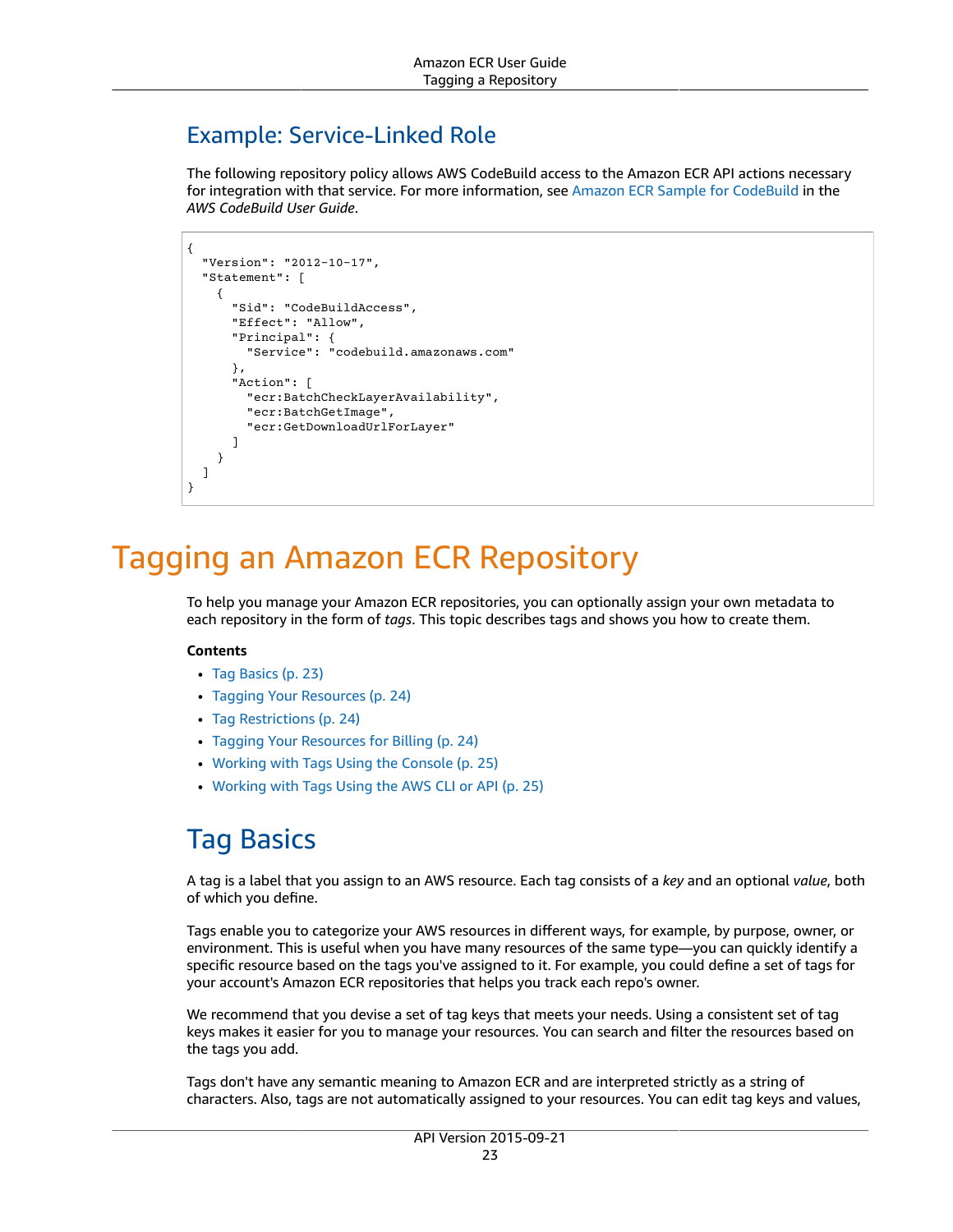## Example: Service-Linked Role

The following repository policy allows AWS CodeBuild access to the Amazon ECR API actions necessary for integration with that service. For more information, see Amazon ECR Sample for CodeBuild in the *AWS CodeBuild User Guide*.

```
{
  "Version": "2012-10-17",
  "Statement": [
    {
      "Sid": "CodeBuildAccess",
      "Effect": "Allow",
      "Principal": {
        "Service": "codebuild.amazonaws.com"
      },
      "Action": [
        "ecr:BatchCheckLayerAvailability",
        "ecr:BatchGetImage",
        "ecr:GetDownloadUrlForLayer"
      ]
    }
  ]
}
```

# Tagging an Amazon ECR Repository

To help you manage your Amazon ECR repositories, you can optionally assign your own metadata to each repository in the form of *tags*. This topic describes tags and shows you how to create them.

**Contents**

- Tag Basics (p. 23)
- Tagging Your Resources (p. 24)
- Tag Restrictions (p. 24)
- Tagging Your Resources for Billing (p. 24)
- Working with Tags Using the Console (p. 25)
- Working with Tags Using the AWS CLI or API (p. 25)

## Tag Basics

A tag is a label that you assign to an AWS resource. Each tag consists of a *key* and an optional *value*, both of which you define.

Tags enable you to categorize your AWS resources in different ways, for example, by purpose, owner, or environment. This is useful when you have many resources of the same type—you can quickly identify a specific resource based on the tags you've assigned to it. For example, you could define a set of tags for your account's Amazon ECR repositories that helps you track each repo's owner.

We recommend that you devise a set of tag keys that meets your needs. Using a consistent set of tag keys makes it easier for you to manage your resources. You can search and filter the resources based on the tags you add.

Tags don't have any semantic meaning to Amazon ECR and are interpreted strictly as a string of characters. Also, tags are not automatically assigned to your resources. You can edit tag keys and values,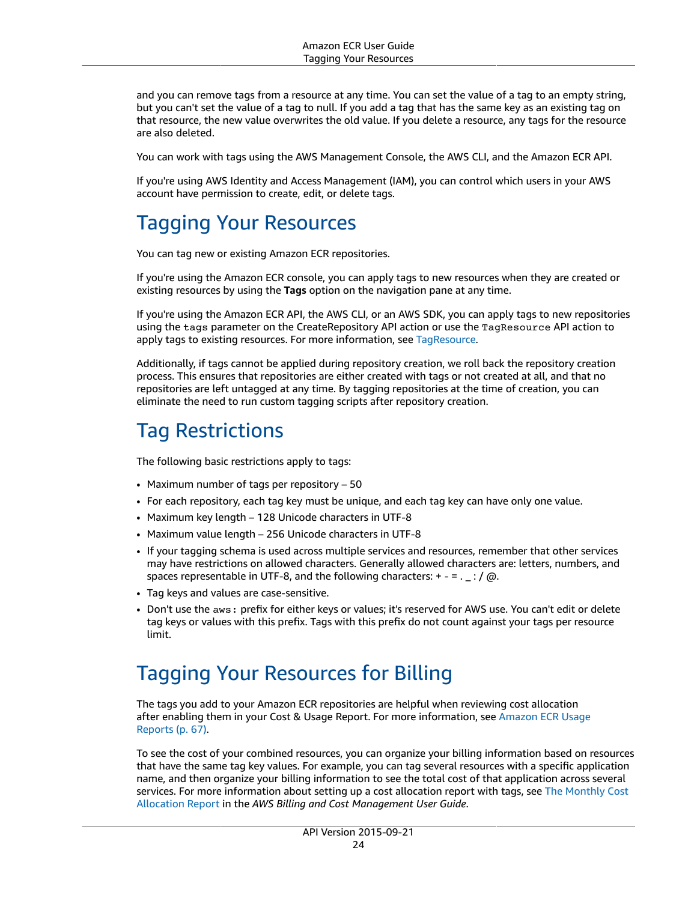and you can remove tags from a resource at any time. You can set the value of a tag to an empty string, but you can't set the value of a tag to null. If you add a tag that has the same key as an existing tag on that resource, the new value overwrites the old value. If you delete a resource, any tags for the resource are also deleted.

You can work with tags using the AWS Management Console, the AWS CLI, and the Amazon ECR API.

If you're using AWS Identity and Access Management (IAM), you can control which users in your AWS account have permission to create, edit, or delete tags.

# Tagging Your Resources

You can tag new or existing Amazon ECR repositories.

If you're using the Amazon ECR console, you can apply tags to new resources when they are created or existing resources by using the **Tags** option on the navigation pane at any time.

If you're using the Amazon ECR API, the AWS CLI, or an AWS SDK, you can apply tags to new repositories using the `tags` parameter on the CreateRepository API action or use the `TagResource` API action to apply tags to existing resources. For more information, see TagResource.

Additionally, if tags cannot be applied during repository creation, we roll back the repository creation process. This ensures that repositories are either created with tags or not created at all, and that no repositories are left untagged at any time. By tagging repositories at the time of creation, you can eliminate the need to run custom tagging scripts after repository creation.

# Tag Restrictions

The following basic restrictions apply to tags:

- Maximum number of tags per repository – 50
- For each repository, each tag key must be unique, and each tag key can have only one value.
- Maximum key length – 128 Unicode characters in UTF-8
- Maximum value length – 256 Unicode characters in UTF-8
- If your tagging schema is used across multiple services and resources, remember that other services may have restrictions on allowed characters. Generally allowed characters are: letters, numbers, and spaces representable in UTF-8, and the following characters: + - = . _ : / @.
- Tag keys and values are case-sensitive.
- Don't use the `aws:` prefix for either keys or values; it's reserved for AWS use. You can't edit or delete tag keys or values with this prefix. Tags with this prefix do not count against your tags per resource limit.

# Tagging Your Resources for Billing

The tags you add to your Amazon ECR repositories are helpful when reviewing cost allocation after enabling them in your Cost & Usage Report. For more information, see Amazon ECR Usage Reports (p. 67).

To see the cost of your combined resources, you can organize your billing information based on resources that have the same tag key values. For example, you can tag several resources with a specific application name, and then organize your billing information to see the total cost of that application across several services. For more information about setting up a cost allocation report with tags, see The Monthly Cost Allocation Report in the *AWS Billing and Cost Management User Guide*.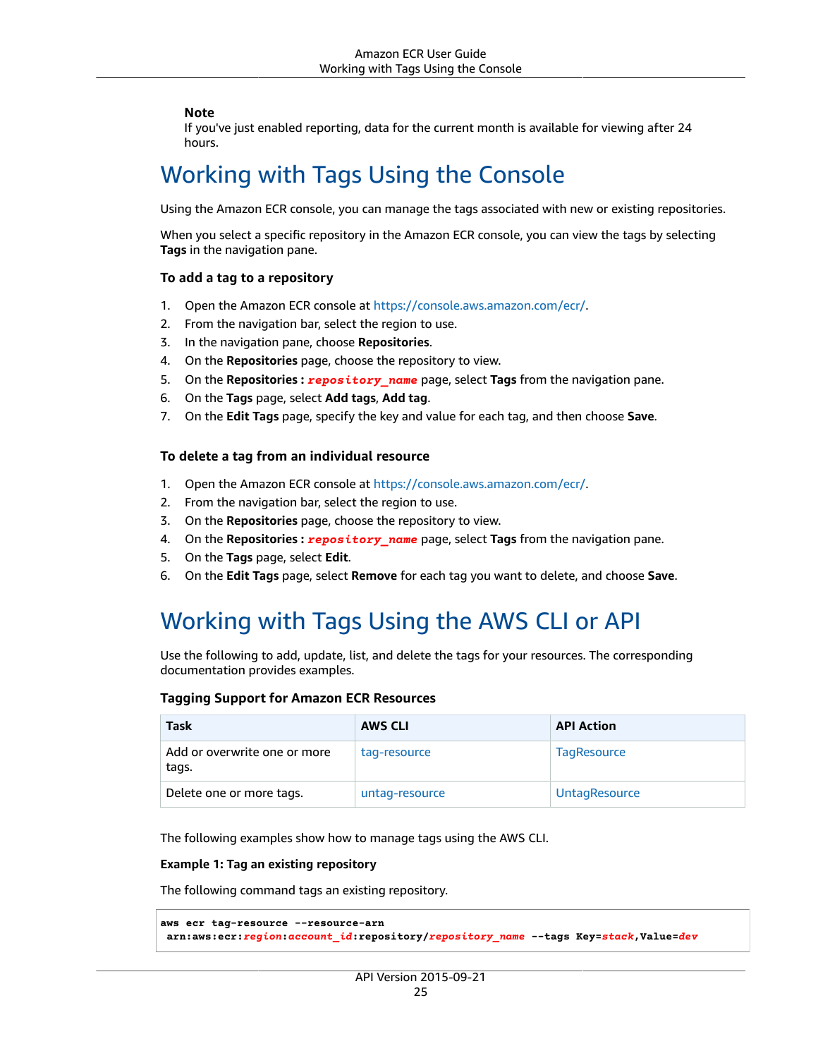**Note**

If you've just enabled reporting, data for the current month is available for viewing after 24 hours.

## Working with Tags Using the Console

Using the Amazon ECR console, you can manage the tags associated with new or existing repositories.

When you select a specific repository in the Amazon ECR console, you can view the tags by selecting **Tags** in the navigation pane.

### To add a tag to a repository

1. Open the Amazon ECR console at https://console.aws.amazon.com/ecr/.
2. From the navigation bar, select the region to use.
3. In the navigation pane, choose **Repositories**.
4. On the **Repositories** page, choose the repository to view.
5. On the **Repositories :** *repository_name* page, select **Tags** from the navigation pane.
6. On the **Tags** page, select **Add tags**, **Add tag**.
7. On the **Edit Tags** page, specify the key and value for each tag, and then choose **Save**.

### To delete a tag from an individual resource

1. Open the Amazon ECR console at https://console.aws.amazon.com/ecr/.
2. From the navigation bar, select the region to use.
3. On the **Repositories** page, choose the repository to view.
4. On the **Repositories :** *repository_name* page, select **Tags** from the navigation pane.
5. On the **Tags** page, select **Edit**.
6. On the **Edit Tags** page, select **Remove** for each tag you want to delete, and choose **Save**.

## Working with Tags Using the AWS CLI or API

Use the following to add, update, list, and delete the tags for your resources. The corresponding documentation provides examples.

### Tagging Support for Amazon ECR Resources

| Task | AWS CLI | API Action |
| --- | --- | --- |
| Add or overwrite one or more tags. | tag-resource | TagResource |
| Delete one or more tags. | untag-resource | UntagResource |

The following examples show how to manage tags using the AWS CLI.

**Example 1: Tag an existing repository**

The following command tags an existing repository.

```
aws ecr tag-resource --resource-arn
 arn:aws:ecr:region:account_id:repository/repository_name --tags Key=stack,Value=dev
```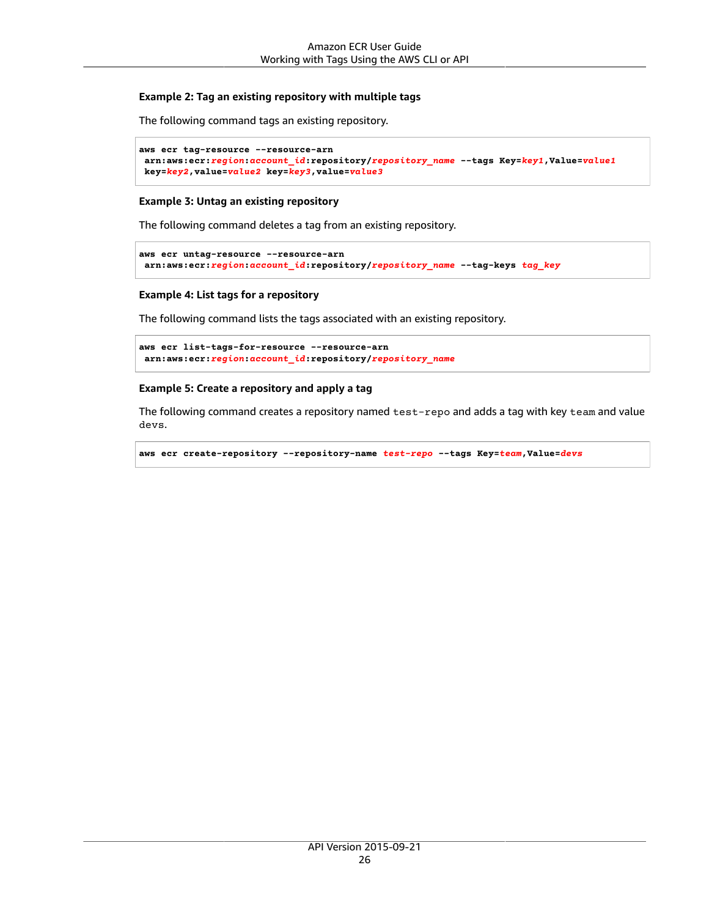#### Example 2: Tag an existing repository with multiple tags

The following command tags an existing repository.

```
aws ecr tag-resource --resource-arn
 arn:aws:ecr:region:account_id:repository/repository_name --tags Key=key1,Value=value1
 key=key2,value=value2 key=key3,value=value3
```

#### Example 3: Untag an existing repository

The following command deletes a tag from an existing repository.

```
aws ecr untag-resource --resource-arn
 arn:aws:ecr:region:account_id:repository/repository_name --tag-keys tag_key
```

#### Example 4: List tags for a repository

The following command lists the tags associated with an existing repository.

```
aws ecr list-tags-for-resource --resource-arn
 arn:aws:ecr:region:account_id:repository/repository_name
```

#### Example 5: Create a repository and apply a tag

The following command creates a repository named `test-repo` and adds a tag with key `team` and value `devs`.

```
aws ecr create-repository --repository-name test-repo --tags Key=team,Value=devs
```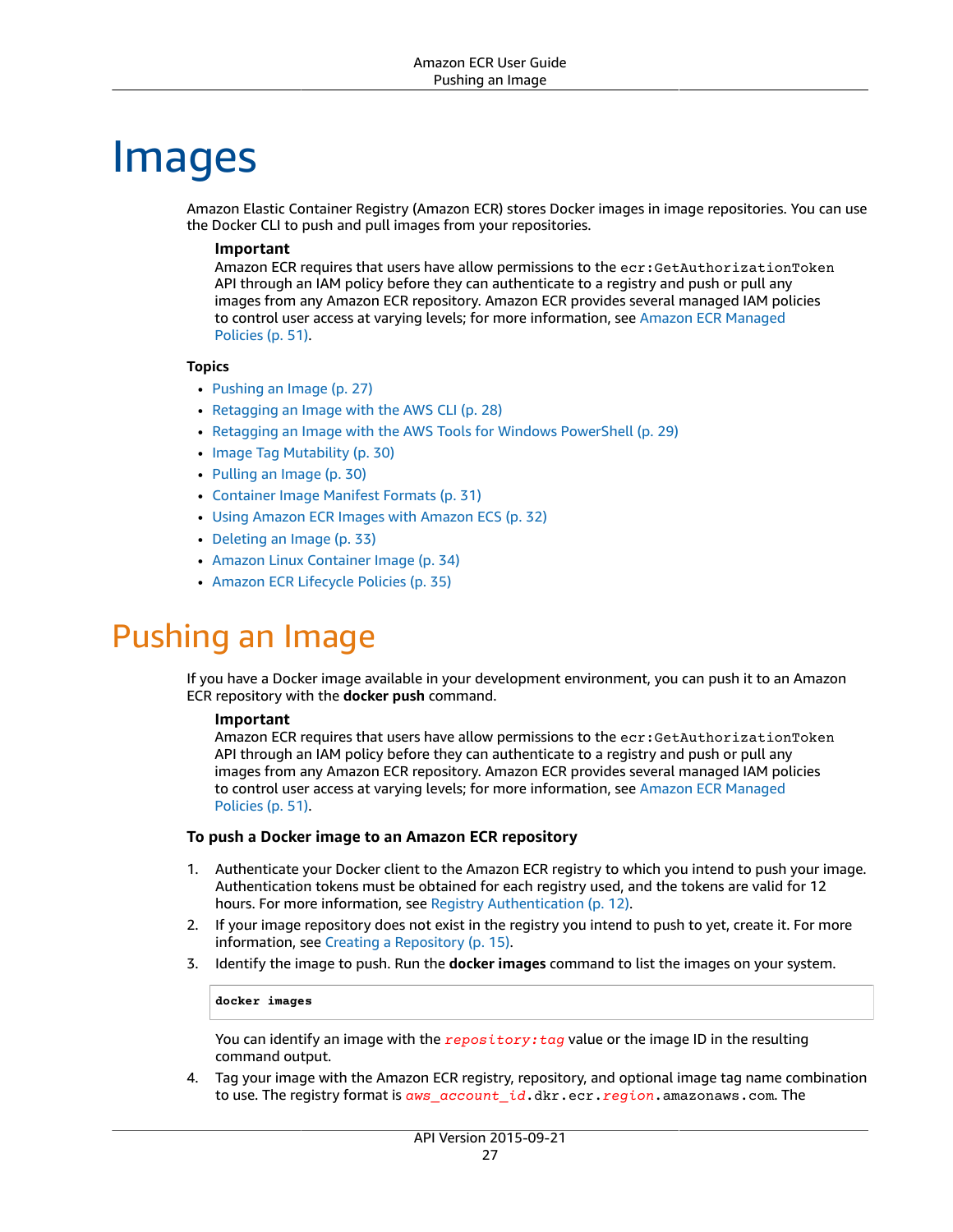# Images

Amazon Elastic Container Registry (Amazon ECR) stores Docker images in image repositories. You can use the Docker CLI to push and pull images from your repositories.

> **Important**
> Amazon ECR requires that users have allow permissions to the `ecr:GetAuthorizationToken` API through an IAM policy before they can authenticate to a registry and push or pull any images from any Amazon ECR repository. Amazon ECR provides several managed IAM policies to control user access at varying levels; for more information, see Amazon ECR Managed Policies (p. 51).

**Topics**

- Pushing an Image (p. 27)
- Retagging an Image with the AWS CLI (p. 28)
- Retagging an Image with the AWS Tools for Windows PowerShell (p. 29)
- Image Tag Mutability (p. 30)
- Pulling an Image (p. 30)
- Container Image Manifest Formats (p. 31)
- Using Amazon ECR Images with Amazon ECS (p. 32)
- Deleting an Image (p. 33)
- Amazon Linux Container Image (p. 34)
- Amazon ECR Lifecycle Policies (p. 35)

## Pushing an Image

If you have a Docker image available in your development environment, you can push it to an Amazon ECR repository with the **docker push** command.

> **Important**
> Amazon ECR requires that users have allow permissions to the `ecr:GetAuthorizationToken` API through an IAM policy before they can authenticate to a registry and push or pull any images from any Amazon ECR repository. Amazon ECR provides several managed IAM policies to control user access at varying levels; for more information, see Amazon ECR Managed Policies (p. 51).

**To push a Docker image to an Amazon ECR repository**

1. Authenticate your Docker client to the Amazon ECR registry to which you intend to push your image. Authentication tokens must be obtained for each registry used, and the tokens are valid for 12 hours. For more information, see Registry Authentication (p. 12).
2. If your image repository does not exist in the registry you intend to push to yet, create it. For more information, see Creating a Repository (p. 15).
3. Identify the image to push. Run the **docker images** command to list the images on your system.

   ```
   docker images
   ```

   You can identify an image with the *`repository:tag`* value or the image ID in the resulting command output.
4. Tag your image with the Amazon ECR registry, repository, and optional image tag name combination to use. The registry format is *`aws_account_id`*`.dkr.ecr.`*`region`*`.amazonaws.com`. The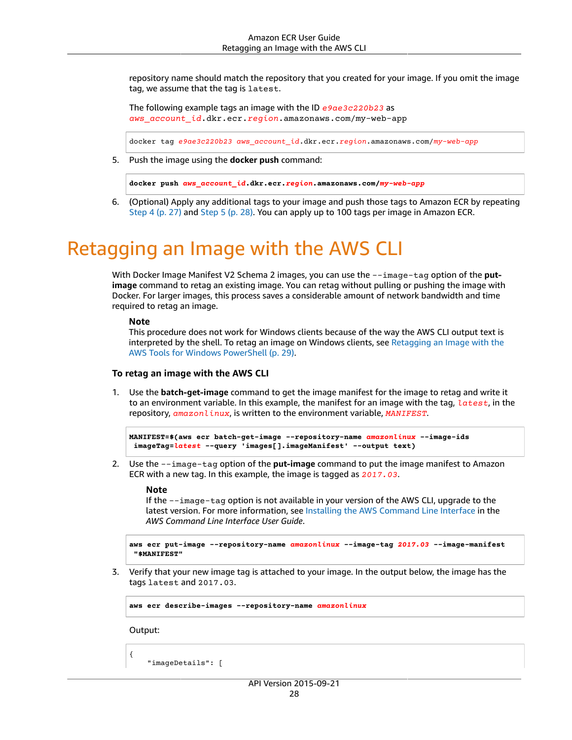repository name should match the repository that you created for your image. If you omit the image tag, we assume that the tag is `latest`.

The following example tags an image with the ID *e9ae3c220b23* as *aws_account_id*.dkr.ecr.*region*.amazonaws.com/my-web-app

```
docker tag e9ae3c220b23 aws_account_id.dkr.ecr.region.amazonaws.com/my-web-app
```

5. Push the image using the **docker push** command:

```
docker push aws_account_id.dkr.ecr.region.amazonaws.com/my-web-app
```

6. (Optional) Apply any additional tags to your image and push those tags to Amazon ECR by repeating Step 4 (p. 27) and Step 5 (p. 28). You can apply up to 100 tags per image in Amazon ECR.

# Retagging an Image with the AWS CLI

With Docker Image Manifest V2 Schema 2 images, you can use the `--image-tag` option of the **put-image** command to retag an existing image. You can retag without pulling or pushing the image with Docker. For larger images, this process saves a considerable amount of network bandwidth and time required to retag an image.

> **Note**
> This procedure does not work for Windows clients because of the way the AWS CLI output text is interpreted by the shell. To retag an image on Windows clients, see Retagging an Image with the AWS Tools for Windows PowerShell (p. 29).

### To retag an image with the AWS CLI

1. Use the **batch-get-image** command to get the image manifest for the image to retag and write it to an environment variable. In this example, the manifest for an image with the tag, *latest*, in the repository, *amazonlinux*, is written to the environment variable, *MANIFEST*.

```
MANIFEST=$(aws ecr batch-get-image --repository-name amazonlinux --image-ids
 imageTag=latest --query 'images[].imageManifest' --output text)
```

2. Use the `--image-tag` option of the **put-image** command to put the image manifest to Amazon ECR with a new tag. In this example, the image is tagged as *2017.03*.

> **Note**
> If the `--image-tag` option is not available in your version of the AWS CLI, upgrade to the latest version. For more information, see Installing the AWS Command Line Interface in the *AWS Command Line Interface User Guide*.

```
aws ecr put-image --repository-name amazonlinux --image-tag 2017.03 --image-manifest
 "$MANIFEST"
```

3. Verify that your new image tag is attached to your image. In the output below, the image has the tags `latest` and `2017.03`.

```
aws ecr describe-images --repository-name amazonlinux
```

Output:

```
{
    "imageDetails": [
```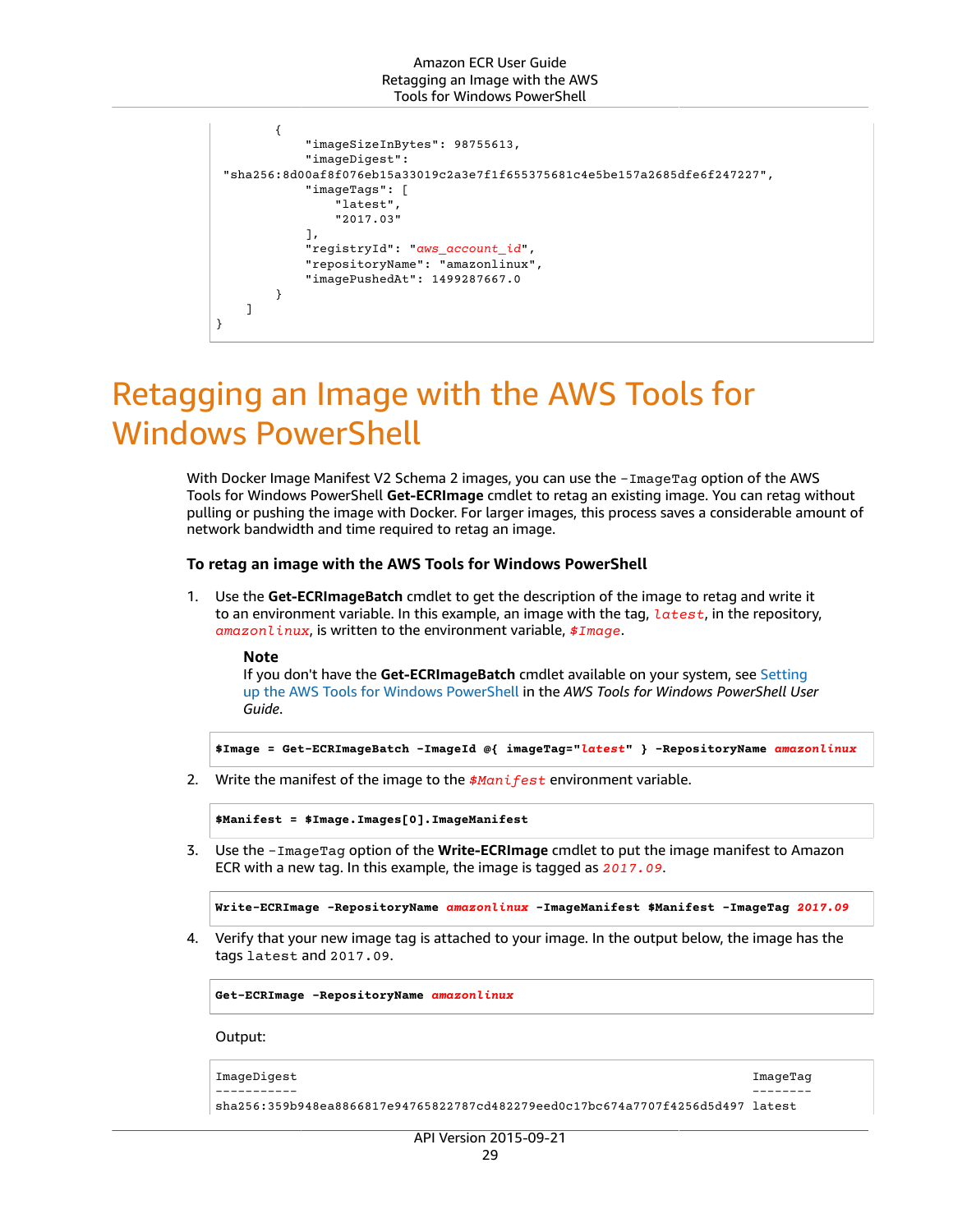```
        {
            "imageSizeInBytes": 98755613,
            "imageDigest": 
 "sha256:8d00af8f076eb15a33019c2a3e7f1f655375681c4e5be157a2685dfe6f247227",
            "imageTags": [
                "latest",
                "2017.03"
            ],
            "registryId": "aws_account_id",
            "repositoryName": "amazonlinux",
            "imagePushedAt": 1499287667.0
        }
    ]
}
```

# Retagging an Image with the AWS Tools for Windows PowerShell

With Docker Image Manifest V2 Schema 2 images, you can use the `-ImageTag` option of the AWS Tools for Windows PowerShell **Get-ECRImage** cmdlet to retag an existing image. You can retag without pulling or pushing the image with Docker. For larger images, this process saves a considerable amount of network bandwidth and time required to retag an image.

### To retag an image with the AWS Tools for Windows PowerShell

1. Use the **Get-ECRImageBatch** cmdlet to get the description of the image to retag and write it to an environment variable. In this example, an image with the tag, *`latest`*, in the repository, *`amazonlinux`*, is written to the environment variable, *`$Image`*.

   **Note**
   If you don't have the **Get-ECRImageBatch** cmdlet available on your system, see Setting up the AWS Tools for Windows PowerShell in the *AWS Tools for Windows PowerShell User Guide*.

   ```
   $Image = Get-ECRImageBatch -ImageId @{ imageTag="latest" } -RepositoryName amazonlinux
   ```

2. Write the manifest of the image to the *`$Manifest`* environment variable.

   ```
   $Manifest = $Image.Images[0].ImageManifest
   ```

3. Use the `-ImageTag` option of the **Write-ECRImage** cmdlet to put the image manifest to Amazon ECR with a new tag. In this example, the image is tagged as *`2017.09`*.

   ```
   Write-ECRImage -RepositoryName amazonlinux -ImageManifest $Manifest -ImageTag 2017.09
   ```

4. Verify that your new image tag is attached to your image. In the output below, the image has the tags `latest` and `2017.09`.

   ```
   Get-ECRImage -RepositoryName amazonlinux
   ```

   Output:

   ```
   ImageDigest                                                             ImageTag
   -----------                                                             --------
   sha256:359b948ea8866817e94765822787cd482279eed0c17bc674a7707f4256d5d497 latest
   ```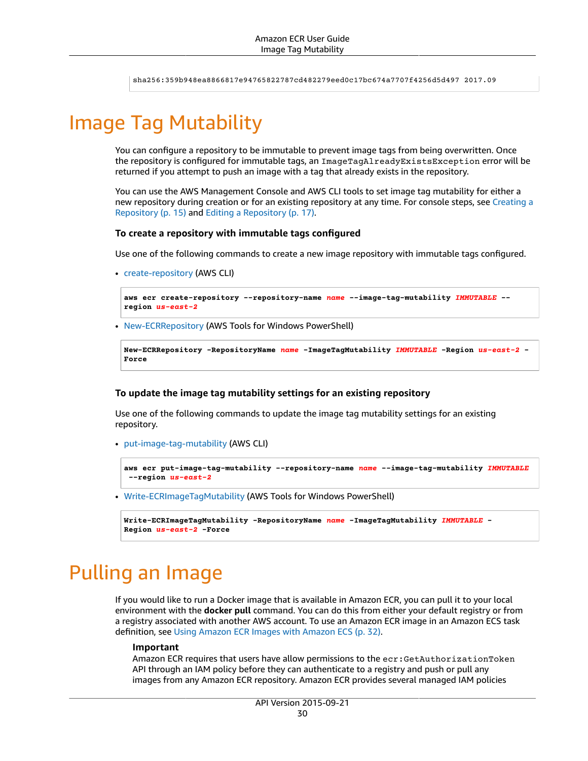```
sha256:359b948ea8866817e94765822787cd482279eed0c17bc674a7707f4256d5d497 2017.09
```

# Image Tag Mutability

You can configure a repository to be immutable to prevent image tags from being overwritten. Once the repository is configured for immutable tags, an `ImageTagAlreadyExistsException` error will be returned if you attempt to push an image with a tag that already exists in the repository.

You can use the AWS Management Console and AWS CLI tools to set image tag mutability for either a new repository during creation or for an existing repository at any time. For console steps, see Creating a Repository (p. 15) and Editing a Repository (p. 17).

### To create a repository with immutable tags configured

Use one of the following commands to create a new image repository with immutable tags configured.

- create-repository (AWS CLI)

```
aws ecr create-repository --repository-name name --image-tag-mutability IMMUTABLE --
region us-east-2
```

- New-ECRRepository (AWS Tools for Windows PowerShell)

```
New-ECRRepository -RepositoryName name -ImageTagMutability IMMUTABLE -Region us-east-2 -
Force
```

### To update the image tag mutability settings for an existing repository

Use one of the following commands to update the image tag mutability settings for an existing repository.

- put-image-tag-mutability (AWS CLI)

```
aws ecr put-image-tag-mutability --repository-name name --image-tag-mutability IMMUTABLE
 --region us-east-2
```

- Write-ECRImageTagMutability (AWS Tools for Windows PowerShell)

```
Write-ECRImageTagMutability -RepositoryName name -ImageTagMutability IMMUTABLE -
Region us-east-2 -Force
```

# Pulling an Image

If you would like to run a Docker image that is available in Amazon ECR, you can pull it to your local environment with the **docker pull** command. You can do this from either your default registry or from a registry associated with another AWS account. To use an Amazon ECR image in an Amazon ECS task definition, see Using Amazon ECR Images with Amazon ECS (p. 32).

> **Important**
> Amazon ECR requires that users have allow permissions to the `ecr:GetAuthorizationToken` API through an IAM policy before they can authenticate to a registry and push or pull any images from any Amazon ECR repository. Amazon ECR provides several managed IAM policies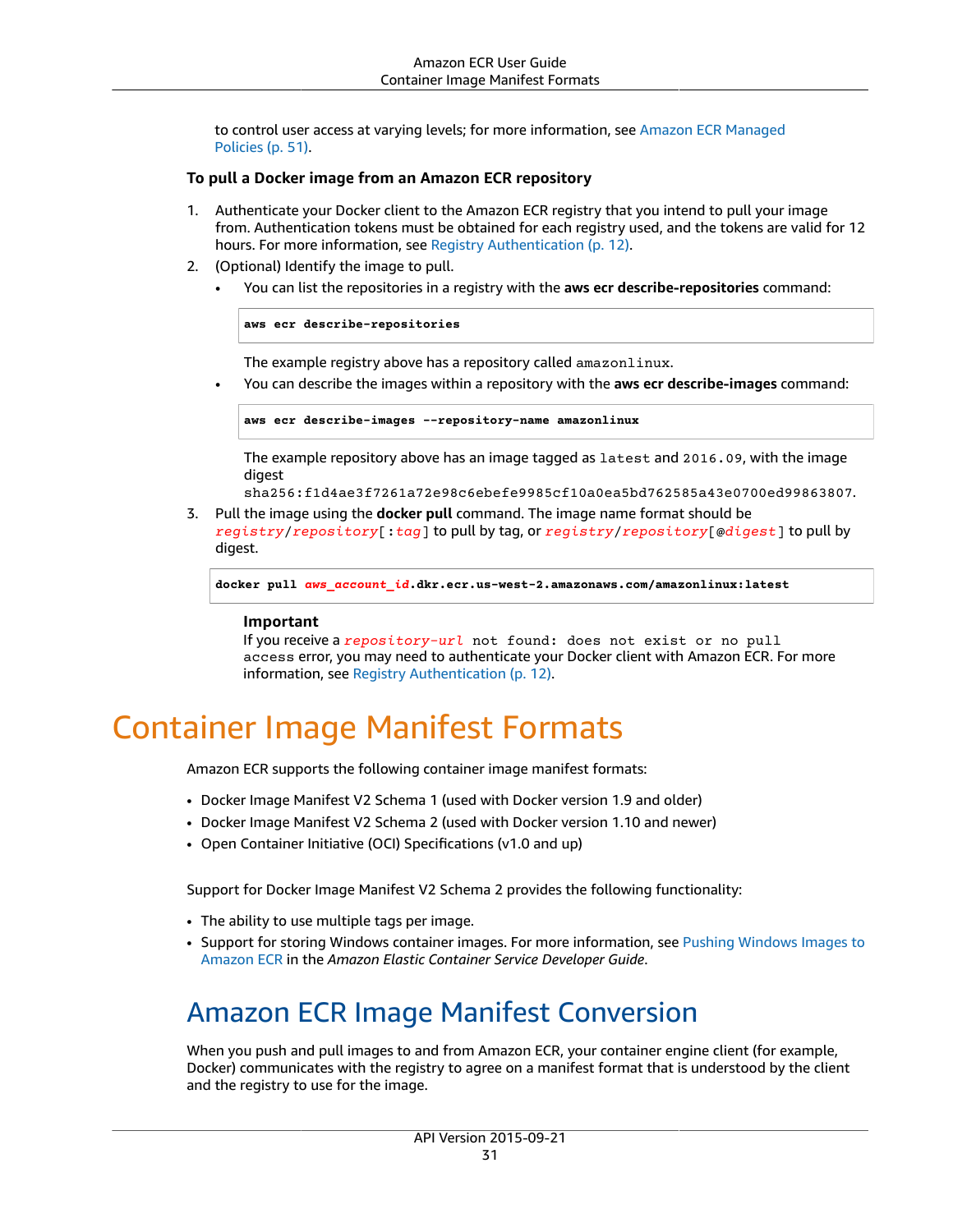to control user access at varying levels; for more information, see Amazon ECR Managed Policies (p. 51).

**To pull a Docker image from an Amazon ECR repository**

1. Authenticate your Docker client to the Amazon ECR registry that you intend to pull your image from. Authentication tokens must be obtained for each registry used, and the tokens are valid for 12 hours. For more information, see Registry Authentication (p. 12).
2. (Optional) Identify the image to pull.
   - You can list the repositories in a registry with the **aws ecr describe-repositories** command:

     ```
     aws ecr describe-repositories
     ```

     The example registry above has a repository called `amazonlinux`.
   - You can describe the images within a repository with the **aws ecr describe-images** command:

     ```
     aws ecr describe-images --repository-name amazonlinux
     ```

     The example repository above has an image tagged as `latest` and `2016.09`, with the image digest `sha256:f1d4ae3f7261a72e98c6ebefe9985cf10a0ea5bd762585a43e0700ed99863807`.
3. Pull the image using the **docker pull** command. The image name format should be *registry*/*repository*[:*tag*] to pull by tag, or *registry*/*repository*[@*digest*] to pull by digest.

   ```
   docker pull aws_account_id.dkr.ecr.us-west-2.amazonaws.com/amazonlinux:latest
   ```

   **Important**
   If you receive a *repository-url* `not found: does not exist or no pull access` error, you may need to authenticate your Docker client with Amazon ECR. For more information, see Registry Authentication (p. 12).

# Container Image Manifest Formats

Amazon ECR supports the following container image manifest formats:

- Docker Image Manifest V2 Schema 1 (used with Docker version 1.9 and older)
- Docker Image Manifest V2 Schema 2 (used with Docker version 1.10 and newer)
- Open Container Initiative (OCI) Specifications (v1.0 and up)

Support for Docker Image Manifest V2 Schema 2 provides the following functionality:

- The ability to use multiple tags per image.
- Support for storing Windows container images. For more information, see Pushing Windows Images to Amazon ECR in the *Amazon Elastic Container Service Developer Guide*.

## Amazon ECR Image Manifest Conversion

When you push and pull images to and from Amazon ECR, your container engine client (for example, Docker) communicates with the registry to agree on a manifest format that is understood by the client and the registry to use for the image.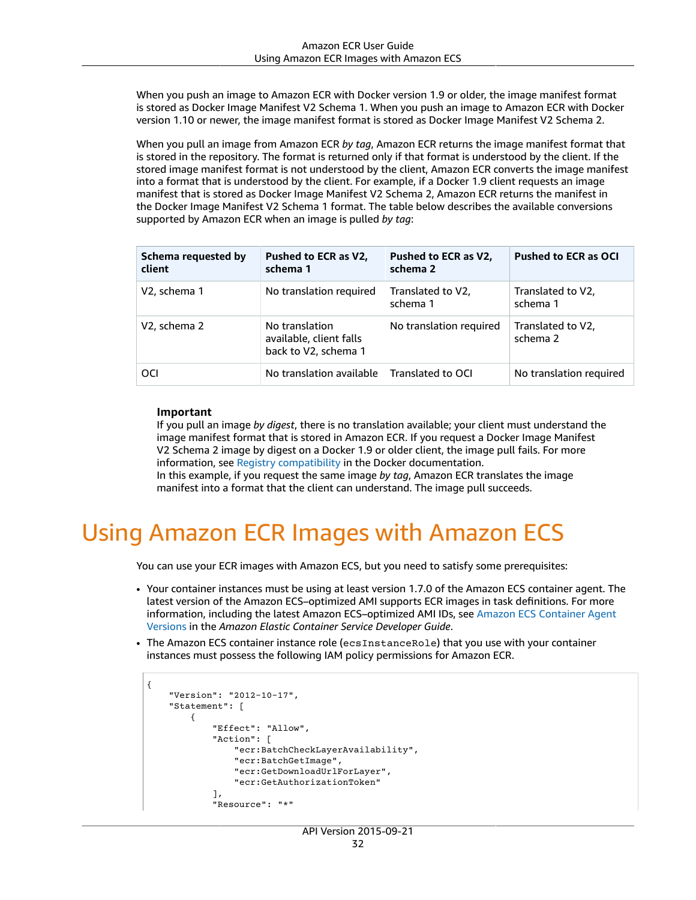When you push an image to Amazon ECR with Docker version 1.9 or older, the image manifest format is stored as Docker Image Manifest V2 Schema 1. When you push an image to Amazon ECR with Docker version 1.10 or newer, the image manifest format is stored as Docker Image Manifest V2 Schema 2.

When you pull an image from Amazon ECR *by tag*, Amazon ECR returns the image manifest format that is stored in the repository. The format is returned only if that format is understood by the client. If the stored image manifest format is not understood by the client, Amazon ECR converts the image manifest into a format that is understood by the client. For example, if a Docker 1.9 client requests an image manifest that is stored as Docker Image Manifest V2 Schema 2, Amazon ECR returns the manifest in the Docker Image Manifest V2 Schema 1 format. The table below describes the available conversions supported by Amazon ECR when an image is pulled *by tag*:

| Schema requested by client | Pushed to ECR as V2, schema 1 | Pushed to ECR as V2, schema 2 | Pushed to ECR as OCI |
|---|---|---|---|
| V2, schema 1 | No translation required | Translated to V2, schema 1 | Translated to V2, schema 1 |
| V2, schema 2 | No translation available, client falls back to V2, schema 1 | No translation required | Translated to V2, schema 2 |
| OCI | No translation available | Translated to OCI | No translation required |

> **Important**
> If you pull an image *by digest*, there is no translation available; your client must understand the image manifest format that is stored in Amazon ECR. If you request a Docker Image Manifest V2 Schema 2 image by digest on a Docker 1.9 or older client, the image pull fails. For more information, see Registry compatibility in the Docker documentation.
> In this example, if you request the same image *by tag*, Amazon ECR translates the image manifest into a format that the client can understand. The image pull succeeds.

# Using Amazon ECR Images with Amazon ECS

You can use your ECR images with Amazon ECS, but you need to satisfy some prerequisites:

- Your container instances must be using at least version 1.7.0 of the Amazon ECS container agent. The latest version of the Amazon ECS–optimized AMI supports ECR images in task definitions. For more information, including the latest Amazon ECS–optimized AMI IDs, see Amazon ECS Container Agent Versions in the *Amazon Elastic Container Service Developer Guide*.
- The Amazon ECS container instance role (`ecsInstanceRole`) that you use with your container instances must possess the following IAM policy permissions for Amazon ECR.

```
{
    "Version": "2012-10-17",
    "Statement": [
        {
            "Effect": "Allow",
            "Action": [
                "ecr:BatchCheckLayerAvailability",
                "ecr:BatchGetImage",
                "ecr:GetDownloadUrlForLayer",
                "ecr:GetAuthorizationToken"
            ],
            "Resource": "*"
```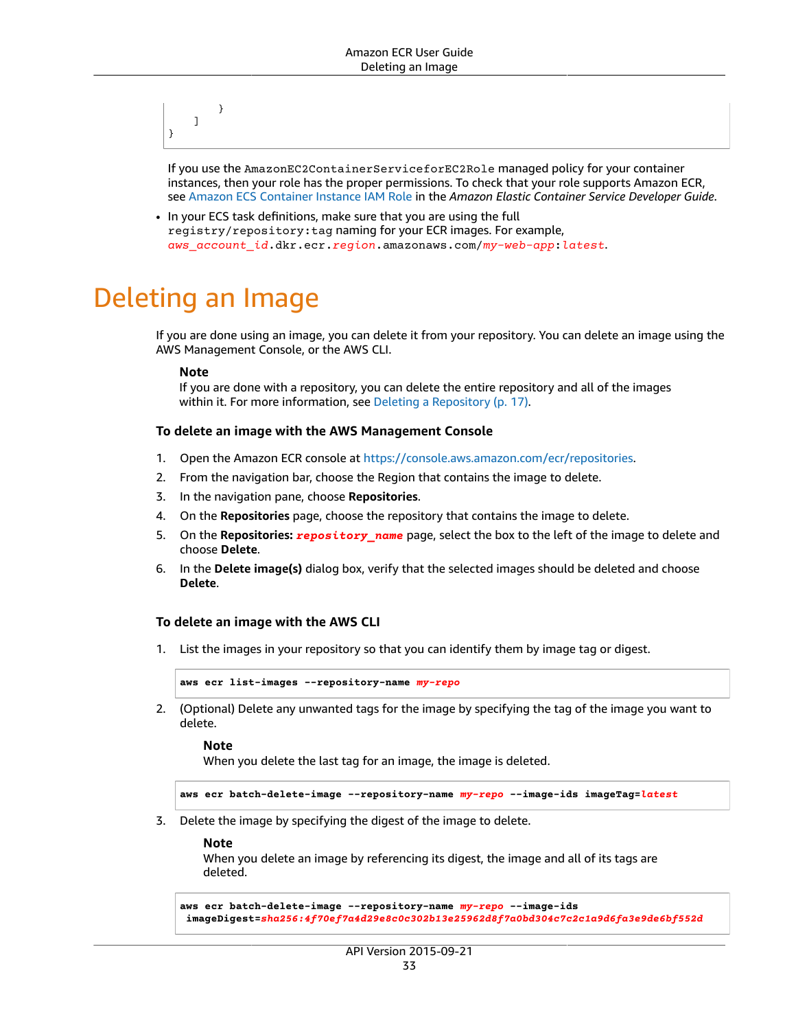```
        }
    ]
}
```

If you use the `AmazonEC2ContainerServiceforEC2Role` managed policy for your container instances, then your role has the proper permissions. To check that your role supports Amazon ECR, see Amazon ECS Container Instance IAM Role in the *Amazon Elastic Container Service Developer Guide*.

- In your ECS task definitions, make sure that you are using the full `registry/repository:tag` naming for your ECR images. For example, `aws_account_id.dkr.ecr.region.amazonaws.com/my-web-app:latest`.

# Deleting an Image

If you are done using an image, you can delete it from your repository. You can delete an image using the AWS Management Console, or the AWS CLI.

**Note**
If you are done with a repository, you can delete the entire repository and all of the images within it. For more information, see Deleting a Repository (p. 17).

### To delete an image with the AWS Management Console

1. Open the Amazon ECR console at https://console.aws.amazon.com/ecr/repositories.
2. From the navigation bar, choose the Region that contains the image to delete.
3. In the navigation pane, choose **Repositories**.
4. On the **Repositories** page, choose the repository that contains the image to delete.
5. On the **Repositories:** ***repository_name*** page, select the box to the left of the image to delete and choose **Delete**.
6. In the **Delete image(s)** dialog box, verify that the selected images should be deleted and choose **Delete**.

### To delete an image with the AWS CLI

1. List the images in your repository so that you can identify them by image tag or digest.

```
aws ecr list-images --repository-name my-repo
```

2. (Optional) Delete any unwanted tags for the image by specifying the tag of the image you want to delete.

   **Note**
   When you delete the last tag for an image, the image is deleted.

```
aws ecr batch-delete-image --repository-name my-repo --image-ids imageTag=latest
```

3. Delete the image by specifying the digest of the image to delete.

   **Note**
   When you delete an image by referencing its digest, the image and all of its tags are deleted.

```
aws ecr batch-delete-image --repository-name my-repo --image-ids
 imageDigest=sha256:4f70ef7a4d29e8c0c302b13e25962d8f7a0bd304c7c2c1a9d6fa3e9de6bf552d
```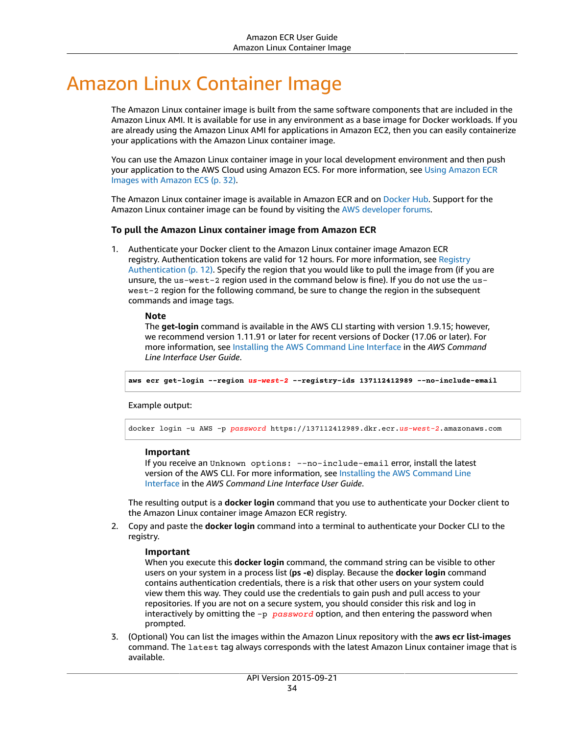# Amazon Linux Container Image

The Amazon Linux container image is built from the same software components that are included in the Amazon Linux AMI. It is available for use in any environment as a base image for Docker workloads. If you are already using the Amazon Linux AMI for applications in Amazon EC2, then you can easily containerize your applications with the Amazon Linux container image.

You can use the Amazon Linux container image in your local development environment and then push your application to the AWS Cloud using Amazon ECS. For more information, see Using Amazon ECR Images with Amazon ECS (p. 32).

The Amazon Linux container image is available in Amazon ECR and on Docker Hub. Support for the Amazon Linux container image can be found by visiting the AWS developer forums.

### To pull the Amazon Linux container image from Amazon ECR

1. Authenticate your Docker client to the Amazon Linux container image Amazon ECR registry. Authentication tokens are valid for 12 hours. For more information, see Registry Authentication (p. 12). Specify the region that you would like to pull the image from (if you are unsure, the `us-west-2` region used in the command below is fine). If you do not use the `us-west-2` region for the following command, be sure to change the region in the subsequent commands and image tags.

   **Note**
   The **get-login** command is available in the AWS CLI starting with version 1.9.15; however, we recommend version 1.11.91 or later for recent versions of Docker (17.06 or later). For more information, see Installing the AWS Command Line Interface in the *AWS Command Line Interface User Guide*.

   ```
   aws ecr get-login --region us-west-2 --registry-ids 137112412989 --no-include-email
   ```

   Example output:

   ```
   docker login -u AWS -p password https://137112412989.dkr.ecr.us-west-2.amazonaws.com
   ```

   **Important**
   If you receive an `Unknown options: --no-include-email` error, install the latest version of the AWS CLI. For more information, see Installing the AWS Command Line Interface in the *AWS Command Line Interface User Guide*.

   The resulting output is a **docker login** command that you use to authenticate your Docker client to the Amazon Linux container image Amazon ECR registry.

2. Copy and paste the **docker login** command into a terminal to authenticate your Docker CLI to the registry.

   **Important**
   When you execute this **docker login** command, the command string can be visible to other users on your system in a process list (**ps -e**) display. Because the **docker login** command contains authentication credentials, there is a risk that other users on your system could view them this way. They could use the credentials to gain push and pull access to your repositories. If you are not on a secure system, you should consider this risk and log in interactively by omitting the `-p` *`password`* option, and then entering the password when prompted.

3. (Optional) You can list the images within the Amazon Linux repository with the **aws ecr list-images** command. The `latest` tag always corresponds with the latest Amazon Linux container image that is available.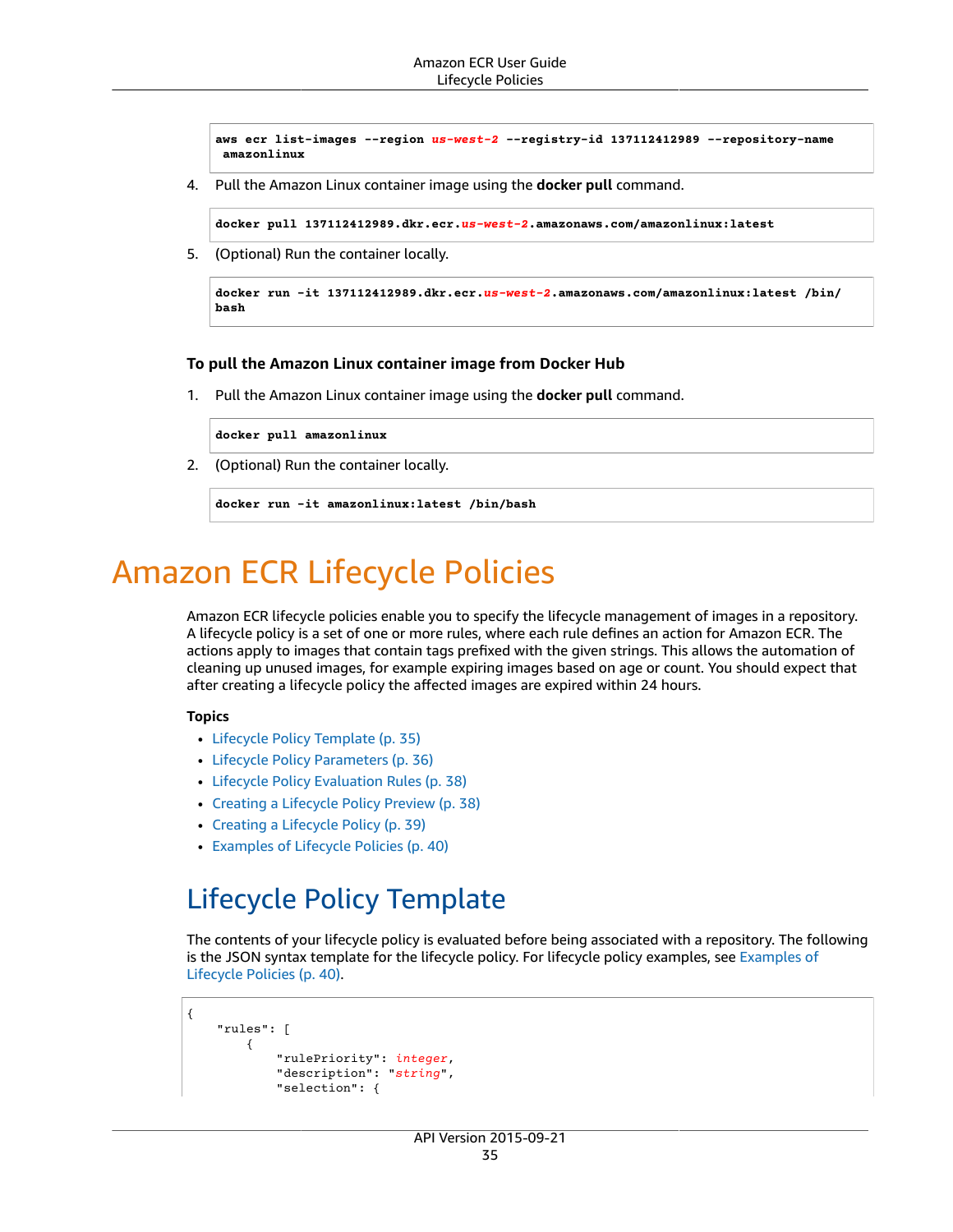```
aws ecr list-images --region us-west-2 --registry-id 137112412989 --repository-name
 amazonlinux
```

4. Pull the Amazon Linux container image using the **docker pull** command.

```
docker pull 137112412989.dkr.ecr.us-west-2.amazonaws.com/amazonlinux:latest
```

5. (Optional) Run the container locally.

```
docker run -it 137112412989.dkr.ecr.us-west-2.amazonaws.com/amazonlinux:latest /bin/
bash
```

**To pull the Amazon Linux container image from Docker Hub**

1. Pull the Amazon Linux container image using the **docker pull** command.

```
docker pull amazonlinux
```

2. (Optional) Run the container locally.

```
docker run -it amazonlinux:latest /bin/bash
```

# Amazon ECR Lifecycle Policies

Amazon ECR lifecycle policies enable you to specify the lifecycle management of images in a repository. A lifecycle policy is a set of one or more rules, where each rule defines an action for Amazon ECR. The actions apply to images that contain tags prefixed with the given strings. This allows the automation of cleaning up unused images, for example expiring images based on age or count. You should expect that after creating a lifecycle policy the affected images are expired within 24 hours.

**Topics**

- Lifecycle Policy Template (p. 35)
- Lifecycle Policy Parameters (p. 36)
- Lifecycle Policy Evaluation Rules (p. 38)
- Creating a Lifecycle Policy Preview (p. 38)
- Creating a Lifecycle Policy (p. 39)
- Examples of Lifecycle Policies (p. 40)

## Lifecycle Policy Template

The contents of your lifecycle policy is evaluated before being associated with a repository. The following is the JSON syntax template for the lifecycle policy. For lifecycle policy examples, see Examples of Lifecycle Policies (p. 40).

```
{
    "rules": [
        {
            "rulePriority": integer,
            "description": "string",
            "selection": {
```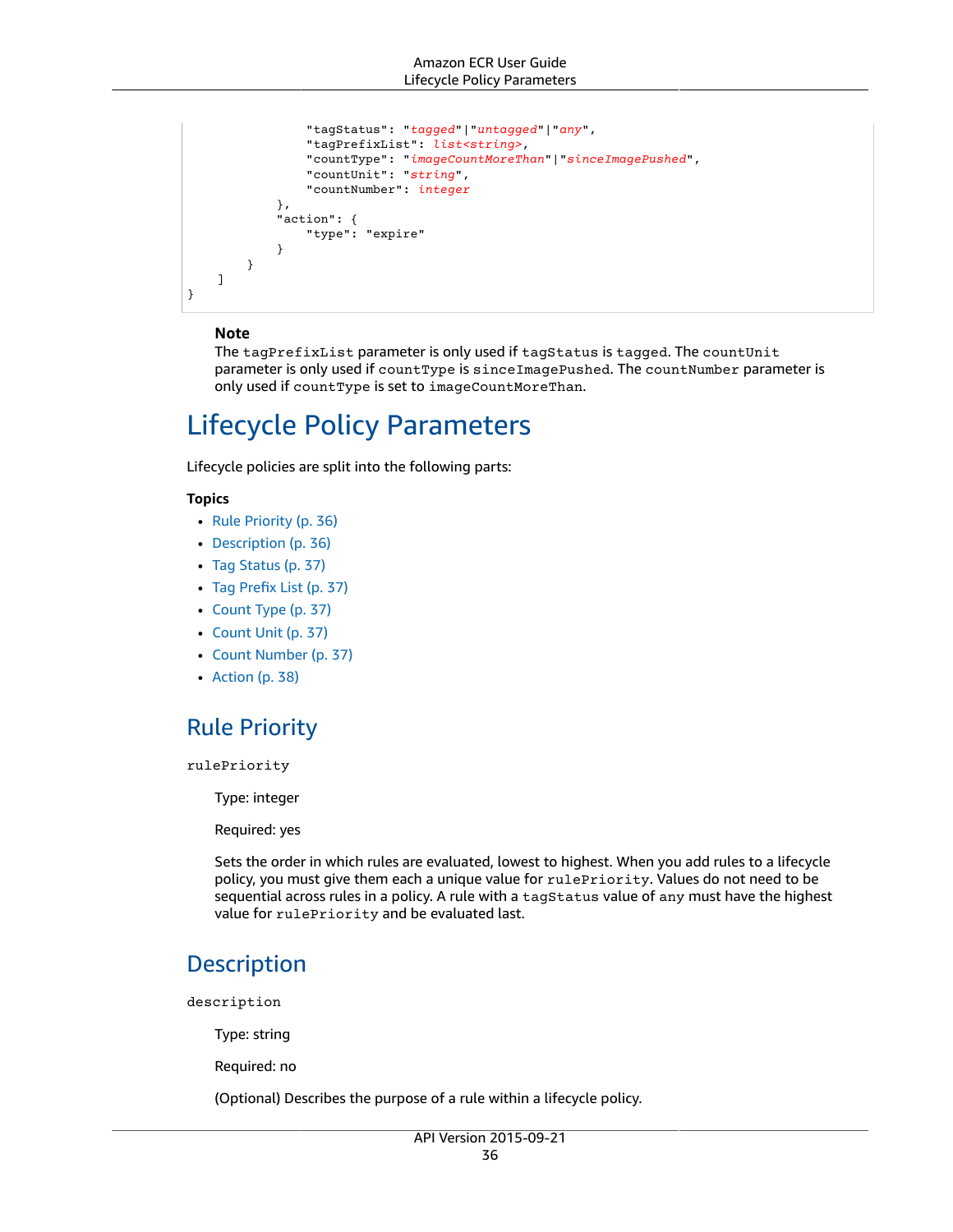```
                "tagStatus": "tagged"|"untagged"|"any",
                "tagPrefixList": list<string>,
                "countType": "imageCountMoreThan"|"sinceImagePushed",
                "countUnit": "string",
                "countNumber": integer
            },
            "action": {
                "type": "expire"
            }
        }
    ]
}
```

**Note**

The `tagPrefixList` parameter is only used if `tagStatus` is `tagged`. The `countUnit` parameter is only used if `countType` is `sinceImagePushed`. The `countNumber` parameter is only used if `countType` is set to `imageCountMoreThan`.

# Lifecycle Policy Parameters

Lifecycle policies are split into the following parts:

**Topics**

- Rule Priority (p. 36)
- Description (p. 36)
- Tag Status (p. 37)
- Tag Prefix List (p. 37)
- Count Type (p. 37)
- Count Unit (p. 37)
- Count Number (p. 37)
- Action (p. 38)

## Rule Priority

`rulePriority`

Type: integer

Required: yes

Sets the order in which rules are evaluated, lowest to highest. When you add rules to a lifecycle policy, you must give them each a unique value for `rulePriority`. Values do not need to be sequential across rules in a policy. A rule with a `tagStatus` value of `any` must have the highest value for `rulePriority` and be evaluated last.

## Description

`description`

Type: string

Required: no

(Optional) Describes the purpose of a rule within a lifecycle policy.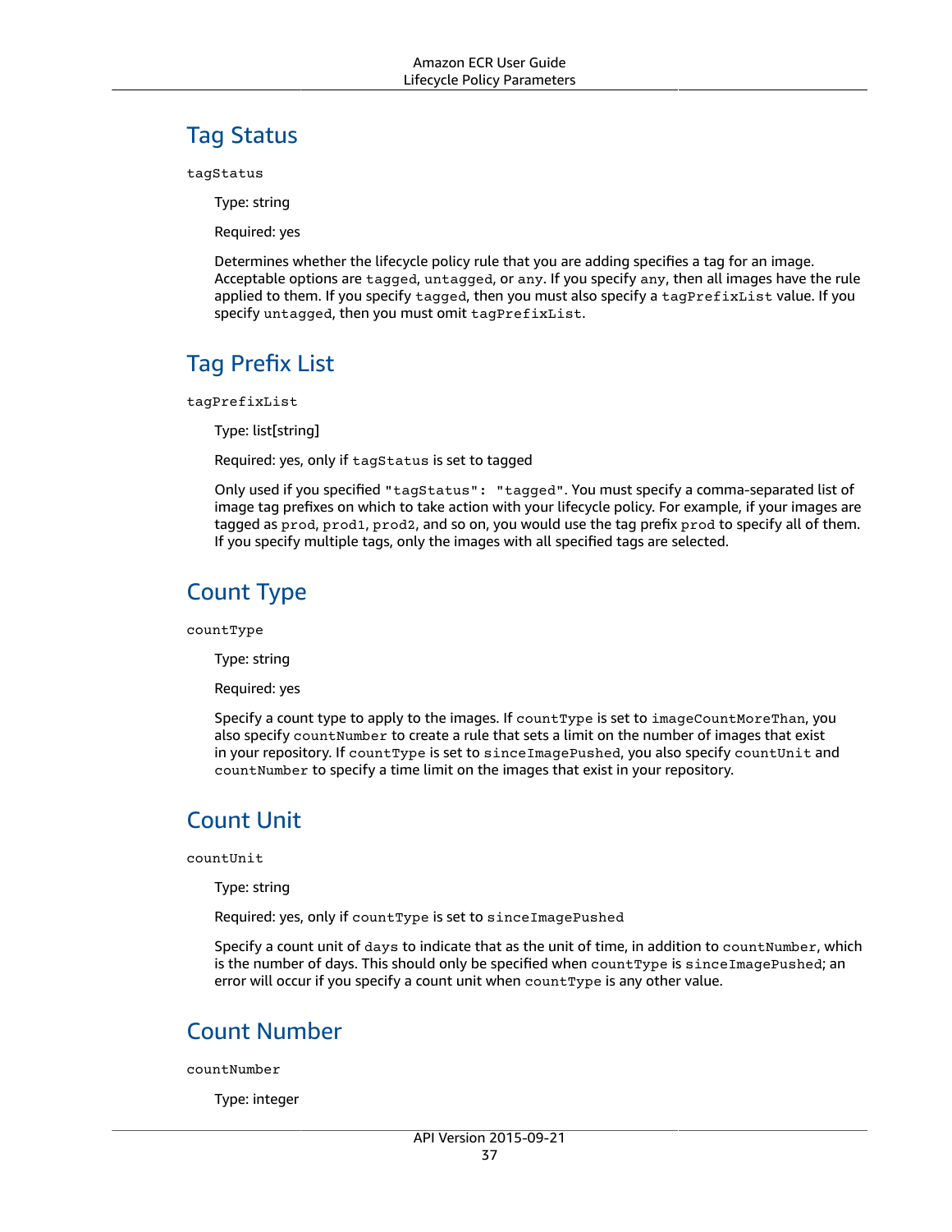## Tag Status

`tagStatus`

Type: string

Required: yes

Determines whether the lifecycle policy rule that you are adding specifies a tag for an image. Acceptable options are `tagged`, `untagged`, or `any`. If you specify `any`, then all images have the rule applied to them. If you specify `tagged`, then you must also specify a `tagPrefixList` value. If you specify `untagged`, then you must omit `tagPrefixList`.

## Tag Prefix List

`tagPrefixList`

Type: list[string]

Required: yes, only if `tagStatus` is set to tagged

Only used if you specified `"tagStatus": "tagged"`. You must specify a comma-separated list of image tag prefixes on which to take action with your lifecycle policy. For example, if your images are tagged as `prod`, `prod1`, `prod2`, and so on, you would use the tag prefix `prod` to specify all of them. If you specify multiple tags, only the images with all specified tags are selected.

## Count Type

`countType`

Type: string

Required: yes

Specify a count type to apply to the images. If `countType` is set to `imageCountMoreThan`, you also specify `countNumber` to create a rule that sets a limit on the number of images that exist in your repository. If `countType` is set to `sinceImagePushed`, you also specify `countUnit` and `countNumber` to specify a time limit on the images that exist in your repository.

## Count Unit

`countUnit`

Type: string

Required: yes, only if `countType` is set to `sinceImagePushed`

Specify a count unit of `days` to indicate that as the unit of time, in addition to `countNumber`, which is the number of days. This should only be specified when `countType` is `sinceImagePushed`; an error will occur if you specify a count unit when `countType` is any other value.

## Count Number

`countNumber`

Type: integer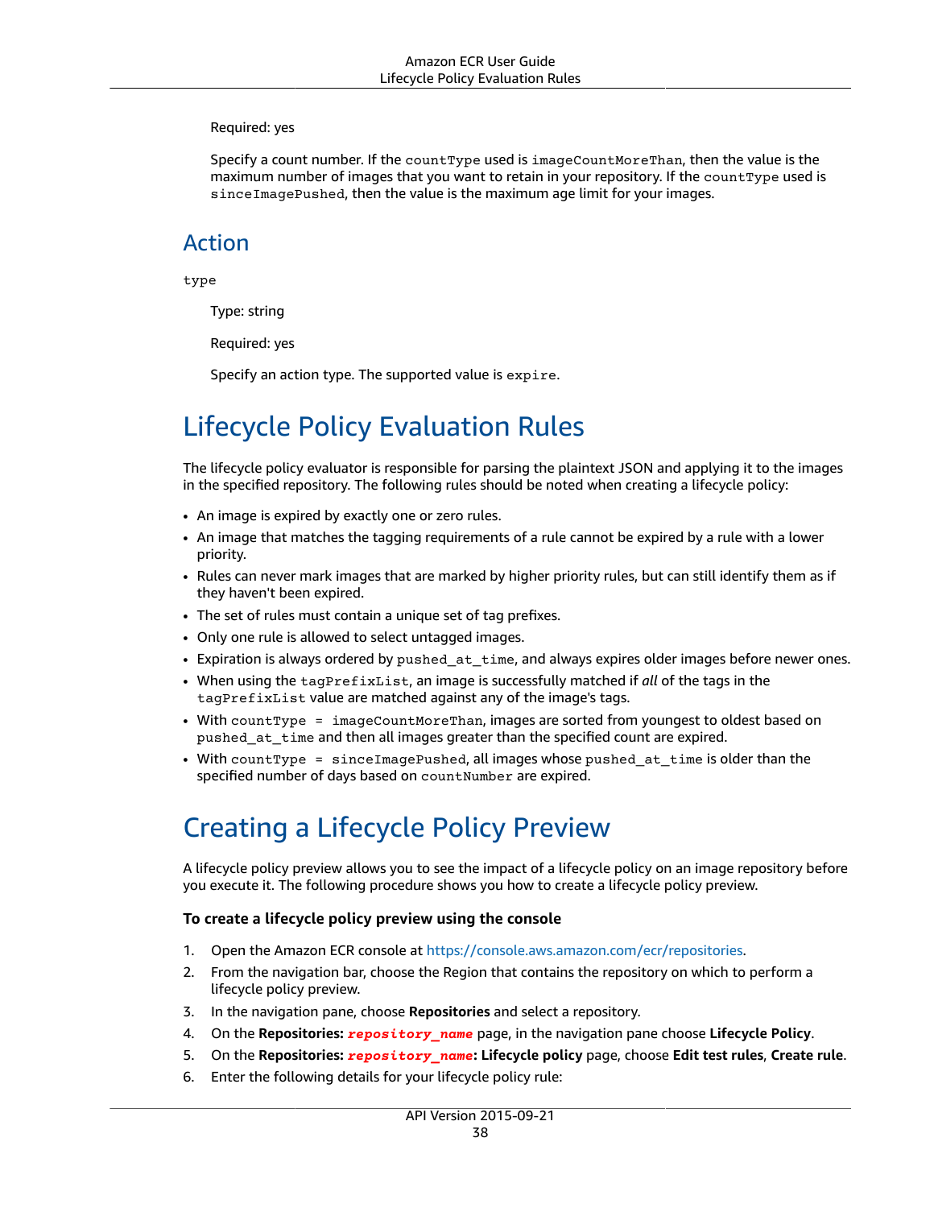Required: yes

Specify a count number. If the `countType` used is `imageCountMoreThan`, then the value is the maximum number of images that you want to retain in your repository. If the `countType` used is `sinceImagePushed`, then the value is the maximum age limit for your images.

## Action

`type`

Type: string

Required: yes

Specify an action type. The supported value is `expire`.

# Lifecycle Policy Evaluation Rules

The lifecycle policy evaluator is responsible for parsing the plaintext JSON and applying it to the images in the specified repository. The following rules should be noted when creating a lifecycle policy:

- An image is expired by exactly one or zero rules.
- An image that matches the tagging requirements of a rule cannot be expired by a rule with a lower priority.
- Rules can never mark images that are marked by higher priority rules, but can still identify them as if they haven't been expired.
- The set of rules must contain a unique set of tag prefixes.
- Only one rule is allowed to select untagged images.
- Expiration is always ordered by `pushed_at_time`, and always expires older images before newer ones.
- When using the `tagPrefixList`, an image is successfully matched if *all* of the tags in the `tagPrefixList` value are matched against any of the image's tags.
- With `countType = imageCountMoreThan`, images are sorted from youngest to oldest based on `pushed_at_time` and then all images greater than the specified count are expired.
- With `countType = sinceImagePushed`, all images whose `pushed_at_time` is older than the specified number of days based on `countNumber` are expired.

# Creating a Lifecycle Policy Preview

A lifecycle policy preview allows you to see the impact of a lifecycle policy on an image repository before you execute it. The following procedure shows you how to create a lifecycle policy preview.

**To create a lifecycle policy preview using the console**

1. Open the Amazon ECR console at https://console.aws.amazon.com/ecr/repositories.
2. From the navigation bar, choose the Region that contains the repository on which to perform a lifecycle policy preview.
3. In the navigation pane, choose **Repositories** and select a repository.
4. On the **Repositories: *repository_name*** page, in the navigation pane choose **Lifecycle Policy**.
5. On the **Repositories: *repository_name*: Lifecycle policy** page, choose **Edit test rules**, **Create rule**.
6. Enter the following details for your lifecycle policy rule: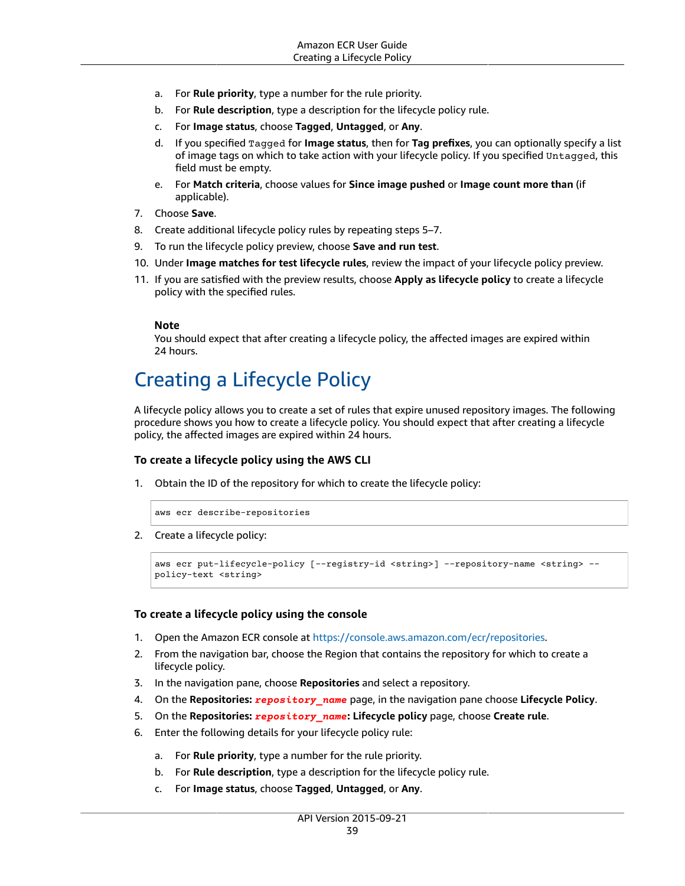a. For **Rule priority**, type a number for the rule priority.

b. For **Rule description**, type a description for the lifecycle policy rule.

c. For **Image status**, choose **Tagged**, **Untagged**, or **Any**.

d. If you specified `Tagged` for **Image status**, then for **Tag prefixes**, you can optionally specify a list of image tags on which to take action with your lifecycle policy. If you specified `Untagged`, this field must be empty.

e. For **Match criteria**, choose values for **Since image pushed** or **Image count more than** (if applicable).

7. Choose **Save**.
8. Create additional lifecycle policy rules by repeating steps 5–7.
9. To run the lifecycle policy preview, choose **Save and run test**.
10. Under **Image matches for test lifecycle rules**, review the impact of your lifecycle policy preview.
11. If you are satisfied with the preview results, choose **Apply as lifecycle policy** to create a lifecycle policy with the specified rules.

**Note**
You should expect that after creating a lifecycle policy, the affected images are expired within 24 hours.

# Creating a Lifecycle Policy

A lifecycle policy allows you to create a set of rules that expire unused repository images. The following procedure shows you how to create a lifecycle policy. You should expect that after creating a lifecycle policy, the affected images are expired within 24 hours.

### To create a lifecycle policy using the AWS CLI

1. Obtain the ID of the repository for which to create the lifecycle policy:

```
aws ecr describe-repositories
```

2. Create a lifecycle policy:

```
aws ecr put-lifecycle-policy [--registry-id <string>] --repository-name <string> --
policy-text <string>
```

### To create a lifecycle policy using the console

1. Open the Amazon ECR console at https://console.aws.amazon.com/ecr/repositories.
2. From the navigation bar, choose the Region that contains the repository for which to create a lifecycle policy.
3. In the navigation pane, choose **Repositories** and select a repository.
4. On the **Repositories:** ***repository_name*** page, in the navigation pane choose **Lifecycle Policy**.
5. On the **Repositories:** ***repository_name*****: Lifecycle policy** page, choose **Create rule**.
6. Enter the following details for your lifecycle policy rule:

   a. For **Rule priority**, type a number for the rule priority.

   b. For **Rule description**, type a description for the lifecycle policy rule.

   c. For **Image status**, choose **Tagged**, **Untagged**, or **Any**.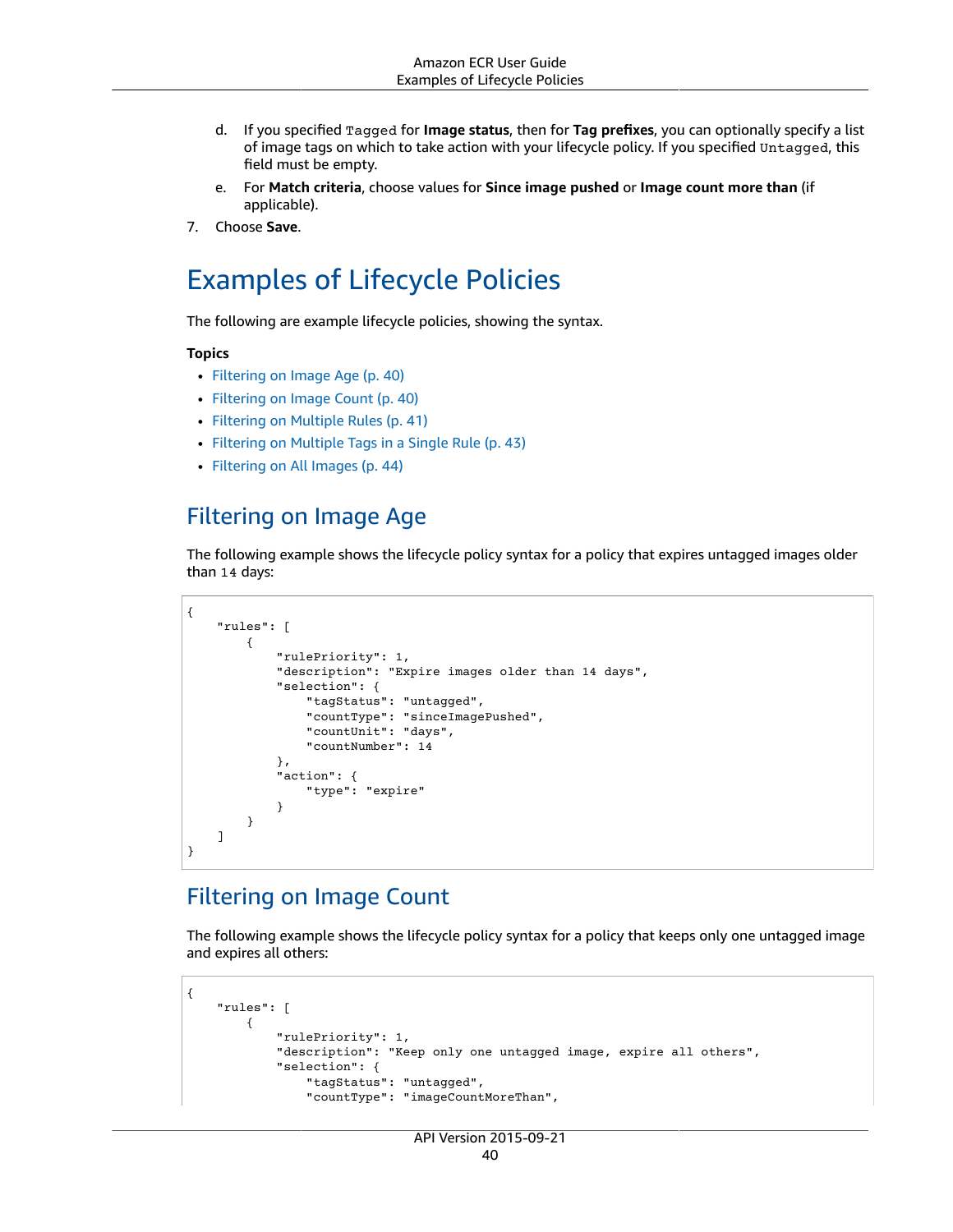d. If you specified `Tagged` for **Image status**, then for **Tag prefixes**, you can optionally specify a list of image tags on which to take action with your lifecycle policy. If you specified `Untagged`, this field must be empty.

e. For **Match criteria**, choose values for **Since image pushed** or **Image count more than** (if applicable).

7. Choose **Save**.

# Examples of Lifecycle Policies

The following are example lifecycle policies, showing the syntax.

**Topics**

- Filtering on Image Age (p. 40)
- Filtering on Image Count (p. 40)
- Filtering on Multiple Rules (p. 41)
- Filtering on Multiple Tags in a Single Rule (p. 43)
- Filtering on All Images (p. 44)

## Filtering on Image Age

The following example shows the lifecycle policy syntax for a policy that expires untagged images older than `14` days:

```
{
    "rules": [
        {
            "rulePriority": 1,
            "description": "Expire images older than 14 days",
            "selection": {
                "tagStatus": "untagged",
                "countType": "sinceImagePushed",
                "countUnit": "days",
                "countNumber": 14
            },
            "action": {
                "type": "expire"
            }
        }
    ]
}
```

## Filtering on Image Count

The following example shows the lifecycle policy syntax for a policy that keeps only one untagged image and expires all others:

```
{
    "rules": [
        {
            "rulePriority": 1,
            "description": "Keep only one untagged image, expire all others",
            "selection": {
                "tagStatus": "untagged",
                "countType": "imageCountMoreThan",
```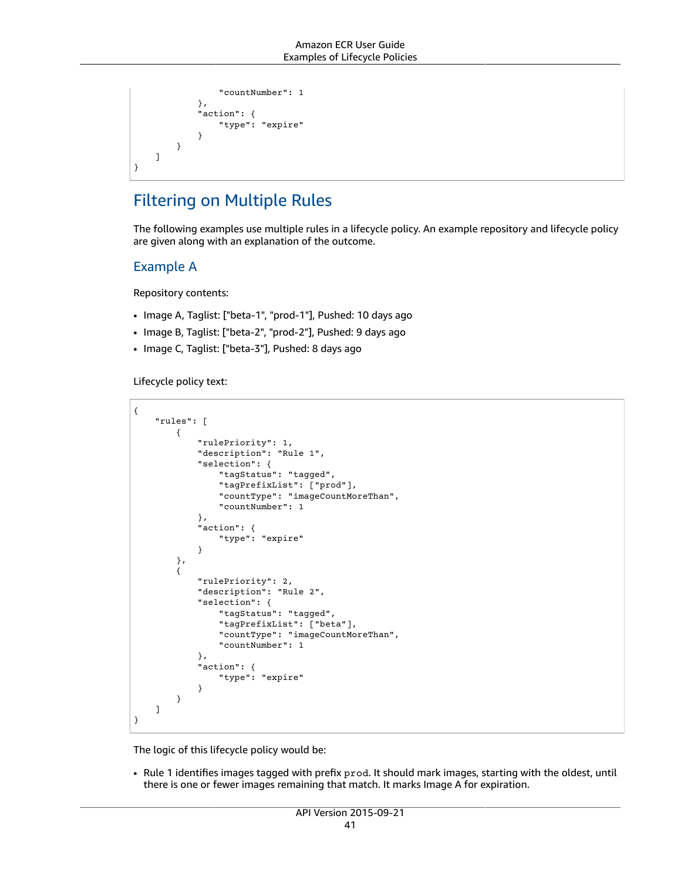```
                "countNumber": 1
            },
            "action": {
                "type": "expire"
            }
        }
    ]
}
```

## Filtering on Multiple Rules

The following examples use multiple rules in a lifecycle policy. An example repository and lifecycle policy are given along with an explanation of the outcome.

### Example A

Repository contents:

- Image A, Taglist: ["beta-1", "prod-1"], Pushed: 10 days ago
- Image B, Taglist: ["beta-2", "prod-2"], Pushed: 9 days ago
- Image C, Taglist: ["beta-3"], Pushed: 8 days ago

Lifecycle policy text:

```
{
    "rules": [
        {
            "rulePriority": 1,
            "description": "Rule 1",
            "selection": {
                "tagStatus": "tagged",
                "tagPrefixList": ["prod"],
                "countType": "imageCountMoreThan",
                "countNumber": 1
            },
            "action": {
                "type": "expire"
            }
        },
        {
            "rulePriority": 2,
            "description": "Rule 2",
            "selection": {
                "tagStatus": "tagged",
                "tagPrefixList": ["beta"],
                "countType": "imageCountMoreThan",
                "countNumber": 1
            },
            "action": {
                "type": "expire"
            }
        }
    ]
}
```

The logic of this lifecycle policy would be:

- Rule 1 identifies images tagged with prefix `prod`. It should mark images, starting with the oldest, until there is one or fewer images remaining that match. It marks Image A for expiration.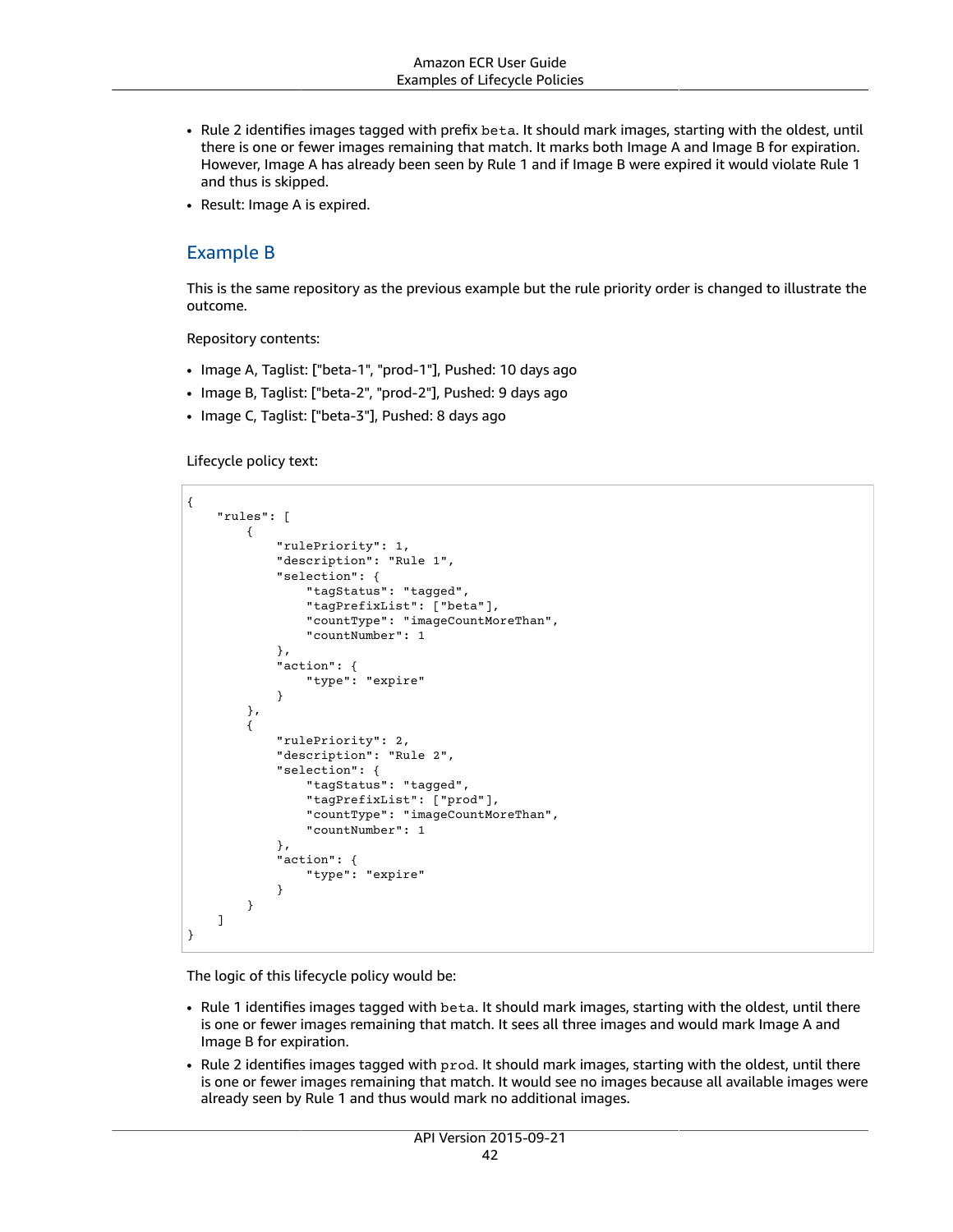- Rule 2 identifies images tagged with prefix `beta`. It should mark images, starting with the oldest, until there is one or fewer images remaining that match. It marks both Image A and Image B for expiration. However, Image A has already been seen by Rule 1 and if Image B were expired it would violate Rule 1 and thus is skipped.
- Result: Image A is expired.

## Example B

This is the same repository as the previous example but the rule priority order is changed to illustrate the outcome.

Repository contents:

- Image A, Taglist: ["beta-1", "prod-1"], Pushed: 10 days ago
- Image B, Taglist: ["beta-2", "prod-2"], Pushed: 9 days ago
- Image C, Taglist: ["beta-3"], Pushed: 8 days ago

Lifecycle policy text:

```
{
    "rules": [
        {
            "rulePriority": 1,
            "description": "Rule 1",
            "selection": {
                "tagStatus": "tagged",
                "tagPrefixList": ["beta"],
                "countType": "imageCountMoreThan",
                "countNumber": 1
            },
            "action": {
                "type": "expire"
            }
        },
        {
            "rulePriority": 2,
            "description": "Rule 2",
            "selection": {
                "tagStatus": "tagged",
                "tagPrefixList": ["prod"],
                "countType": "imageCountMoreThan",
                "countNumber": 1
            },
            "action": {
                "type": "expire"
            }
        }
    ]
}
```

The logic of this lifecycle policy would be:

- Rule 1 identifies images tagged with `beta`. It should mark images, starting with the oldest, until there is one or fewer images remaining that match. It sees all three images and would mark Image A and Image B for expiration.
- Rule 2 identifies images tagged with `prod`. It should mark images, starting with the oldest, until there is one or fewer images remaining that match. It would see no images because all available images were already seen by Rule 1 and thus would mark no additional images.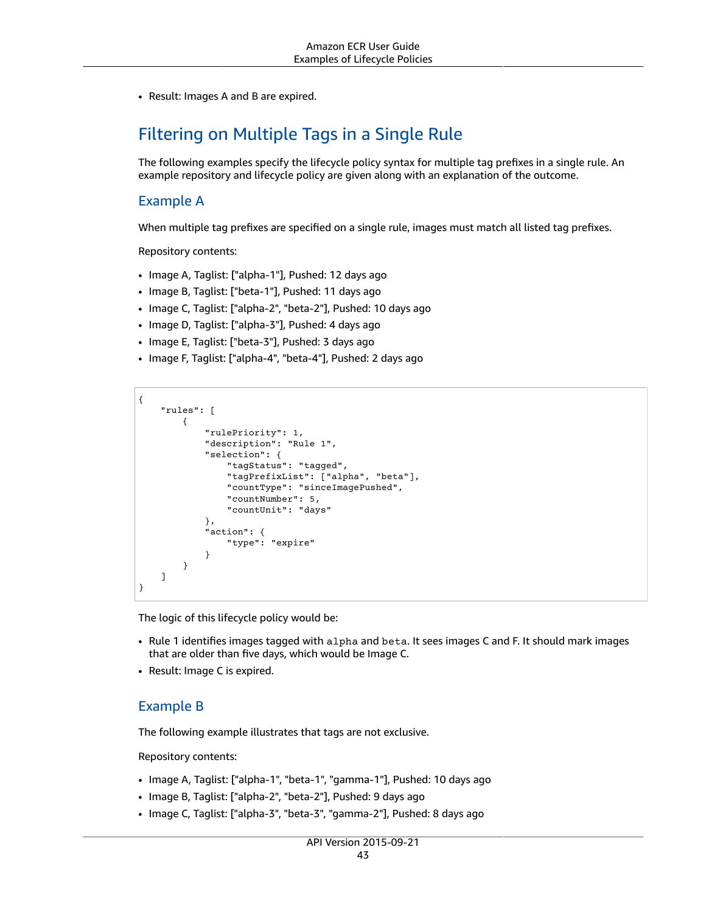- Result: Images A and B are expired.

## Filtering on Multiple Tags in a Single Rule

The following examples specify the lifecycle policy syntax for multiple tag prefixes in a single rule. An example repository and lifecycle policy are given along with an explanation of the outcome.

### Example A

When multiple tag prefixes are specified on a single rule, images must match all listed tag prefixes.

Repository contents:

- Image A, Taglist: ["alpha-1"], Pushed: 12 days ago
- Image B, Taglist: ["beta-1"], Pushed: 11 days ago
- Image C, Taglist: ["alpha-2", "beta-2"], Pushed: 10 days ago
- Image D, Taglist: ["alpha-3"], Pushed: 4 days ago
- Image E, Taglist: ["beta-3"], Pushed: 3 days ago
- Image F, Taglist: ["alpha-4", "beta-4"], Pushed: 2 days ago

```
{
    "rules": [
        {
            "rulePriority": 1,
            "description": "Rule 1",
            "selection": {
                "tagStatus": "tagged",
                "tagPrefixList": ["alpha", "beta"],
                "countType": "sinceImagePushed",
                "countNumber": 5,
                "countUnit": "days"
            },
            "action": {
                "type": "expire"
            }
        }
    ]
}
```

The logic of this lifecycle policy would be:

- Rule 1 identifies images tagged with `alpha` and `beta`. It sees images C and F. It should mark images that are older than five days, which would be Image C.
- Result: Image C is expired.

### Example B

The following example illustrates that tags are not exclusive.

Repository contents:

- Image A, Taglist: ["alpha-1", "beta-1", "gamma-1"], Pushed: 10 days ago
- Image B, Taglist: ["alpha-2", "beta-2"], Pushed: 9 days ago
- Image C, Taglist: ["alpha-3", "beta-3", "gamma-2"], Pushed: 8 days ago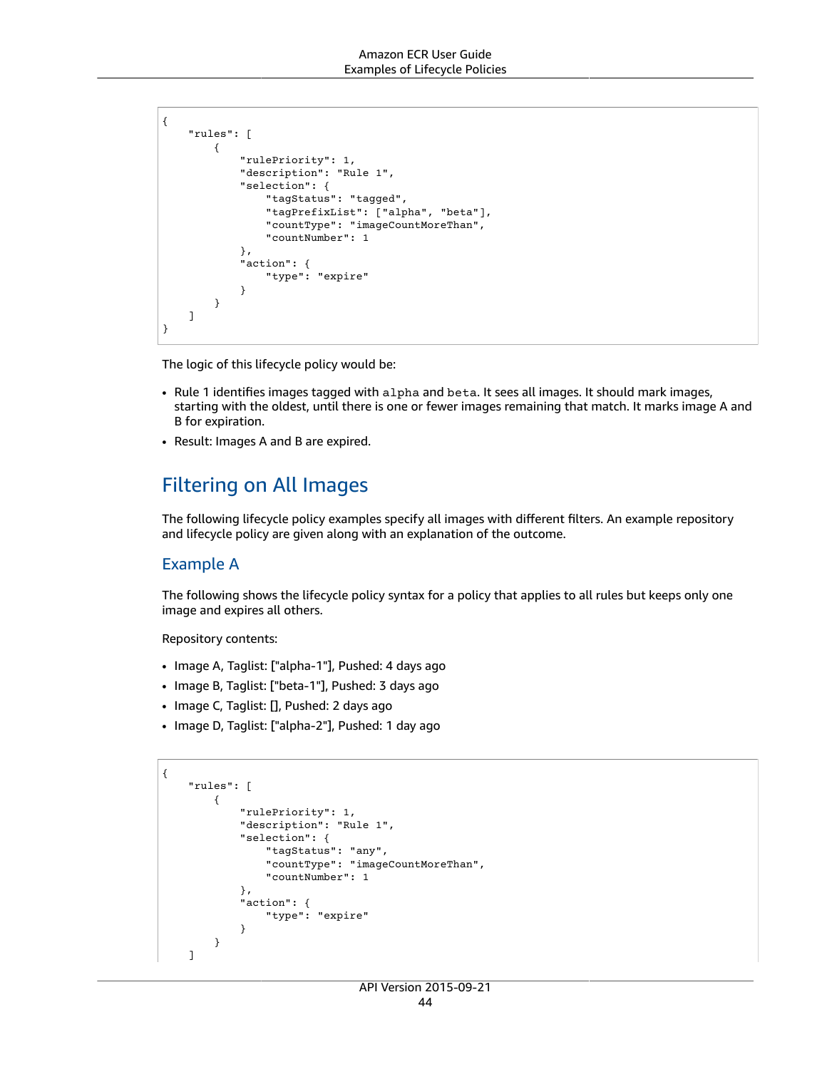```
{
    "rules": [
        {
            "rulePriority": 1,
            "description": "Rule 1",
            "selection": {
                "tagStatus": "tagged",
                "tagPrefixList": ["alpha", "beta"],
                "countType": "imageCountMoreThan",
                "countNumber": 1
            },
            "action": {
                "type": "expire"
            }
        }
    ]
}
```

The logic of this lifecycle policy would be:

- Rule 1 identifies images tagged with `alpha` and `beta`. It sees all images. It should mark images, starting with the oldest, until there is one or fewer images remaining that match. It marks image A and B for expiration.
- Result: Images A and B are expired.

## Filtering on All Images

The following lifecycle policy examples specify all images with different filters. An example repository and lifecycle policy are given along with an explanation of the outcome.

### Example A

The following shows the lifecycle policy syntax for a policy that applies to all rules but keeps only one image and expires all others.

Repository contents:

- Image A, Taglist: ["alpha-1"], Pushed: 4 days ago
- Image B, Taglist: ["beta-1"], Pushed: 3 days ago
- Image C, Taglist: [], Pushed: 2 days ago
- Image D, Taglist: ["alpha-2"], Pushed: 1 day ago

```
{
    "rules": [
        {
            "rulePriority": 1,
            "description": "Rule 1",
            "selection": {
                "tagStatus": "any",
                "countType": "imageCountMoreThan",
                "countNumber": 1
            },
            "action": {
                "type": "expire"
            }
        }
    ]
```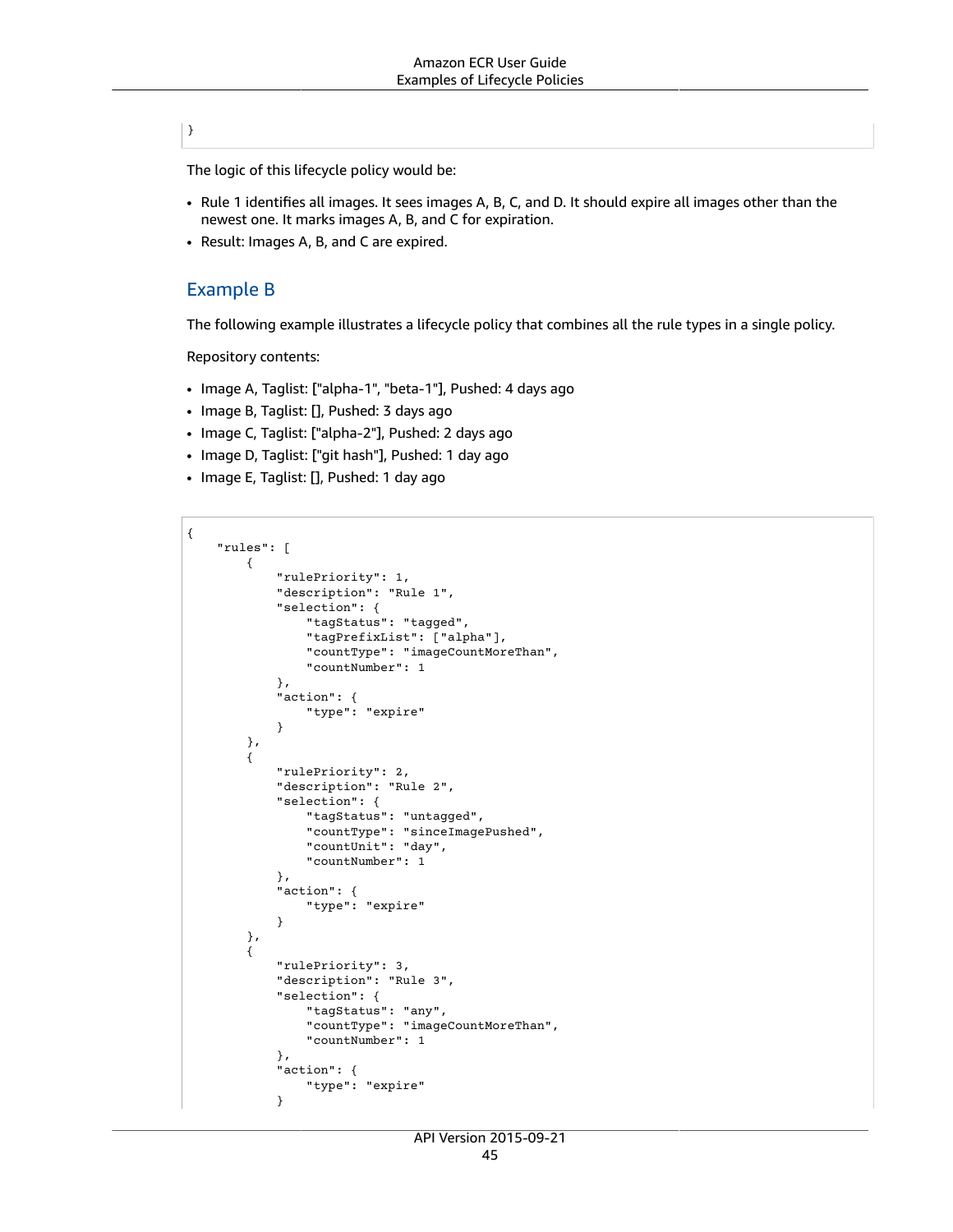```
}
```

The logic of this lifecycle policy would be:

- Rule 1 identifies all images. It sees images A, B, C, and D. It should expire all images other than the newest one. It marks images A, B, and C for expiration.
- Result: Images A, B, and C are expired.

## Example B

The following example illustrates a lifecycle policy that combines all the rule types in a single policy.

Repository contents:

- Image A, Taglist: ["alpha-1", "beta-1"], Pushed: 4 days ago
- Image B, Taglist: [], Pushed: 3 days ago
- Image C, Taglist: ["alpha-2"], Pushed: 2 days ago
- Image D, Taglist: ["git hash"], Pushed: 1 day ago
- Image E, Taglist: [], Pushed: 1 day ago

```
{
    "rules": [
        {
            "rulePriority": 1,
            "description": "Rule 1",
            "selection": {
                "tagStatus": "tagged",
                "tagPrefixList": ["alpha"],
                "countType": "imageCountMoreThan",
                "countNumber": 1
            },
            "action": {
                "type": "expire"
            }
        },
        {
            "rulePriority": 2,
            "description": "Rule 2",
            "selection": {
                "tagStatus": "untagged",
                "countType": "sinceImagePushed",
                "countUnit": "day",
                "countNumber": 1
            },
            "action": {
                "type": "expire"
            }
        },
        {
            "rulePriority": 3,
            "description": "Rule 3",
            "selection": {
                "tagStatus": "any",
                "countType": "imageCountMoreThan",
                "countNumber": 1
            },
            "action": {
                "type": "expire"
            }
```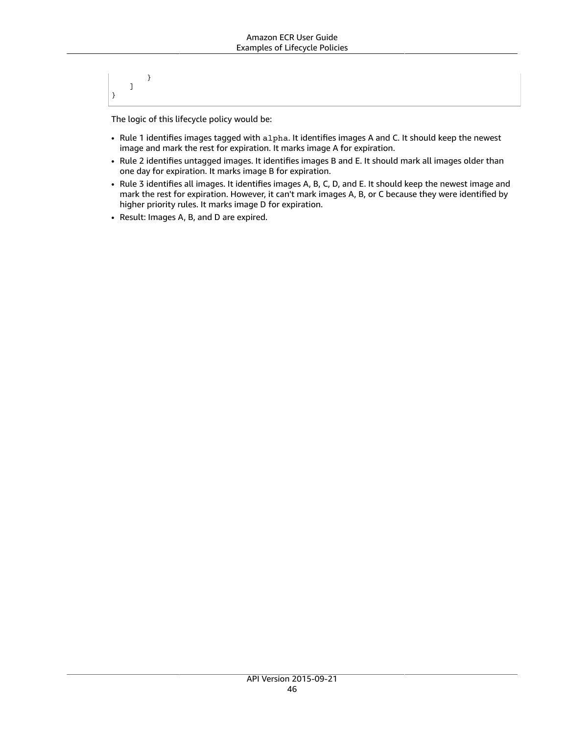```
        }
    ]
}
```

The logic of this lifecycle policy would be:

- Rule 1 identifies images tagged with `alpha`. It identifies images A and C. It should keep the newest image and mark the rest for expiration. It marks image A for expiration.
- Rule 2 identifies untagged images. It identifies images B and E. It should mark all images older than one day for expiration. It marks image B for expiration.
- Rule 3 identifies all images. It identifies images A, B, C, D, and E. It should keep the newest image and mark the rest for expiration. However, it can't mark images A, B, or C because they were identified by higher priority rules. It marks image D for expiration.
- Result: Images A, B, and D are expired.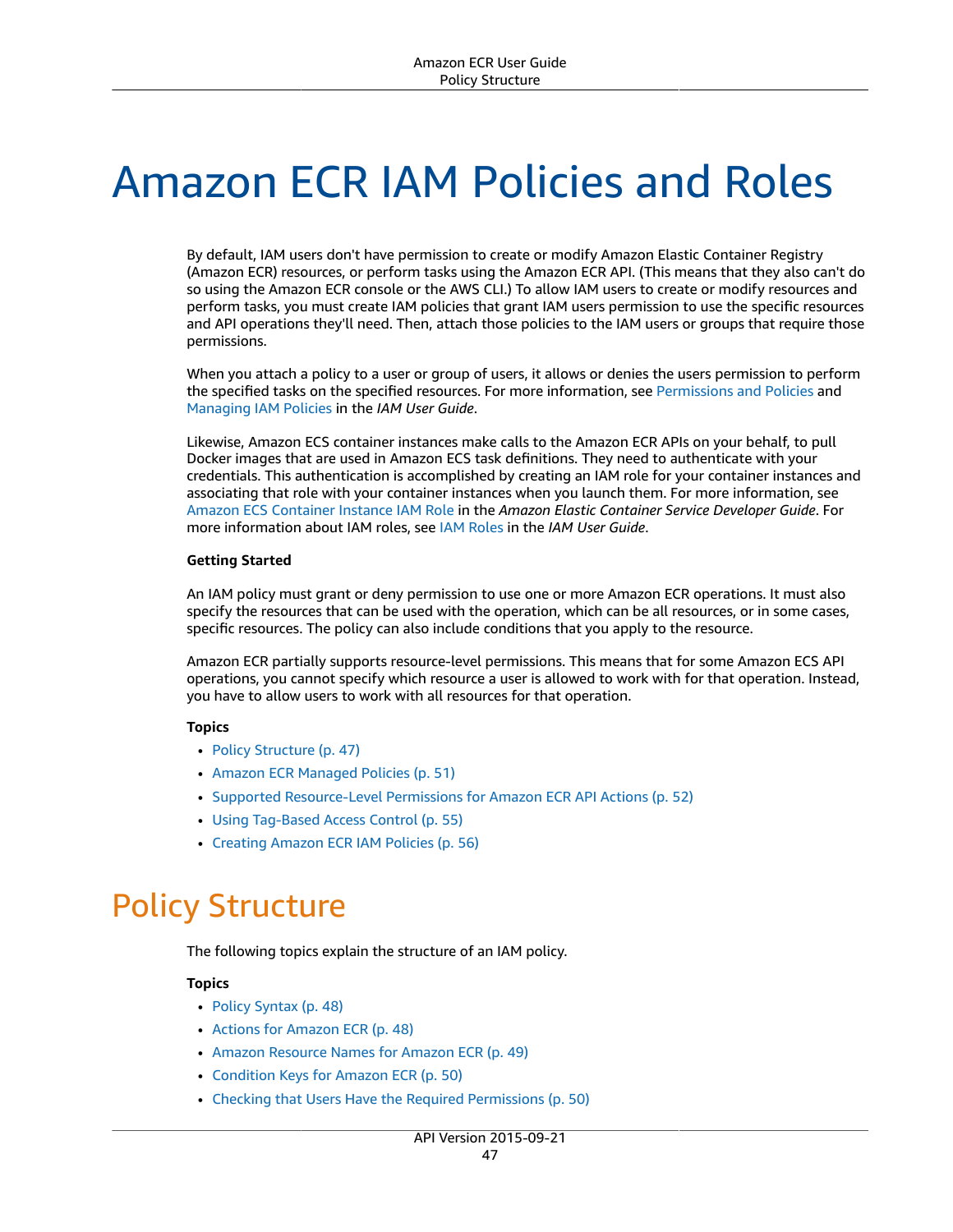# Amazon ECR IAM Policies and Roles

By default, IAM users don't have permission to create or modify Amazon Elastic Container Registry (Amazon ECR) resources, or perform tasks using the Amazon ECR API. (This means that they also can't do so using the Amazon ECR console or the AWS CLI.) To allow IAM users to create or modify resources and perform tasks, you must create IAM policies that grant IAM users permission to use the specific resources and API operations they'll need. Then, attach those policies to the IAM users or groups that require those permissions.

When you attach a policy to a user or group of users, it allows or denies the users permission to perform the specified tasks on the specified resources. For more information, see Permissions and Policies and Managing IAM Policies in the *IAM User Guide*.

Likewise, Amazon ECS container instances make calls to the Amazon ECR APIs on your behalf, to pull Docker images that are used in Amazon ECS task definitions. They need to authenticate with your credentials. This authentication is accomplished by creating an IAM role for your container instances and associating that role with your container instances when you launch them. For more information, see Amazon ECS Container Instance IAM Role in the *Amazon Elastic Container Service Developer Guide*. For more information about IAM roles, see IAM Roles in the *IAM User Guide*.

**Getting Started**

An IAM policy must grant or deny permission to use one or more Amazon ECR operations. It must also specify the resources that can be used with the operation, which can be all resources, or in some cases, specific resources. The policy can also include conditions that you apply to the resource.

Amazon ECR partially supports resource-level permissions. This means that for some Amazon ECS API operations, you cannot specify which resource a user is allowed to work with for that operation. Instead, you have to allow users to work with all resources for that operation.

**Topics**

- Policy Structure (p. 47)
- Amazon ECR Managed Policies (p. 51)
- Supported Resource-Level Permissions for Amazon ECR API Actions (p. 52)
- Using Tag-Based Access Control (p. 55)
- Creating Amazon ECR IAM Policies (p. 56)

## Policy Structure

The following topics explain the structure of an IAM policy.

**Topics**

- Policy Syntax (p. 48)
- Actions for Amazon ECR (p. 48)
- Amazon Resource Names for Amazon ECR (p. 49)
- Condition Keys for Amazon ECR (p. 50)
- Checking that Users Have the Required Permissions (p. 50)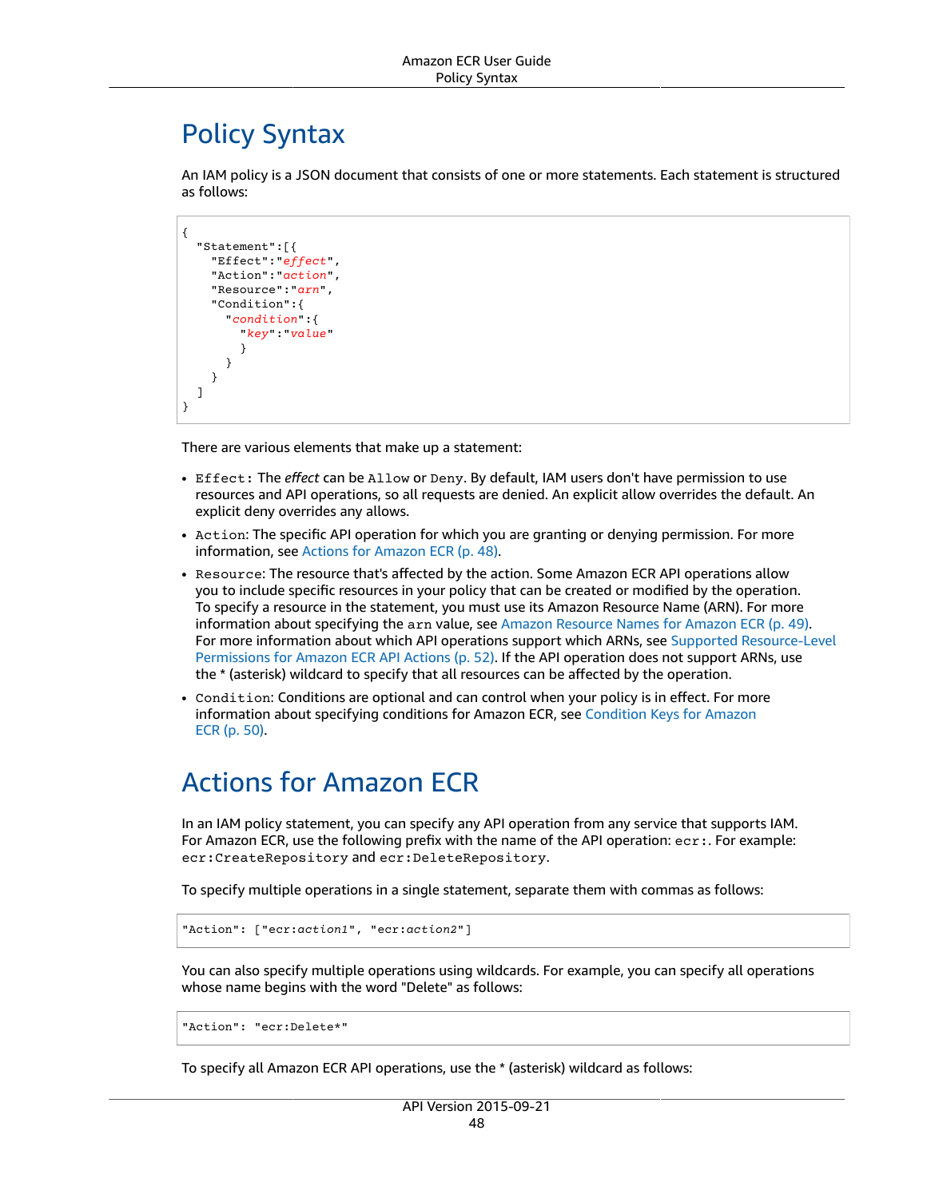# Policy Syntax

An IAM policy is a JSON document that consists of one or more statements. Each statement is structured as follows:

```
{
  "Statement":[{
    "Effect":"effect",
    "Action":"action",
    "Resource":"arn",
    "Condition":{
      "condition":{
        "key":"value"
        }
      }
    }
  ]
}
```

There are various elements that make up a statement:

- `Effect:` The *effect* can be `Allow` or `Deny`. By default, IAM users don't have permission to use resources and API operations, so all requests are denied. An explicit allow overrides the default. An explicit deny overrides any allows.
- `Action`: The specific API operation for which you are granting or denying permission. For more information, see Actions for Amazon ECR (p. 48).
- `Resource`: The resource that's affected by the action. Some Amazon ECR API operations allow you to include specific resources in your policy that can be created or modified by the operation. To specify a resource in the statement, you must use its Amazon Resource Name (ARN). For more information about specifying the `arn` value, see Amazon Resource Names for Amazon ECR (p. 49). For more information about which API operations support which ARNs, see Supported Resource-Level Permissions for Amazon ECR API Actions (p. 52). If the API operation does not support ARNs, use the * (asterisk) wildcard to specify that all resources can be affected by the operation.
- `Condition`: Conditions are optional and can control when your policy is in effect. For more information about specifying conditions for Amazon ECR, see Condition Keys for Amazon ECR (p. 50).

# Actions for Amazon ECR

In an IAM policy statement, you can specify any API operation from any service that supports IAM. For Amazon ECR, use the following prefix with the name of the API operation: `ecr:`. For example: `ecr:CreateRepository` and `ecr:DeleteRepository`.

To specify multiple operations in a single statement, separate them with commas as follows:

```
"Action": ["ecr:action1", "ecr:action2"]
```

You can also specify multiple operations using wildcards. For example, you can specify all operations whose name begins with the word "Delete" as follows:

```
"Action": "ecr:Delete*"
```

To specify all Amazon ECR API operations, use the * (asterisk) wildcard as follows: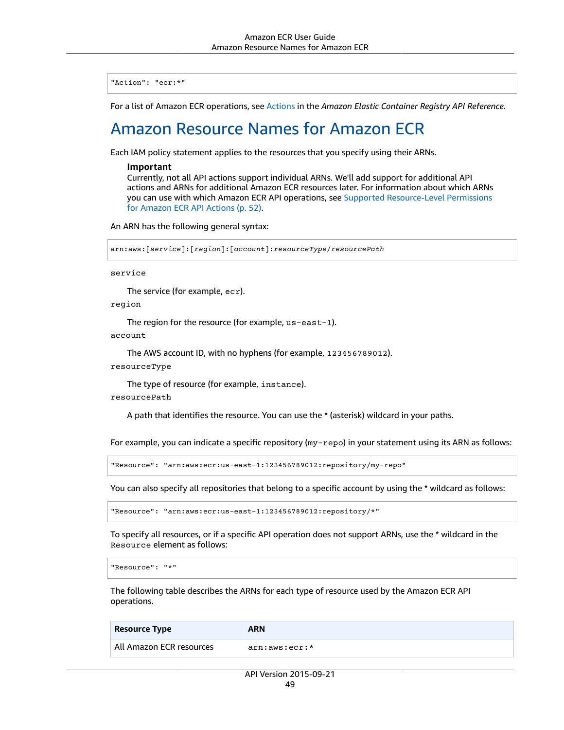```
"Action": "ecr:*"
```

For a list of Amazon ECR operations, see Actions in the *Amazon Elastic Container Registry API Reference*.

# Amazon Resource Names for Amazon ECR

Each IAM policy statement applies to the resources that you specify using their ARNs.

> **Important**
> Currently, not all API actions support individual ARNs. We'll add support for additional API actions and ARNs for additional Amazon ECR resources later. For information about which ARNs you can use with which Amazon ECR API operations, see Supported Resource-Level Permissions for Amazon ECR API Actions (p. 52).

An ARN has the following general syntax:

```
arn:aws:[service]:[region]:[account]:resourceType/resourcePath
```

`service`

The service (for example, `ecr`).

`region`

The region for the resource (for example, `us-east-1`).

`account`

The AWS account ID, with no hyphens (for example, `123456789012`).

`resourceType`

The type of resource (for example, `instance`).

`resourcePath`

A path that identifies the resource. You can use the * (asterisk) wildcard in your paths.

For example, you can indicate a specific repository (`my-repo`) in your statement using its ARN as follows:

```
"Resource": "arn:aws:ecr:us-east-1:123456789012:repository/my-repo"
```

You can also specify all repositories that belong to a specific account by using the * wildcard as follows:

```
"Resource": "arn:aws:ecr:us-east-1:123456789012:repository/*"
```

To specify all resources, or if a specific API operation does not support ARNs, use the * wildcard in the `Resource` element as follows:

```
"Resource": "*"
```

The following table describes the ARNs for each type of resource used by the Amazon ECR API operations.

| Resource Type | ARN |
| --- | --- |
| All Amazon ECR resources | `arn:aws:ecr:*` |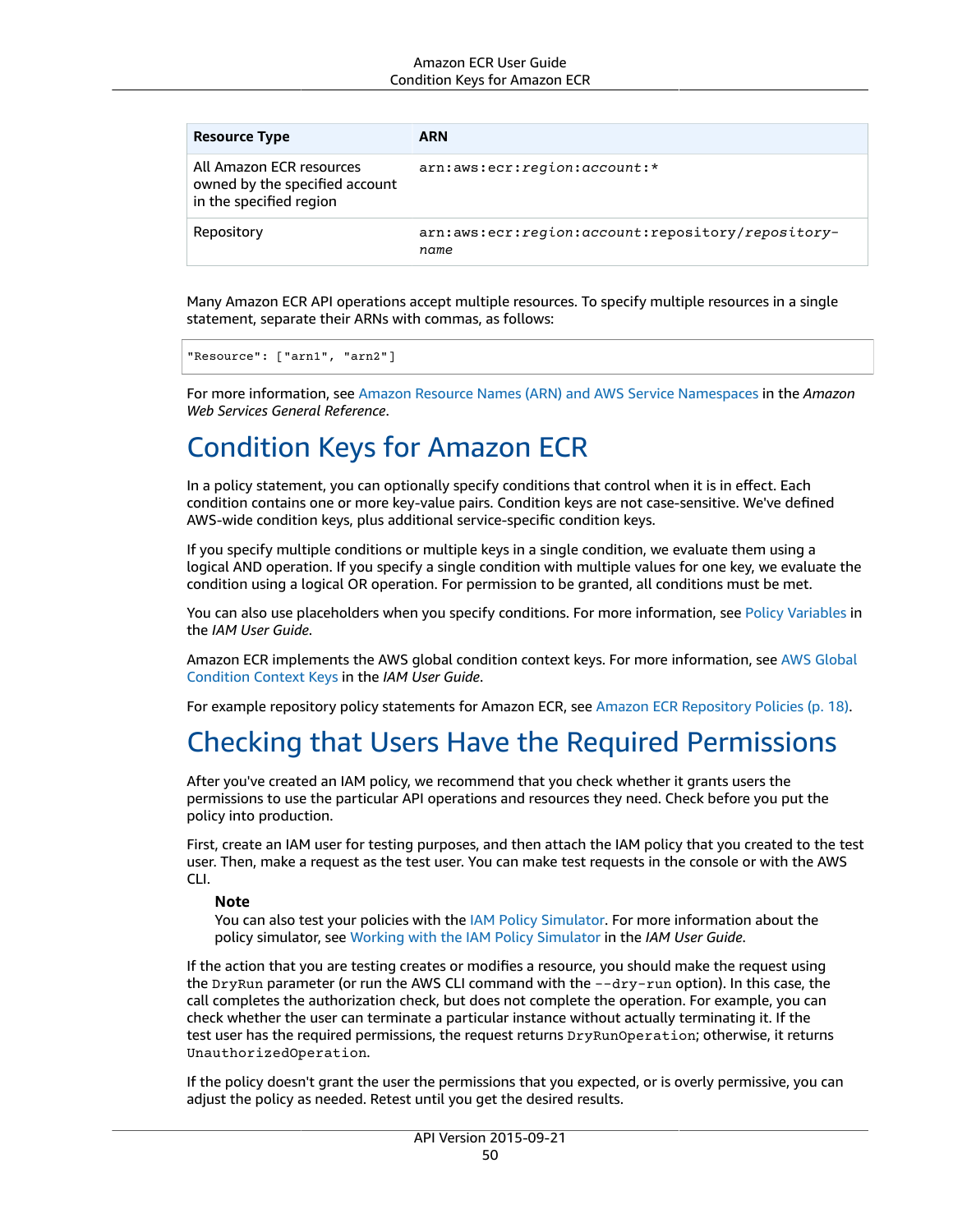| Resource Type | ARN |
|---|---|
| All Amazon ECR resources owned by the specified account in the specified region | `arn:aws:ecr:region:account:*` |
| Repository | `arn:aws:ecr:region:account:repository/repository-name` |

Many Amazon ECR API operations accept multiple resources. To specify multiple resources in a single statement, separate their ARNs with commas, as follows:

```
"Resource": ["arn1", "arn2"]
```

For more information, see Amazon Resource Names (ARN) and AWS Service Namespaces in the *Amazon Web Services General Reference*.

# Condition Keys for Amazon ECR

In a policy statement, you can optionally specify conditions that control when it is in effect. Each condition contains one or more key-value pairs. Condition keys are not case-sensitive. We've defined AWS-wide condition keys, plus additional service-specific condition keys.

If you specify multiple conditions or multiple keys in a single condition, we evaluate them using a logical AND operation. If you specify a single condition with multiple values for one key, we evaluate the condition using a logical OR operation. For permission to be granted, all conditions must be met.

You can also use placeholders when you specify conditions. For more information, see Policy Variables in the *IAM User Guide*.

Amazon ECR implements the AWS global condition context keys. For more information, see AWS Global Condition Context Keys in the *IAM User Guide*.

For example repository policy statements for Amazon ECR, see Amazon ECR Repository Policies (p. 18).

# Checking that Users Have the Required Permissions

After you've created an IAM policy, we recommend that you check whether it grants users the permissions to use the particular API operations and resources they need. Check before you put the policy into production.

First, create an IAM user for testing purposes, and then attach the IAM policy that you created to the test user. Then, make a request as the test user. You can make test requests in the console or with the AWS CLI.

> **Note**
> You can also test your policies with the IAM Policy Simulator. For more information about the policy simulator, see Working with the IAM Policy Simulator in the *IAM User Guide*.

If the action that you are testing creates or modifies a resource, you should make the request using the `DryRun` parameter (or run the AWS CLI command with the `--dry-run` option). In this case, the call completes the authorization check, but does not complete the operation. For example, you can check whether the user can terminate a particular instance without actually terminating it. If the test user has the required permissions, the request returns `DryRunOperation`; otherwise, it returns `UnauthorizedOperation`.

If the policy doesn't grant the user the permissions that you expected, or is overly permissive, you can adjust the policy as needed. Retest until you get the desired results.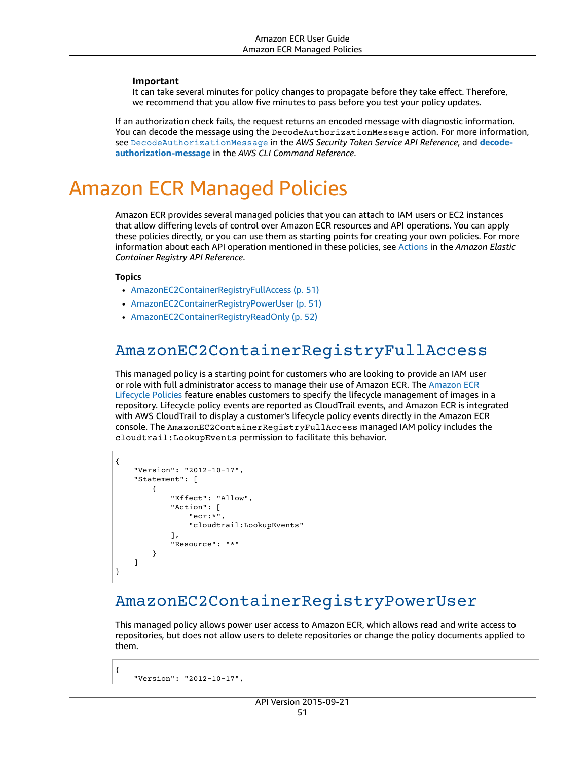**Important**
It can take several minutes for policy changes to propagate before they take effect. Therefore, we recommend that you allow five minutes to pass before you test your policy updates.

If an authorization check fails, the request returns an encoded message with diagnostic information. You can decode the message using the `DecodeAuthorizationMessage` action. For more information, see `DecodeAuthorizationMessage` in the *AWS Security Token Service API Reference*, and **decode-authorization-message** in the *AWS CLI Command Reference*.

# Amazon ECR Managed Policies

Amazon ECR provides several managed policies that you can attach to IAM users or EC2 instances that allow differing levels of control over Amazon ECR resources and API operations. You can apply these policies directly, or you can use them as starting points for creating your own policies. For more information about each API operation mentioned in these policies, see Actions in the *Amazon Elastic Container Registry API Reference*.

**Topics**

- AmazonEC2ContainerRegistryFullAccess (p. 51)
- AmazonEC2ContainerRegistryPowerUser (p. 51)
- AmazonEC2ContainerRegistryReadOnly (p. 52)

## AmazonEC2ContainerRegistryFullAccess

This managed policy is a starting point for customers who are looking to provide an IAM user or role with full administrator access to manage their use of Amazon ECR. The Amazon ECR Lifecycle Policies feature enables customers to specify the lifecycle management of images in a repository. Lifecycle policy events are reported as CloudTrail events, and Amazon ECR is integrated with AWS CloudTrail to display a customer's lifecycle policy events directly in the Amazon ECR console. The `AmazonEC2ContainerRegistryFullAccess` managed IAM policy includes the `cloudtrail:LookupEvents` permission to facilitate this behavior.

```
{
    "Version": "2012-10-17",
    "Statement": [
        {
            "Effect": "Allow",
            "Action": [
                "ecr:*",
                "cloudtrail:LookupEvents"
            ],
            "Resource": "*"
        }
    ]
}
```

## AmazonEC2ContainerRegistryPowerUser

This managed policy allows power user access to Amazon ECR, which allows read and write access to repositories, but does not allow users to delete repositories or change the policy documents applied to them.

```
{
    "Version": "2012-10-17",
```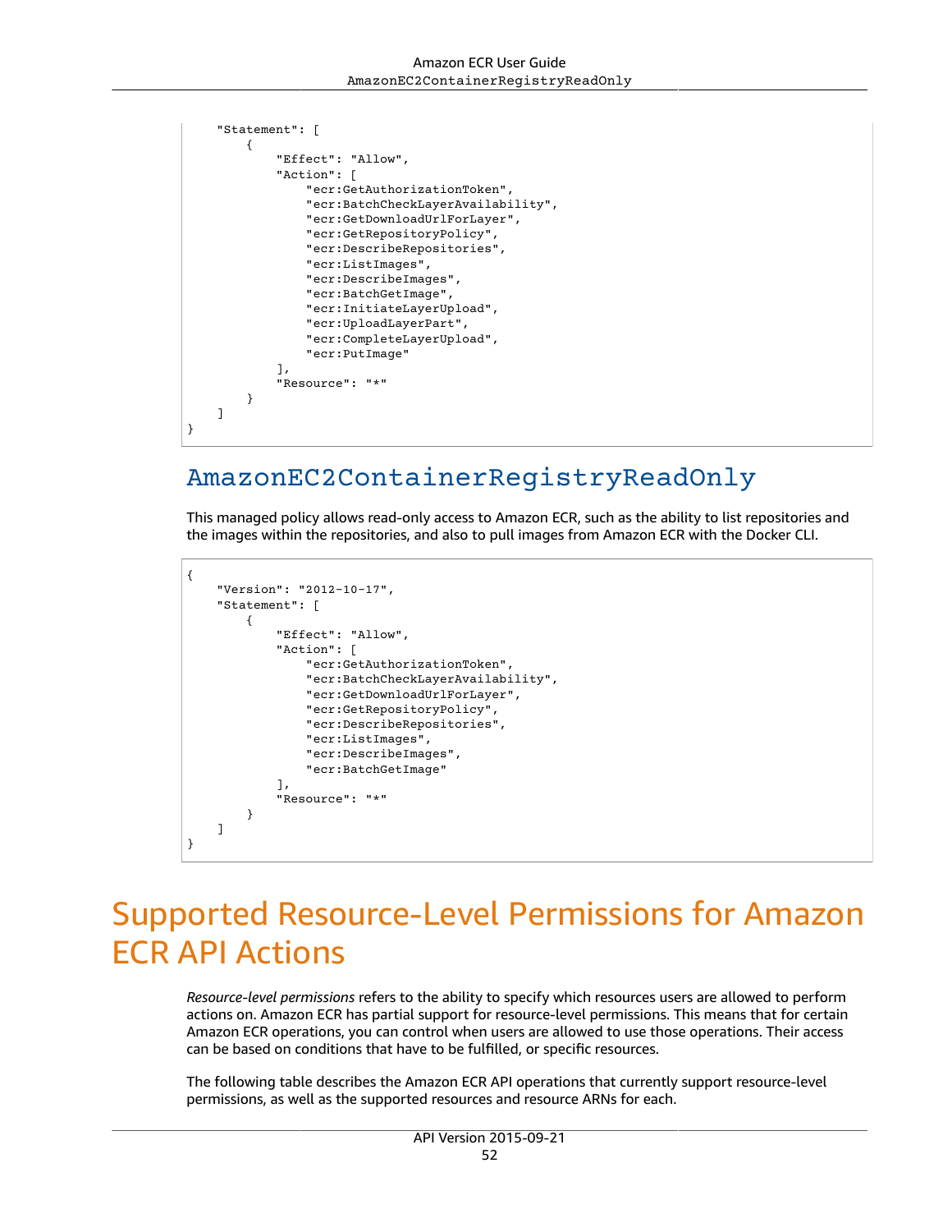```
    "Statement": [
        {
            "Effect": "Allow",
            "Action": [
                "ecr:GetAuthorizationToken",
                "ecr:BatchCheckLayerAvailability",
                "ecr:GetDownloadUrlForLayer",
                "ecr:GetRepositoryPolicy",
                "ecr:DescribeRepositories",
                "ecr:ListImages",
                "ecr:DescribeImages",
                "ecr:BatchGetImage",
                "ecr:InitiateLayerUpload",
                "ecr:UploadLayerPart",
                "ecr:CompleteLayerUpload",
                "ecr:PutImage"
            ],
            "Resource": "*"
        }
    ]
}
```

## AmazonEC2ContainerRegistryReadOnly

This managed policy allows read-only access to Amazon ECR, such as the ability to list repositories and the images within the repositories, and also to pull images from Amazon ECR with the Docker CLI.

```
{
    "Version": "2012-10-17",
    "Statement": [
        {
            "Effect": "Allow",
            "Action": [
                "ecr:GetAuthorizationToken",
                "ecr:BatchCheckLayerAvailability",
                "ecr:GetDownloadUrlForLayer",
                "ecr:GetRepositoryPolicy",
                "ecr:DescribeRepositories",
                "ecr:ListImages",
                "ecr:DescribeImages",
                "ecr:BatchGetImage"
            ],
            "Resource": "*"
        }
    ]
}
```

# Supported Resource-Level Permissions for Amazon ECR API Actions

*Resource-level permissions* refers to the ability to specify which resources users are allowed to perform actions on. Amazon ECR has partial support for resource-level permissions. This means that for certain Amazon ECR operations, you can control when users are allowed to use those operations. Their access can be based on conditions that have to be fulfilled, or specific resources.

The following table describes the Amazon ECR API operations that currently support resource-level permissions, as well as the supported resources and resource ARNs for each.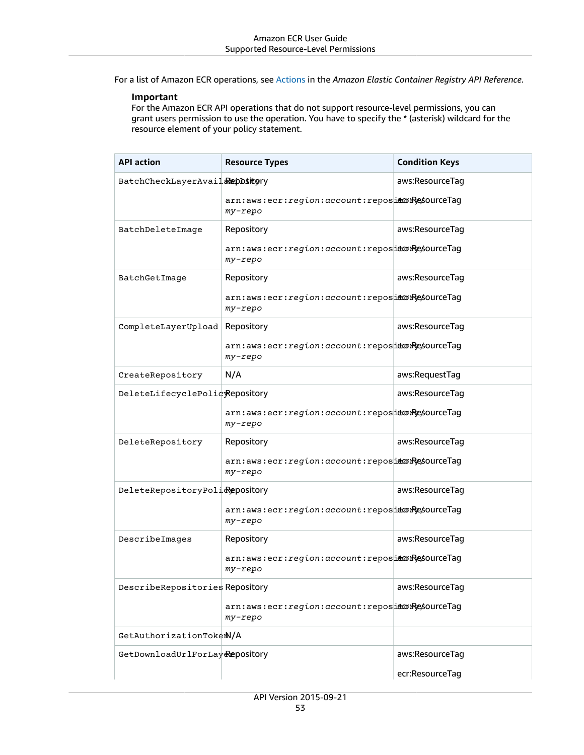For a list of Amazon ECR operations, see Actions in the *Amazon Elastic Container Registry API Reference*.

**Important**
For the Amazon ECR API operations that do not support resource-level permissions, you can grant users permission to use the operation. You have to specify the * (asterisk) wildcard for the resource element of your policy statement.

| API action | Resource Types | Condition Keys |
| --- | --- | --- |
| `BatchCheckLayerAvailability` | Repository<br><br>`arn:aws:ecr:region:account:repository/my-repo` | aws:ResourceTag<br><br>ecr:ResourceTag |
| `BatchDeleteImage` | Repository<br><br>`arn:aws:ecr:region:account:repository/my-repo` | aws:ResourceTag<br><br>ecr:ResourceTag |
| `BatchGetImage` | Repository<br><br>`arn:aws:ecr:region:account:repository/my-repo` | aws:ResourceTag<br><br>ecr:ResourceTag |
| `CompleteLayerUpload` | Repository<br><br>`arn:aws:ecr:region:account:repository/my-repo` | aws:ResourceTag<br><br>ecr:ResourceTag |
| `CreateRepository` | N/A | aws:RequestTag |
| `DeleteLifecyclePolicy` | Repository<br><br>`arn:aws:ecr:region:account:repository/my-repo` | aws:ResourceTag<br><br>ecr:ResourceTag |
| `DeleteRepository` | Repository<br><br>`arn:aws:ecr:region:account:repository/my-repo` | aws:ResourceTag<br><br>ecr:ResourceTag |
| `DeleteRepositoryPolicy` | Repository<br><br>`arn:aws:ecr:region:account:repository/my-repo` | aws:ResourceTag<br><br>ecr:ResourceTag |
| `DescribeImages` | Repository<br><br>`arn:aws:ecr:region:account:repository/my-repo` | aws:ResourceTag<br><br>ecr:ResourceTag |
| `DescribeRepositories` | Repository<br><br>`arn:aws:ecr:region:account:repository/my-repo` | aws:ResourceTag<br><br>ecr:ResourceTag |
| `GetAuthorizationToken` | N/A | |
| `GetDownloadUrlForLayer` | Repository | aws:ResourceTag<br><br>ecr:ResourceTag |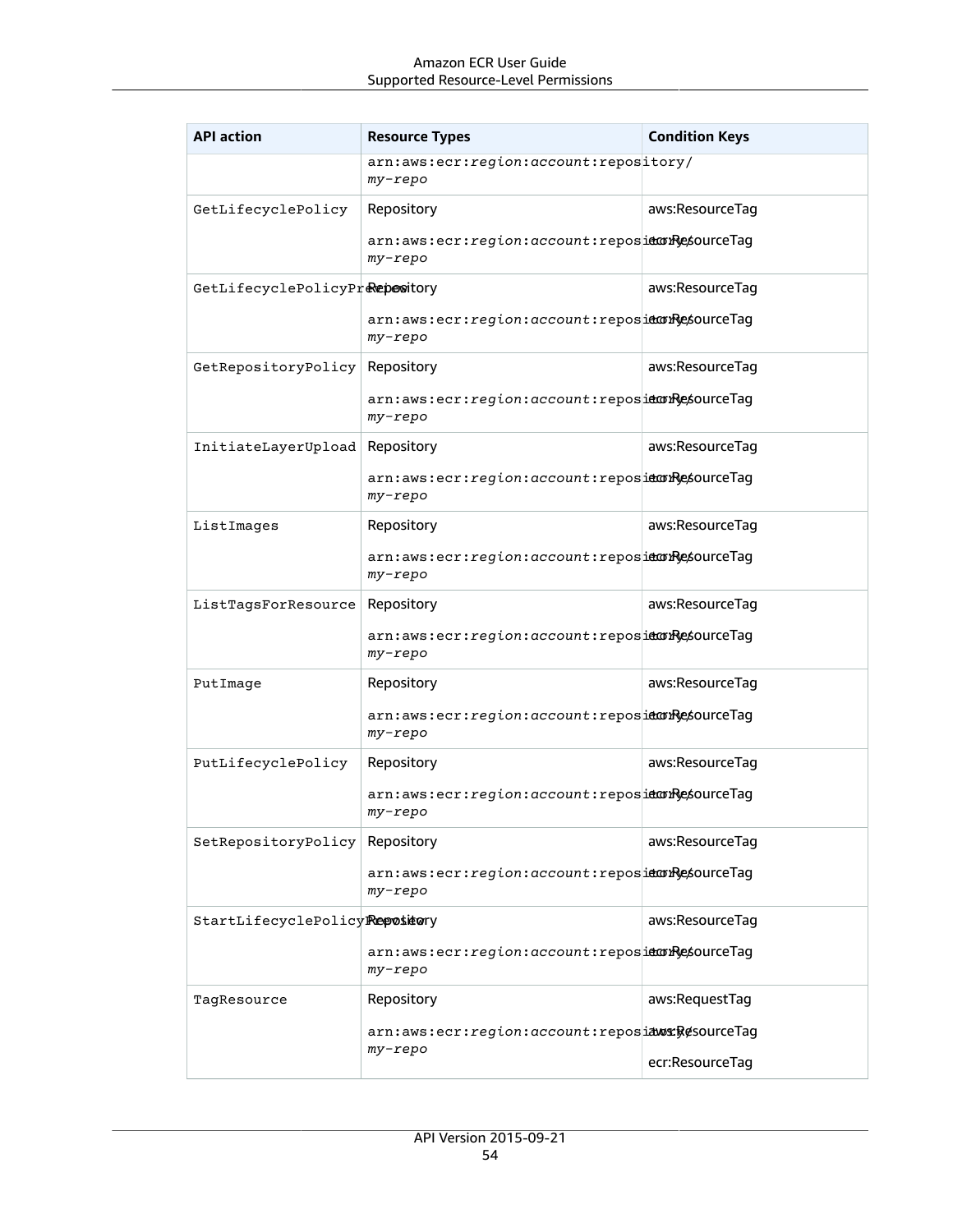| API action | Resource Types | Condition Keys |
| --- | --- | --- |
| | arn:aws:ecr:*region*:*account*:repository/*my-repo* | |
| GetLifecyclePolicy | Repository<br><br>arn:aws:ecr:*region*:*account*:repository/*my-repo* | aws:ResourceTag<br><br>ecr:ResourceTag |
| GetLifecyclePolicyPreview | Repository<br><br>arn:aws:ecr:*region*:*account*:repository/*my-repo* | aws:ResourceTag<br><br>ecr:ResourceTag |
| GetRepositoryPolicy | Repository<br><br>arn:aws:ecr:*region*:*account*:repository/*my-repo* | aws:ResourceTag<br><br>ecr:ResourceTag |
| InitiateLayerUpload | Repository<br><br>arn:aws:ecr:*region*:*account*:repository/*my-repo* | aws:ResourceTag<br><br>ecr:ResourceTag |
| ListImages | Repository<br><br>arn:aws:ecr:*region*:*account*:repository/*my-repo* | aws:ResourceTag<br><br>ecr:ResourceTag |
| ListTagsForResource | Repository<br><br>arn:aws:ecr:*region*:*account*:repository/*my-repo* | aws:ResourceTag<br><br>ecr:ResourceTag |
| PutImage | Repository<br><br>arn:aws:ecr:*region*:*account*:repository/*my-repo* | aws:ResourceTag<br><br>ecr:ResourceTag |
| PutLifecyclePolicy | Repository<br><br>arn:aws:ecr:*region*:*account*:repository/*my-repo* | aws:ResourceTag<br><br>ecr:ResourceTag |
| SetRepositoryPolicy | Repository<br><br>arn:aws:ecr:*region*:*account*:repository/*my-repo* | aws:ResourceTag<br><br>ecr:ResourceTag |
| StartLifecyclePolicyPreview | Repository<br><br>arn:aws:ecr:*region*:*account*:repository/*my-repo* | aws:ResourceTag<br><br>ecr:ResourceTag |
| TagResource | Repository<br><br>arn:aws:ecr:*region*:*account*:repository/*my-repo* | aws:RequestTag<br><br>aws:ResourceTag<br><br>ecr:ResourceTag |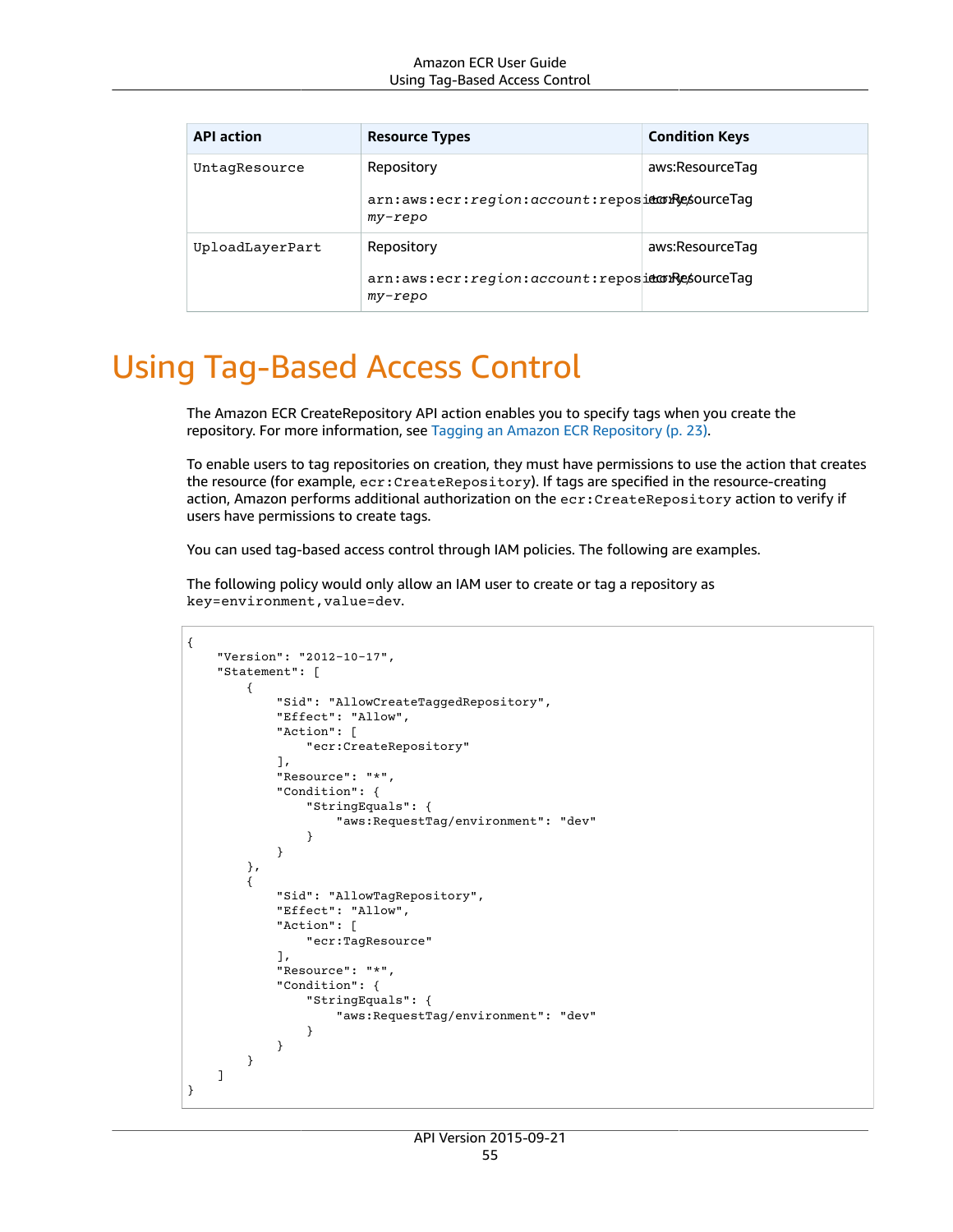| API action | Resource Types | Condition Keys |
| --- | --- | --- |
| UntagResource | Repository<br><br>arn:aws:ecr:*region*:*account*:repository/*my-repo* | aws:ResourceTag<br><br>ecr:ResourceTag |
| UploadLayerPart | Repository<br><br>arn:aws:ecr:*region*:*account*:repository/*my-repo* | aws:ResourceTag<br><br>ecr:ResourceTag |

# Using Tag-Based Access Control

The Amazon ECR CreateRepository API action enables you to specify tags when you create the repository. For more information, see Tagging an Amazon ECR Repository (p. 23).

To enable users to tag repositories on creation, they must have permissions to use the action that creates the resource (for example, `ecr:CreateRepository`). If tags are specified in the resource-creating action, Amazon performs additional authorization on the `ecr:CreateRepository` action to verify if users have permissions to create tags.

You can used tag-based access control through IAM policies. The following are examples.

The following policy would only allow an IAM user to create or tag a repository as `key=environment,value=dev`.

```
{
    "Version": "2012-10-17",
    "Statement": [
        {
            "Sid": "AllowCreateTaggedRepository",
            "Effect": "Allow",
            "Action": [
                "ecr:CreateRepository"
            ],
            "Resource": "*",
            "Condition": {
                "StringEquals": {
                    "aws:RequestTag/environment": "dev"
                }
            }
        },
        {
            "Sid": "AllowTagRepository",
            "Effect": "Allow",
            "Action": [
                "ecr:TagResource"
            ],
            "Resource": "*",
            "Condition": {
                "StringEquals": {
                    "aws:RequestTag/environment": "dev"
                }
            }
        }
    ]
}
```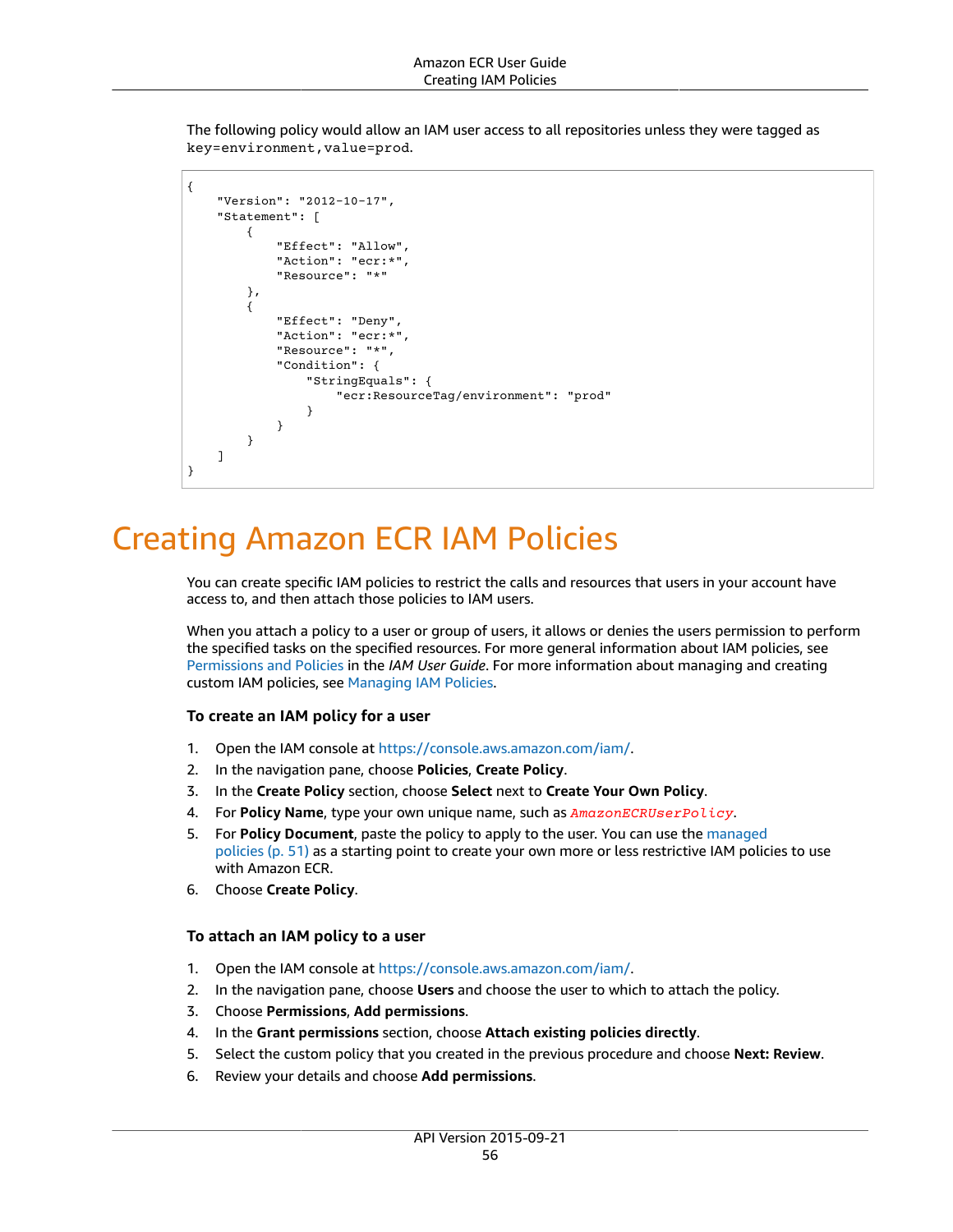The following policy would allow an IAM user access to all repositories unless they were tagged as `key=environment,value=prod`.

```
{
    "Version": "2012-10-17",
    "Statement": [
        {
            "Effect": "Allow",
            "Action": "ecr:*",
            "Resource": "*"
        },
        {
            "Effect": "Deny",
            "Action": "ecr:*",
            "Resource": "*",
            "Condition": {
                "StringEquals": {
                    "ecr:ResourceTag/environment": "prod"
                }
            }
        }
    ]
}
```

# Creating Amazon ECR IAM Policies

You can create specific IAM policies to restrict the calls and resources that users in your account have access to, and then attach those policies to IAM users.

When you attach a policy to a user or group of users, it allows or denies the users permission to perform the specified tasks on the specified resources. For more general information about IAM policies, see Permissions and Policies in the *IAM User Guide*. For more information about managing and creating custom IAM policies, see Managing IAM Policies.

**To create an IAM policy for a user**

1. Open the IAM console at https://console.aws.amazon.com/iam/.
2. In the navigation pane, choose **Policies**, **Create Policy**.
3. In the **Create Policy** section, choose **Select** next to **Create Your Own Policy**.
4. For **Policy Name**, type your own unique name, such as *AmazonECRUserPolicy*.
5. For **Policy Document**, paste the policy to apply to the user. You can use the managed policies (p. 51) as a starting point to create your own more or less restrictive IAM policies to use with Amazon ECR.
6. Choose **Create Policy**.

**To attach an IAM policy to a user**

1. Open the IAM console at https://console.aws.amazon.com/iam/.
2. In the navigation pane, choose **Users** and choose the user to which to attach the policy.
3. Choose **Permissions**, **Add permissions**.
4. In the **Grant permissions** section, choose **Attach existing policies directly**.
5. Select the custom policy that you created in the previous procedure and choose **Next: Review**.
6. Review your details and choose **Add permissions**.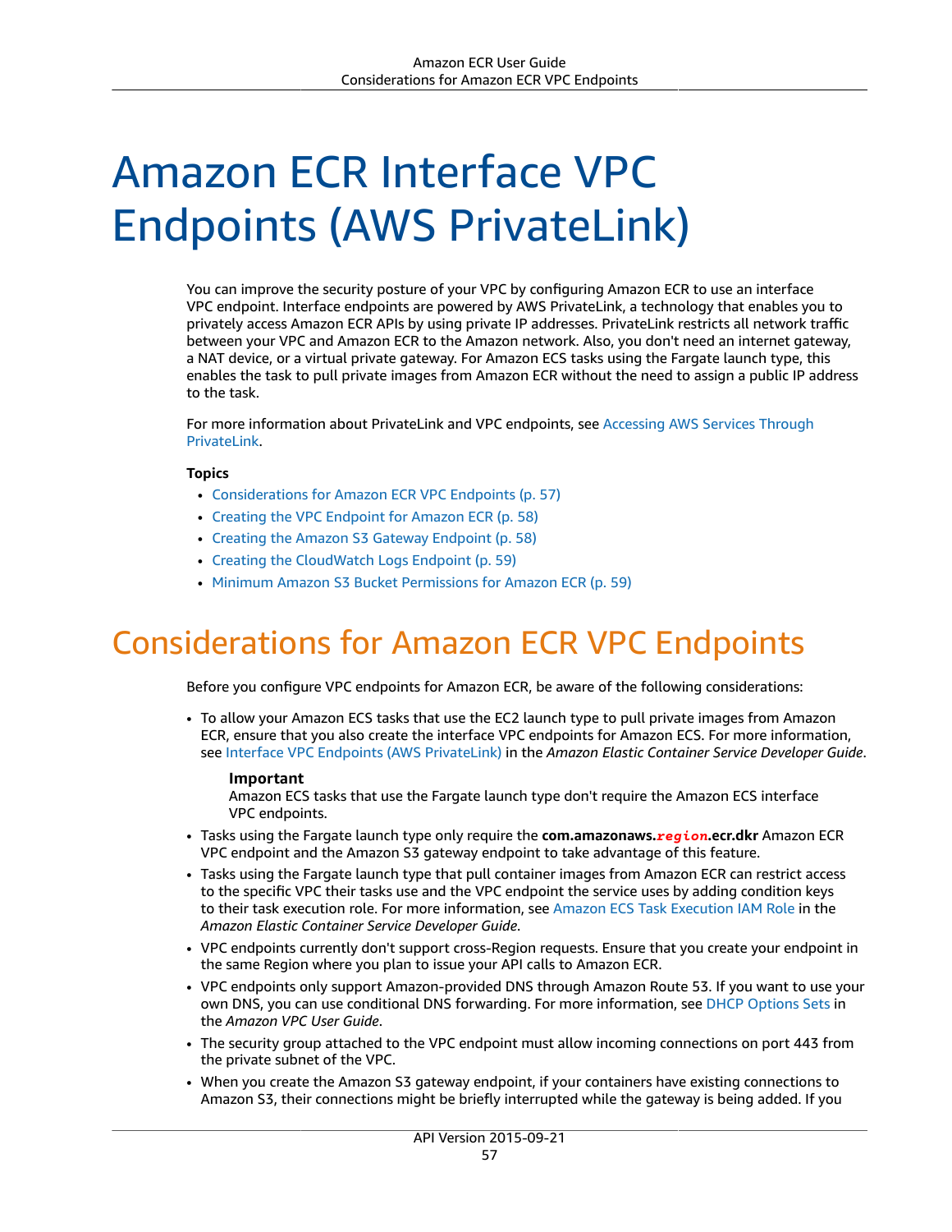# Amazon ECR Interface VPC Endpoints (AWS PrivateLink)

You can improve the security posture of your VPC by configuring Amazon ECR to use an interface VPC endpoint. Interface endpoints are powered by AWS PrivateLink, a technology that enables you to privately access Amazon ECR APIs by using private IP addresses. PrivateLink restricts all network traffic between your VPC and Amazon ECR to the Amazon network. Also, you don't need an internet gateway, a NAT device, or a virtual private gateway. For Amazon ECS tasks using the Fargate launch type, this enables the task to pull private images from Amazon ECR without the need to assign a public IP address to the task.

For more information about PrivateLink and VPC endpoints, see Accessing AWS Services Through PrivateLink.

**Topics**

- Considerations for Amazon ECR VPC Endpoints (p. 57)
- Creating the VPC Endpoint for Amazon ECR (p. 58)
- Creating the Amazon S3 Gateway Endpoint (p. 58)
- Creating the CloudWatch Logs Endpoint (p. 59)
- Minimum Amazon S3 Bucket Permissions for Amazon ECR (p. 59)

## Considerations for Amazon ECR VPC Endpoints

Before you configure VPC endpoints for Amazon ECR, be aware of the following considerations:

- To allow your Amazon ECS tasks that use the EC2 launch type to pull private images from Amazon ECR, ensure that you also create the interface VPC endpoints for Amazon ECS. For more information, see Interface VPC Endpoints (AWS PrivateLink) in the *Amazon Elastic Container Service Developer Guide*.

  **Important**
  Amazon ECS tasks that use the Fargate launch type don't require the Amazon ECS interface VPC endpoints.

- Tasks using the Fargate launch type only require the **com.amazonaws.*region*.ecr.dkr** Amazon ECR VPC endpoint and the Amazon S3 gateway endpoint to take advantage of this feature.
- Tasks using the Fargate launch type that pull container images from Amazon ECR can restrict access to the specific VPC their tasks use and the VPC endpoint the service uses by adding condition keys to their task execution role. For more information, see Amazon ECS Task Execution IAM Role in the *Amazon Elastic Container Service Developer Guide*.
- VPC endpoints currently don't support cross-Region requests. Ensure that you create your endpoint in the same Region where you plan to issue your API calls to Amazon ECR.
- VPC endpoints only support Amazon-provided DNS through Amazon Route 53. If you want to use your own DNS, you can use conditional DNS forwarding. For more information, see DHCP Options Sets in the *Amazon VPC User Guide*.
- The security group attached to the VPC endpoint must allow incoming connections on port 443 from the private subnet of the VPC.
- When you create the Amazon S3 gateway endpoint, if your containers have existing connections to Amazon S3, their connections might be briefly interrupted while the gateway is being added. If you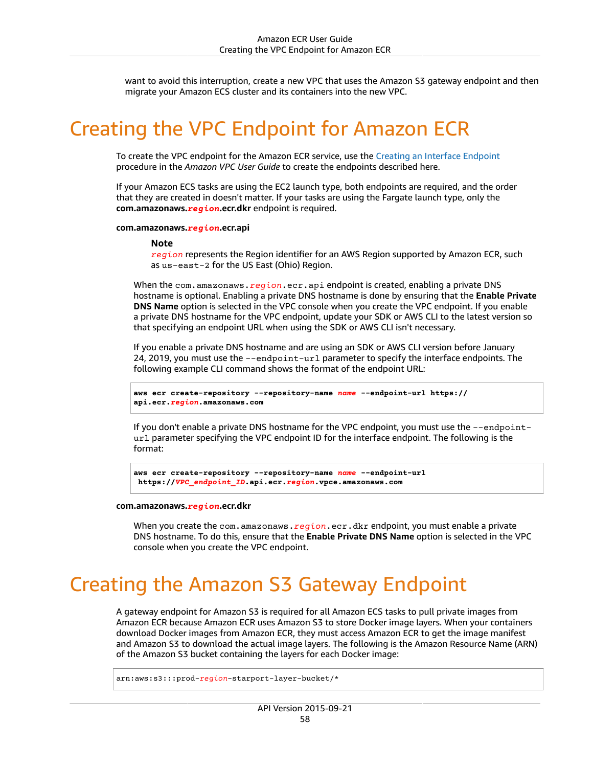want to avoid this interruption, create a new VPC that uses the Amazon S3 gateway endpoint and then migrate your Amazon ECS cluster and its containers into the new VPC.

# Creating the VPC Endpoint for Amazon ECR

To create the VPC endpoint for the Amazon ECR service, use the Creating an Interface Endpoint procedure in the *Amazon VPC User Guide* to create the endpoints described here.

If your Amazon ECS tasks are using the EC2 launch type, both endpoints are required, and the order that they are created in doesn't matter. If your tasks are using the Fargate launch type, only the **com.amazonaws.*region*.ecr.dkr** endpoint is required.

**com.amazonaws.*region*.ecr.api**

> **Note**
> *region* represents the Region identifier for an AWS Region supported by Amazon ECR, such as `us-east-2` for the US East (Ohio) Region.

When the `com.amazonaws.region.ecr.api` endpoint is created, enabling a private DNS hostname is optional. Enabling a private DNS hostname is done by ensuring that the **Enable Private DNS Name** option is selected in the VPC console when you create the VPC endpoint. If you enable a private DNS hostname for the VPC endpoint, update your SDK or AWS CLI to the latest version so that specifying an endpoint URL when using the SDK or AWS CLI isn't necessary.

If you enable a private DNS hostname and are using an SDK or AWS CLI version before January 24, 2019, you must use the `--endpoint-url` parameter to specify the interface endpoints. The following example CLI command shows the format of the endpoint URL:

```
aws ecr create-repository --repository-name name --endpoint-url https://
api.ecr.region.amazonaws.com
```

If you don't enable a private DNS hostname for the VPC endpoint, you must use the `--endpoint-url` parameter specifying the VPC endpoint ID for the interface endpoint. The following is the format:

```
aws ecr create-repository --repository-name name --endpoint-url
 https://VPC_endpoint_ID.api.ecr.region.vpce.amazonaws.com
```

**com.amazonaws.*region*.ecr.dkr**

When you create the `com.amazonaws.region.ecr.dkr` endpoint, you must enable a private DNS hostname. To do this, ensure that the **Enable Private DNS Name** option is selected in the VPC console when you create the VPC endpoint.

# Creating the Amazon S3 Gateway Endpoint

A gateway endpoint for Amazon S3 is required for all Amazon ECS tasks to pull private images from Amazon ECR because Amazon ECR uses Amazon S3 to store Docker image layers. When your containers download Docker images from Amazon ECR, they must access Amazon ECR to get the image manifest and Amazon S3 to download the actual image layers. The following is the Amazon Resource Name (ARN) of the Amazon S3 bucket containing the layers for each Docker image:

```
arn:aws:s3:::prod-region-starport-layer-bucket/*
```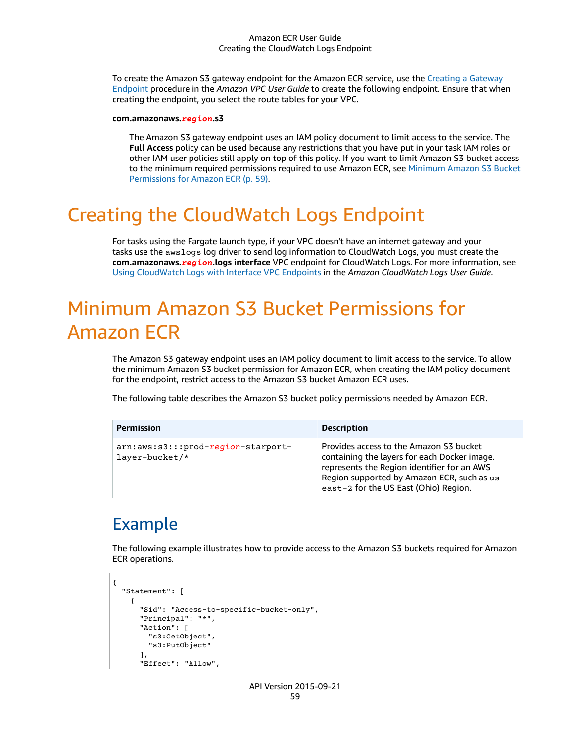To create the Amazon S3 gateway endpoint for the Amazon ECR service, use the Creating a Gateway Endpoint procedure in the *Amazon VPC User Guide* to create the following endpoint. Ensure that when creating the endpoint, you select the route tables for your VPC.

**com.amazonaws.*region*.s3**

The Amazon S3 gateway endpoint uses an IAM policy document to limit access to the service. The **Full Access** policy can be used because any restrictions that you have put in your task IAM roles or other IAM user policies still apply on top of this policy. If you want to limit Amazon S3 bucket access to the minimum required permissions required to use Amazon ECR, see Minimum Amazon S3 Bucket Permissions for Amazon ECR (p. 59).

# Creating the CloudWatch Logs Endpoint

For tasks using the Fargate launch type, if your VPC doesn't have an internet gateway and your tasks use the `awslogs` log driver to send log information to CloudWatch Logs, you must create the **com.amazonaws.*region*.logs interface** VPC endpoint for CloudWatch Logs. For more information, see Using CloudWatch Logs with Interface VPC Endpoints in the *Amazon CloudWatch Logs User Guide*.

# Minimum Amazon S3 Bucket Permissions for Amazon ECR

The Amazon S3 gateway endpoint uses an IAM policy document to limit access to the service. To allow the minimum Amazon S3 bucket permission for Amazon ECR, when creating the IAM policy document for the endpoint, restrict access to the Amazon S3 bucket Amazon ECR uses.

The following table describes the Amazon S3 bucket policy permissions needed by Amazon ECR.

| Permission | Description |
| --- | --- |
| `arn:aws:s3:::prod-`*region*`-starport-layer-bucket/*` | Provides access to the Amazon S3 bucket containing the layers for each Docker image. represents the Region identifier for an AWS Region supported by Amazon ECR, such as `us-east-2` for the US East (Ohio) Region. |

## Example

The following example illustrates how to provide access to the Amazon S3 buckets required for Amazon ECR operations.

```
{
  "Statement": [
    {
      "Sid": "Access-to-specific-bucket-only",
      "Principal": "*",
      "Action": [
        "s3:GetObject",
        "s3:PutObject"
      ],
      "Effect": "Allow",
```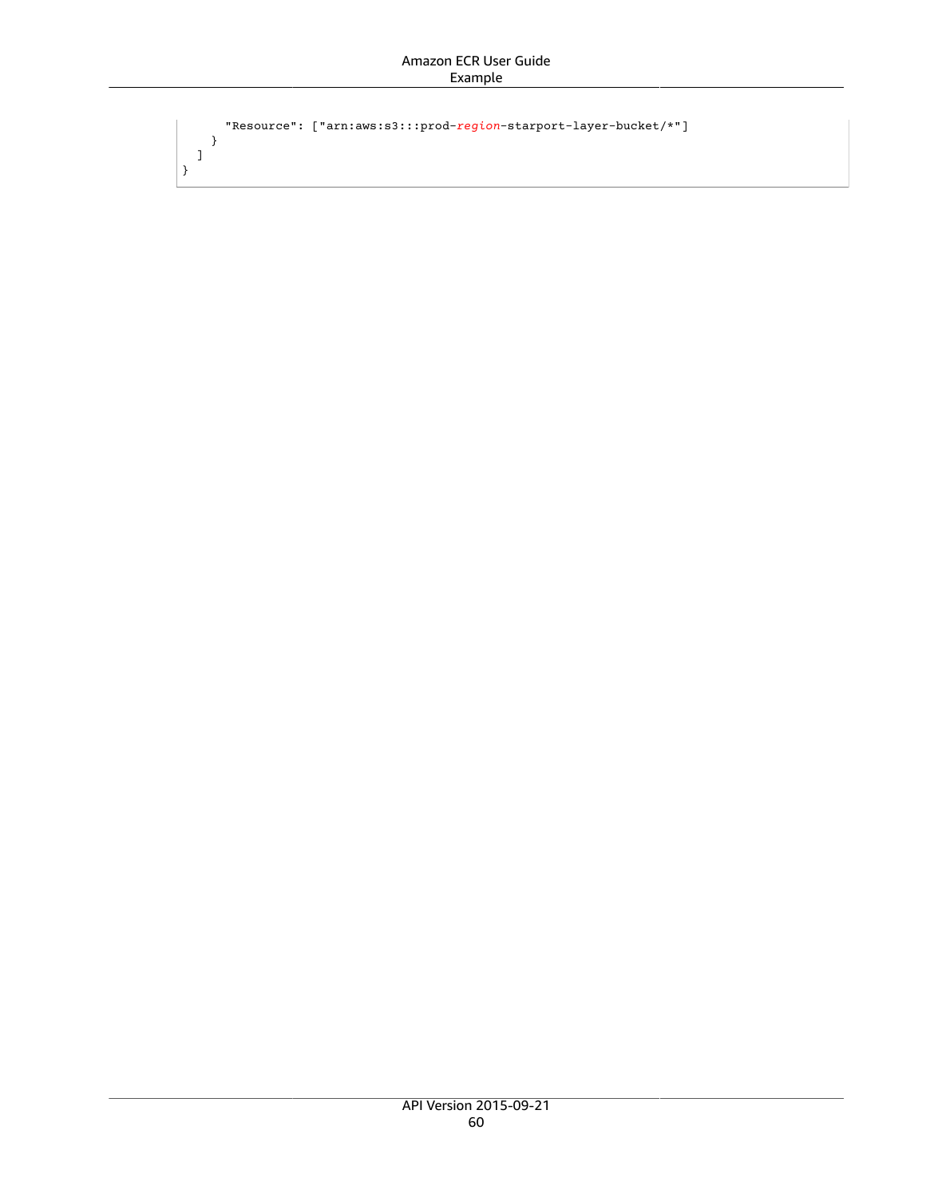```
      "Resource": ["arn:aws:s3:::prod-region-starport-layer-bucket/*"]
    }
  ]
}
```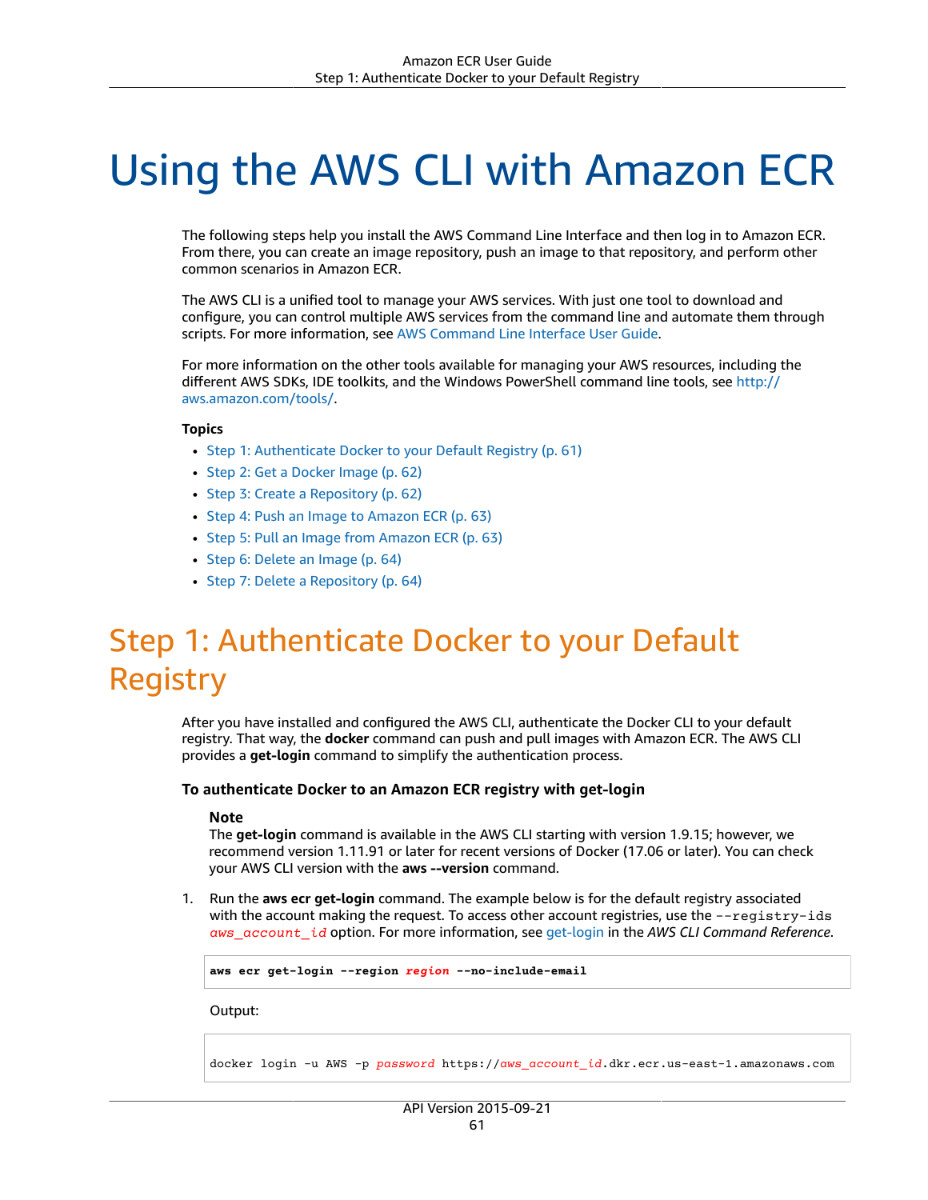# Using the AWS CLI with Amazon ECR

The following steps help you install the AWS Command Line Interface and then log in to Amazon ECR. From there, you can create an image repository, push an image to that repository, and perform other common scenarios in Amazon ECR.

The AWS CLI is a unified tool to manage your AWS services. With just one tool to download and configure, you can control multiple AWS services from the command line and automate them through scripts. For more information, see AWS Command Line Interface User Guide.

For more information on the other tools available for managing your AWS resources, including the different AWS SDKs, IDE toolkits, and the Windows PowerShell command line tools, see http://aws.amazon.com/tools/.

**Topics**

- Step 1: Authenticate Docker to your Default Registry (p. 61)
- Step 2: Get a Docker Image (p. 62)
- Step 3: Create a Repository (p. 62)
- Step 4: Push an Image to Amazon ECR (p. 63)
- Step 5: Pull an Image from Amazon ECR (p. 63)
- Step 6: Delete an Image (p. 64)
- Step 7: Delete a Repository (p. 64)

## Step 1: Authenticate Docker to your Default Registry

After you have installed and configured the AWS CLI, authenticate the Docker CLI to your default registry. That way, the **docker** command can push and pull images with Amazon ECR. The AWS CLI provides a **get-login** command to simplify the authentication process.

### To authenticate Docker to an Amazon ECR registry with get-login

**Note**
The **get-login** command is available in the AWS CLI starting with version 1.9.15; however, we recommend version 1.11.91 or later for recent versions of Docker (17.06 or later). You can check your AWS CLI version with the **aws --version** command.

1. Run the **aws ecr get-login** command. The example below is for the default registry associated with the account making the request. To access other account registries, use the `--registry-ids` *aws_account_id* option. For more information, see get-login in the *AWS CLI Command Reference*.

```
aws ecr get-login --region region --no-include-email
```

Output:

```
docker login -u AWS -p password https://aws_account_id.dkr.ecr.us-east-1.amazonaws.com
```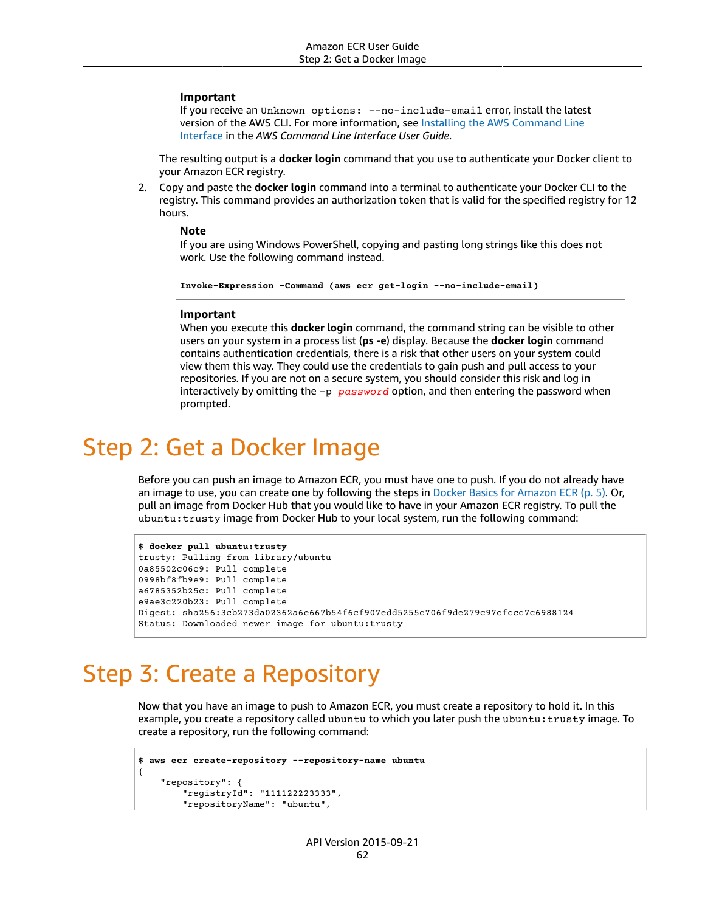**Important**

If you receive an `Unknown options: --no-include-email` error, install the latest version of the AWS CLI. For more information, see Installing the AWS Command Line Interface in the *AWS Command Line Interface User Guide*.

The resulting output is a **docker login** command that you use to authenticate your Docker client to your Amazon ECR registry.

2. Copy and paste the **docker login** command into a terminal to authenticate your Docker CLI to the registry. This command provides an authorization token that is valid for the specified registry for 12 hours.

   **Note**

   If you are using Windows PowerShell, copying and pasting long strings like this does not work. Use the following command instead.

   ```
   Invoke-Expression -Command (aws ecr get-login --no-include-email)
   ```

   **Important**

   When you execute this **docker login** command, the command string can be visible to other users on your system in a process list (**ps -e**) display. Because the **docker login** command contains authentication credentials, there is a risk that other users on your system could view them this way. They could use the credentials to gain push and pull access to your repositories. If you are not on a secure system, you should consider this risk and log in interactively by omitting the `-p` *`password`* option, and then entering the password when prompted.

# Step 2: Get a Docker Image

Before you can push an image to Amazon ECR, you must have one to push. If you do not already have an image to use, you can create one by following the steps in Docker Basics for Amazon ECR (p. 5). Or, pull an image from Docker Hub that you would like to have in your Amazon ECR registry. To pull the `ubuntu:trusty` image from Docker Hub to your local system, run the following command:

```
$ docker pull ubuntu:trusty
trusty: Pulling from library/ubuntu
0a85502c06c9: Pull complete
0998bf8fb9e9: Pull complete
a6785352b25c: Pull complete
e9ae3c220b23: Pull complete
Digest: sha256:3cb273da02362a6e667b54f6cf907edd5255c706f9de279c97cfccc7c6988124
Status: Downloaded newer image for ubuntu:trusty
```

# Step 3: Create a Repository

Now that you have an image to push to Amazon ECR, you must create a repository to hold it. In this example, you create a repository called `ubuntu` to which you later push the `ubuntu:trusty` image. To create a repository, run the following command:

```
$ aws ecr create-repository --repository-name ubuntu
{
    "repository": {
        "registryId": "111122223333",
        "repositoryName": "ubuntu",
```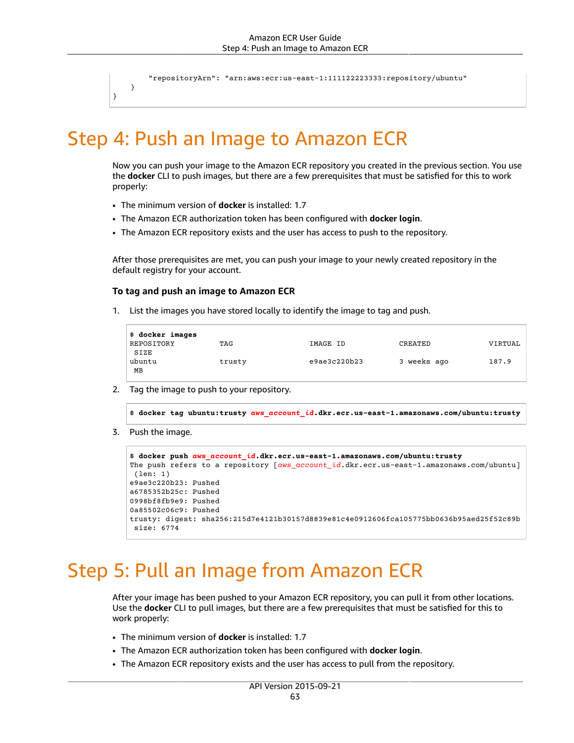```
        "repositoryArn": "arn:aws:ecr:us-east-1:111122223333:repository/ubuntu"
    }
}
```

# Step 4: Push an Image to Amazon ECR

Now you can push your image to the Amazon ECR repository you created in the previous section. You use the **docker** CLI to push images, but there are a few prerequisites that must be satisfied for this to work properly:

- The minimum version of **docker** is installed: 1.7
- The Amazon ECR authorization token has been configured with **docker login**.
- The Amazon ECR repository exists and the user has access to push to the repository.

After those prerequisites are met, you can push your image to your newly created repository in the default registry for your account.

### To tag and push an image to Amazon ECR

1. List the images you have stored locally to identify the image to tag and push.

```
$ docker images
REPOSITORY          TAG                 IMAGE ID            CREATED             VIRTUAL
 SIZE
ubuntu              trusty              e9ae3c220b23        3 weeks ago         187.9
 MB
```

2. Tag the image to push to your repository.

```
$ docker tag ubuntu:trusty aws_account_id.dkr.ecr.us-east-1.amazonaws.com/ubuntu:trusty
```

3. Push the image.

```
$ docker push aws_account_id.dkr.ecr.us-east-1.amazonaws.com/ubuntu:trusty
The push refers to a repository [aws_account_id.dkr.ecr.us-east-1.amazonaws.com/ubuntu]
 (len: 1)
e9ae3c220b23: Pushed
a6785352b25c: Pushed
0998bf8fb9e9: Pushed
0a85502c06c9: Pushed
trusty: digest: sha256:215d7e4121b30157d8839e81c4e0912606fca105775bb0636b95aed25f52c89b
 size: 6774
```

# Step 5: Pull an Image from Amazon ECR

After your image has been pushed to your Amazon ECR repository, you can pull it from other locations. Use the **docker** CLI to pull images, but there are a few prerequisites that must be satisfied for this to work properly:

- The minimum version of **docker** is installed: 1.7
- The Amazon ECR authorization token has been configured with **docker login**.
- The Amazon ECR repository exists and the user has access to pull from the repository.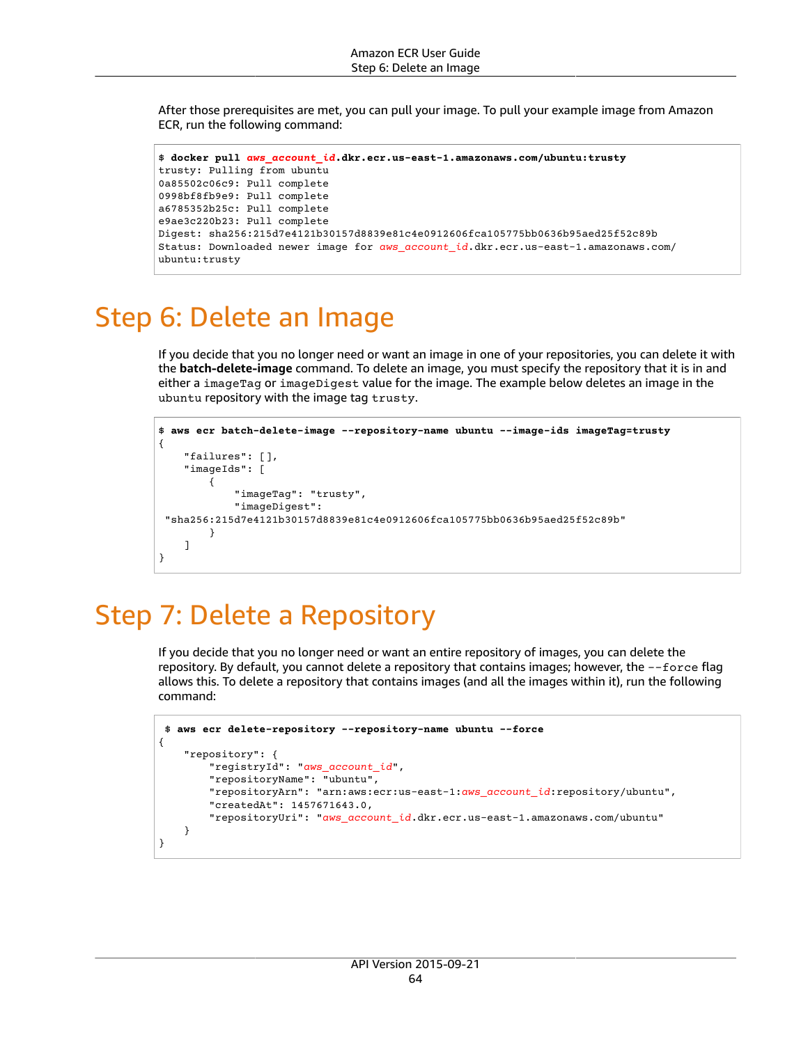After those prerequisites are met, you can pull your image. To pull your example image from Amazon ECR, run the following command:

```
$ docker pull aws_account_id.dkr.ecr.us-east-1.amazonaws.com/ubuntu:trusty
trusty: Pulling from ubuntu
0a85502c06c9: Pull complete
0998bf8fb9e9: Pull complete
a6785352b25c: Pull complete
e9ae3c220b23: Pull complete
Digest: sha256:215d7e4121b30157d8839e81c4e0912606fca105775bb0636b95aed25f52c89b
Status: Downloaded newer image for aws_account_id.dkr.ecr.us-east-1.amazonaws.com/
ubuntu:trusty
```

# Step 6: Delete an Image

If you decide that you no longer need or want an image in one of your repositories, you can delete it with the **batch-delete-image** command. To delete an image, you must specify the repository that it is in and either a `imageTag` or `imageDigest` value for the image. The example below deletes an image in the `ubuntu` repository with the image tag `trusty`.

```
$ aws ecr batch-delete-image --repository-name ubuntu --image-ids imageTag=trusty
{
    "failures": [],
    "imageIds": [
        {
            "imageTag": "trusty",
            "imageDigest":
 "sha256:215d7e4121b30157d8839e81c4e0912606fca105775bb0636b95aed25f52c89b"
        }
    ]
}
```

# Step 7: Delete a Repository

If you decide that you no longer need or want an entire repository of images, you can delete the repository. By default, you cannot delete a repository that contains images; however, the `--force` flag allows this. To delete a repository that contains images (and all the images within it), run the following command:

```
 $ aws ecr delete-repository --repository-name ubuntu --force
{
    "repository": {
        "registryId": "aws_account_id",
        "repositoryName": "ubuntu",
        "repositoryArn": "arn:aws:ecr:us-east-1:aws_account_id:repository/ubuntu",
        "createdAt": 1457671643.0,
        "repositoryUri": "aws_account_id.dkr.ecr.us-east-1.amazonaws.com/ubuntu"
    }
}
```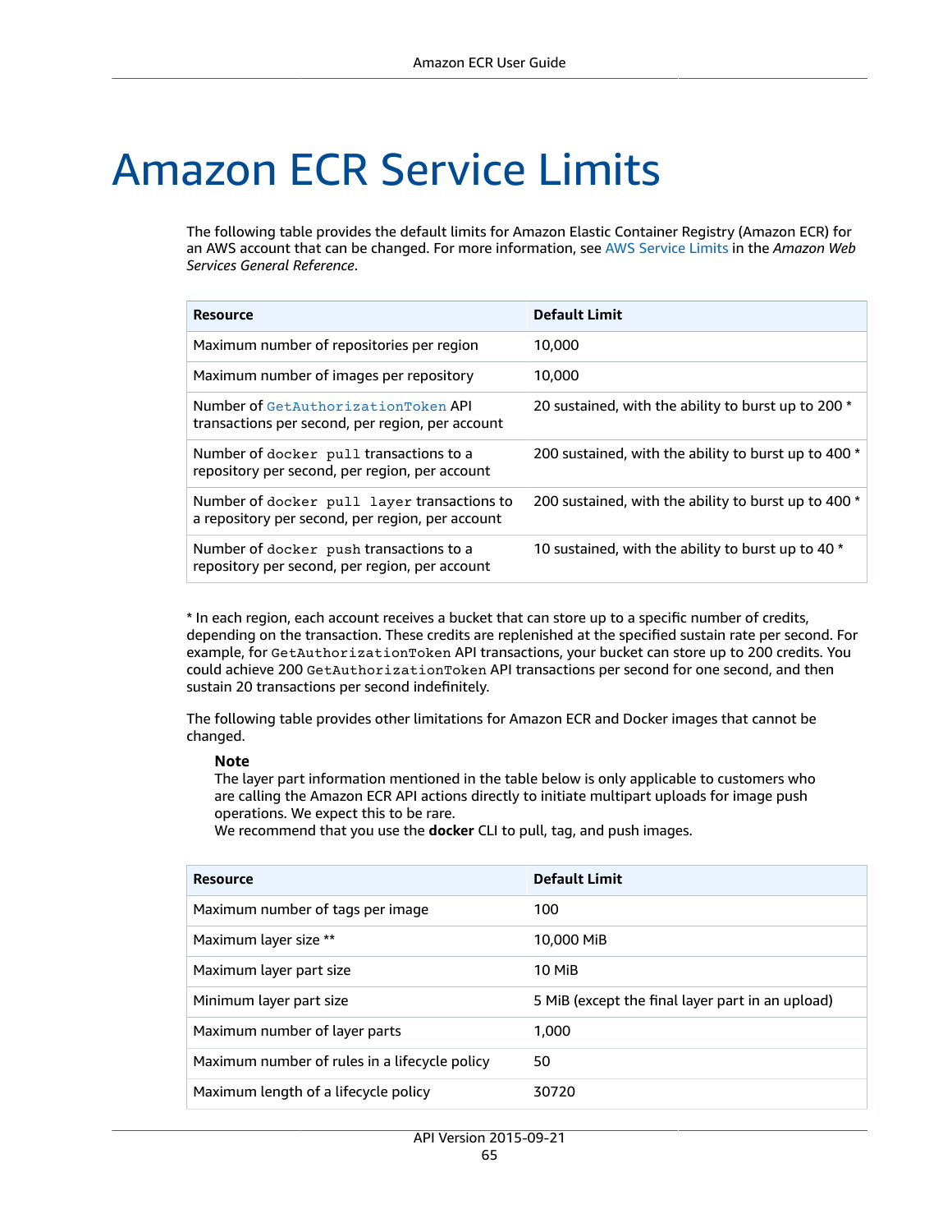# Amazon ECR Service Limits

The following table provides the default limits for Amazon Elastic Container Registry (Amazon ECR) for an AWS account that can be changed. For more information, see AWS Service Limits in the *Amazon Web Services General Reference*.

| Resource | Default Limit |
| --- | --- |
| Maximum number of repositories per region | 10,000 |
| Maximum number of images per repository | 10,000 |
| Number of `GetAuthorizationToken` API transactions per second, per region, per account | 20 sustained, with the ability to burst up to 200 * |
| Number of `docker pull` transactions to a repository per second, per region, per account | 200 sustained, with the ability to burst up to 400 * |
| Number of `docker pull layer` transactions to a repository per second, per region, per account | 200 sustained, with the ability to burst up to 400 * |
| Number of `docker push` transactions to a repository per second, per region, per account | 10 sustained, with the ability to burst up to 40 * |

* In each region, each account receives a bucket that can store up to a specific number of credits, depending on the transaction. These credits are replenished at the specified sustain rate per second. For example, for `GetAuthorizationToken` API transactions, your bucket can store up to 200 credits. You could achieve 200 `GetAuthorizationToken` API transactions per second for one second, and then sustain 20 transactions per second indefinitely.

The following table provides other limitations for Amazon ECR and Docker images that cannot be changed.

> **Note**
> The layer part information mentioned in the table below is only applicable to customers who are calling the Amazon ECR API actions directly to initiate multipart uploads for image push operations. We expect this to be rare.
> We recommend that you use the **docker** CLI to pull, tag, and push images.

| Resource | Default Limit |
| --- | --- |
| Maximum number of tags per image | 100 |
| Maximum layer size ** | 10,000 MiB |
| Maximum layer part size | 10 MiB |
| Minimum layer part size | 5 MiB (except the final layer part in an upload) |
| Maximum number of layer parts | 1,000 |
| Maximum number of rules in a lifecycle policy | 50 |
| Maximum length of a lifecycle policy | 30720 |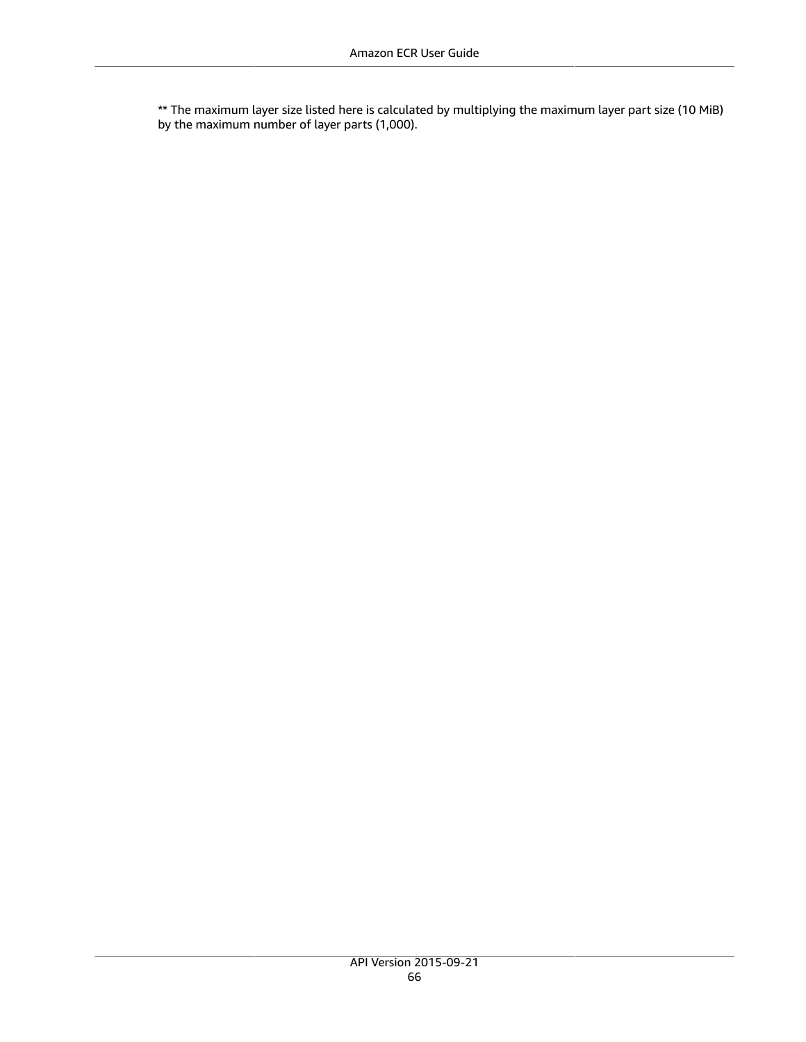** The maximum layer size listed here is calculated by multiplying the maximum layer part size (10 MiB) by the maximum number of layer parts (1,000).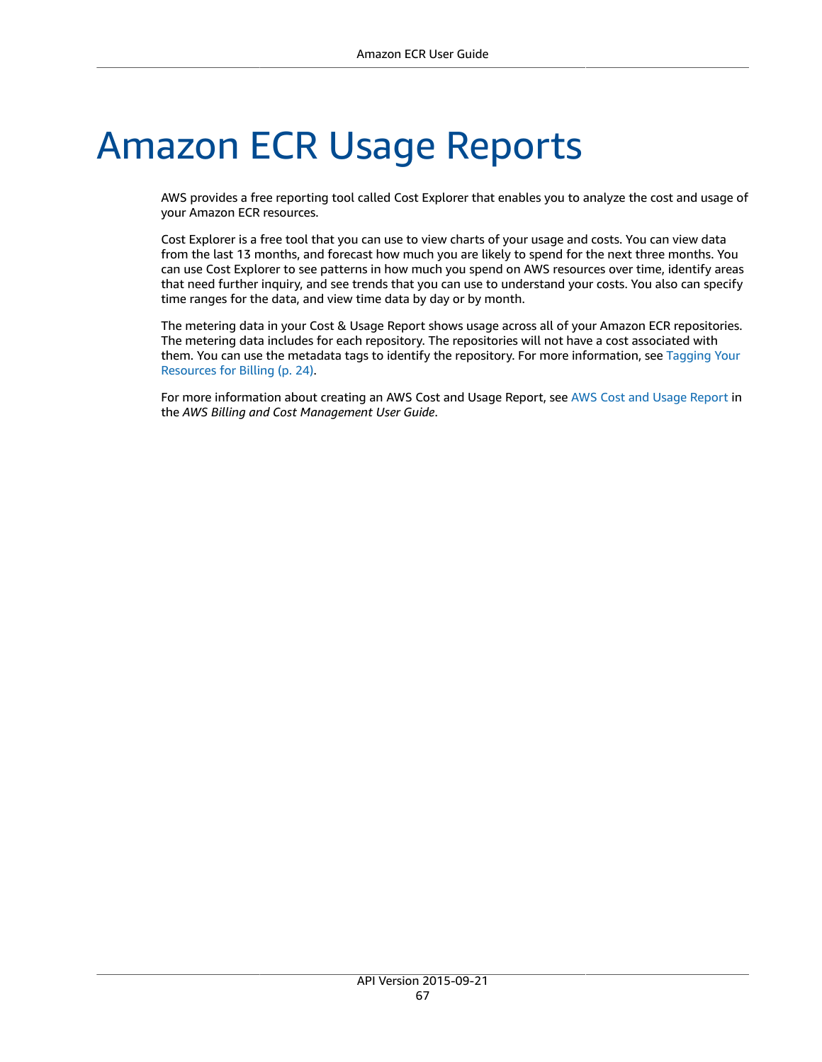# Amazon ECR Usage Reports

AWS provides a free reporting tool called Cost Explorer that enables you to analyze the cost and usage of your Amazon ECR resources.

Cost Explorer is a free tool that you can use to view charts of your usage and costs. You can view data from the last 13 months, and forecast how much you are likely to spend for the next three months. You can use Cost Explorer to see patterns in how much you spend on AWS resources over time, identify areas that need further inquiry, and see trends that you can use to understand your costs. You also can specify time ranges for the data, and view time data by day or by month.

The metering data in your Cost & Usage Report shows usage across all of your Amazon ECR repositories. The metering data includes for each repository. The repositories will not have a cost associated with them. You can use the metadata tags to identify the repository. For more information, see Tagging Your Resources for Billing (p. 24).

For more information about creating an AWS Cost and Usage Report, see AWS Cost and Usage Report in the *AWS Billing and Cost Management User Guide*.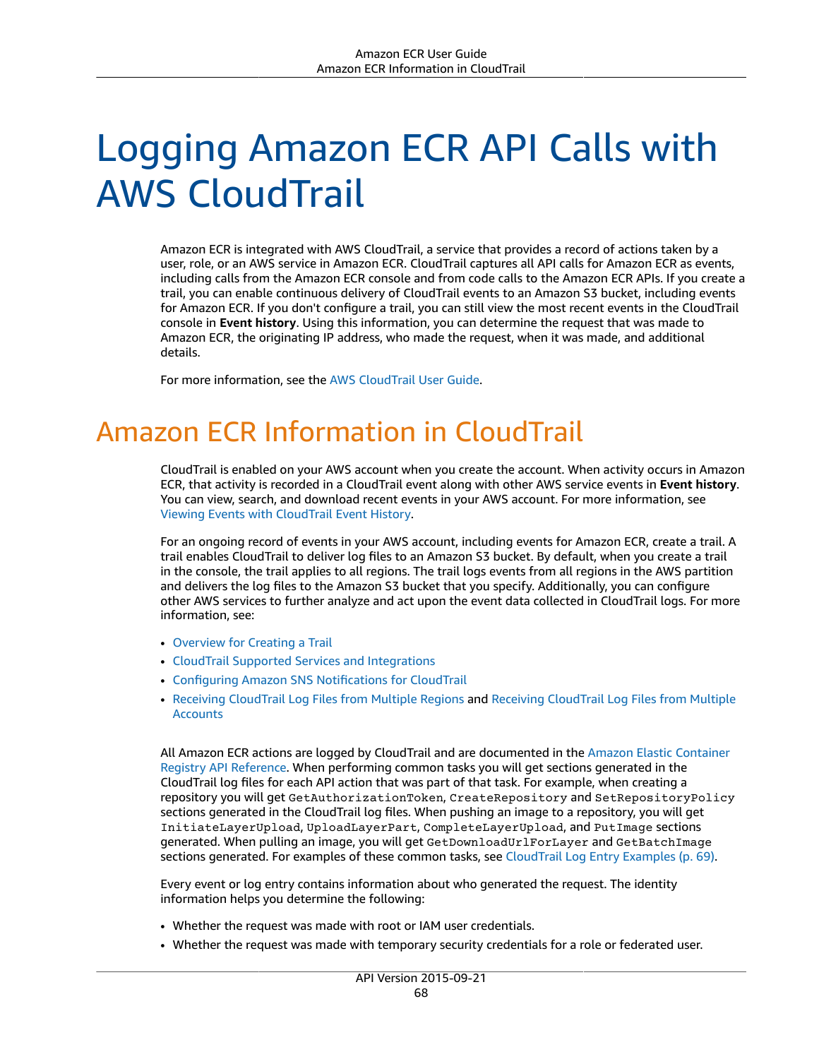# Logging Amazon ECR API Calls with AWS CloudTrail

Amazon ECR is integrated with AWS CloudTrail, a service that provides a record of actions taken by a user, role, or an AWS service in Amazon ECR. CloudTrail captures all API calls for Amazon ECR as events, including calls from the Amazon ECR console and from code calls to the Amazon ECR APIs. If you create a trail, you can enable continuous delivery of CloudTrail events to an Amazon S3 bucket, including events for Amazon ECR. If you don't configure a trail, you can still view the most recent events in the CloudTrail console in **Event history**. Using this information, you can determine the request that was made to Amazon ECR, the originating IP address, who made the request, when it was made, and additional details.

For more information, see the AWS CloudTrail User Guide.

## Amazon ECR Information in CloudTrail

CloudTrail is enabled on your AWS account when you create the account. When activity occurs in Amazon ECR, that activity is recorded in a CloudTrail event along with other AWS service events in **Event history**. You can view, search, and download recent events in your AWS account. For more information, see Viewing Events with CloudTrail Event History.

For an ongoing record of events in your AWS account, including events for Amazon ECR, create a trail. A trail enables CloudTrail to deliver log files to an Amazon S3 bucket. By default, when you create a trail in the console, the trail applies to all regions. The trail logs events from all regions in the AWS partition and delivers the log files to the Amazon S3 bucket that you specify. Additionally, you can configure other AWS services to further analyze and act upon the event data collected in CloudTrail logs. For more information, see:

- Overview for Creating a Trail
- CloudTrail Supported Services and Integrations
- Configuring Amazon SNS Notifications for CloudTrail
- Receiving CloudTrail Log Files from Multiple Regions and Receiving CloudTrail Log Files from Multiple Accounts

All Amazon ECR actions are logged by CloudTrail and are documented in the Amazon Elastic Container Registry API Reference. When performing common tasks you will get sections generated in the CloudTrail log files for each API action that was part of that task. For example, when creating a repository you will get `GetAuthorizationToken`, `CreateRepository` and `SetRepositoryPolicy` sections generated in the CloudTrail log files. When pushing an image to a repository, you will get `InitiateLayerUpload`, `UploadLayerPart`, `CompleteLayerUpload`, and `PutImage` sections generated. When pulling an image, you will get `GetDownloadUrlForLayer` and `GetBatchImage` sections generated. For examples of these common tasks, see CloudTrail Log Entry Examples (p. 69).

Every event or log entry contains information about who generated the request. The identity information helps you determine the following:

- Whether the request was made with root or IAM user credentials.
- Whether the request was made with temporary security credentials for a role or federated user.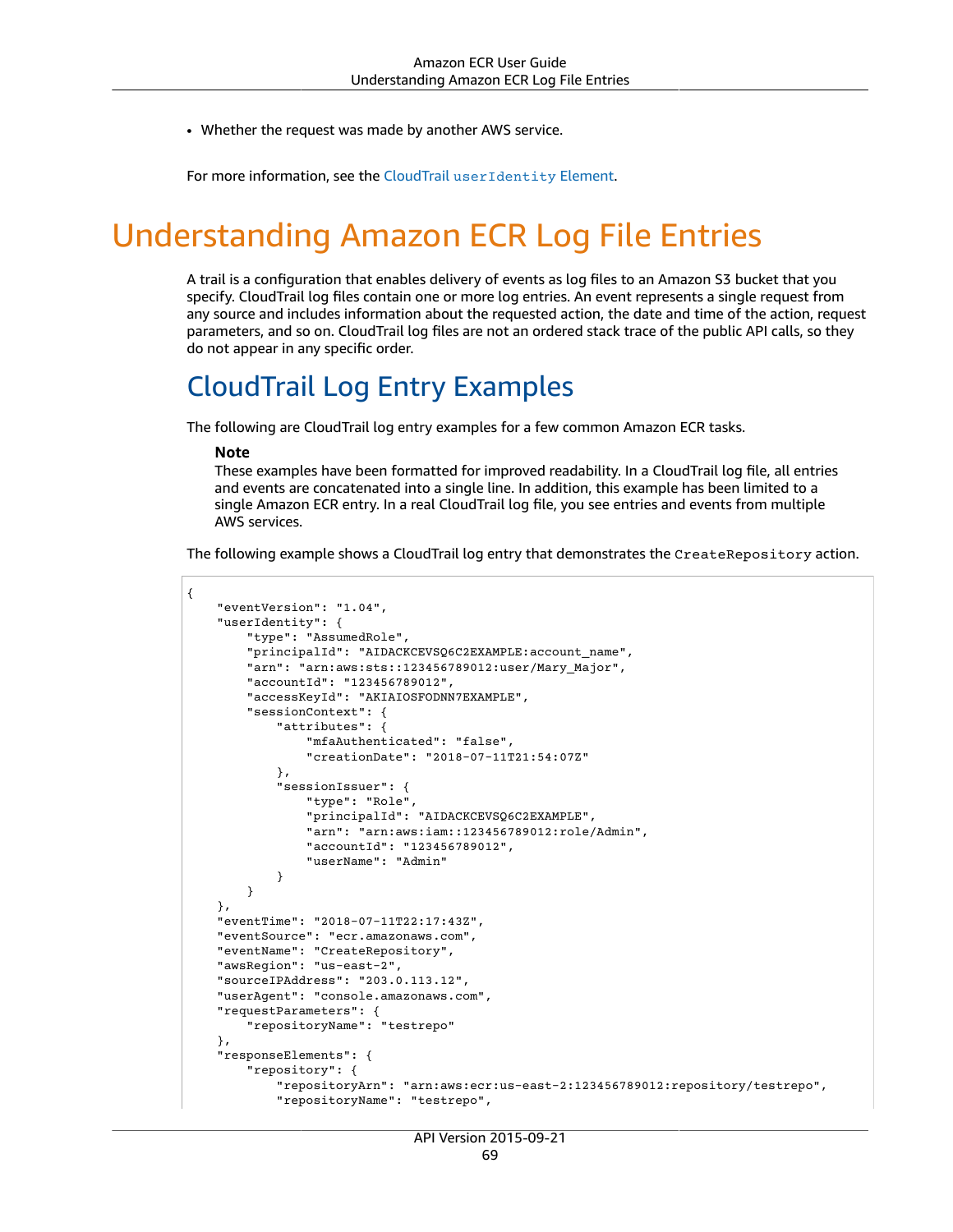- Whether the request was made by another AWS service.

For more information, see the CloudTrail `userIdentity` Element.

# Understanding Amazon ECR Log File Entries

A trail is a configuration that enables delivery of events as log files to an Amazon S3 bucket that you specify. CloudTrail log files contain one or more log entries. An event represents a single request from any source and includes information about the requested action, the date and time of the action, request parameters, and so on. CloudTrail log files are not an ordered stack trace of the public API calls, so they do not appear in any specific order.

## CloudTrail Log Entry Examples

The following are CloudTrail log entry examples for a few common Amazon ECR tasks.

**Note**
These examples have been formatted for improved readability. In a CloudTrail log file, all entries and events are concatenated into a single line. In addition, this example has been limited to a single Amazon ECR entry. In a real CloudTrail log file, you see entries and events from multiple AWS services.

The following example shows a CloudTrail log entry that demonstrates the `CreateRepository` action.

```
{
    "eventVersion": "1.04",
    "userIdentity": {
        "type": "AssumedRole",
        "principalId": "AIDACKCEVSQ6C2EXAMPLE:account_name",
        "arn": "arn:aws:sts::123456789012:user/Mary_Major",
        "accountId": "123456789012",
        "accessKeyId": "AKIAIOSFODNN7EXAMPLE",
        "sessionContext": {
            "attributes": {
                "mfaAuthenticated": "false",
                "creationDate": "2018-07-11T21:54:07Z"
            },
            "sessionIssuer": {
                "type": "Role",
                "principalId": "AIDACKCEVSQ6C2EXAMPLE",
                "arn": "arn:aws:iam::123456789012:role/Admin",
                "accountId": "123456789012",
                "userName": "Admin"
            }
        }
    },
    "eventTime": "2018-07-11T22:17:43Z",
    "eventSource": "ecr.amazonaws.com",
    "eventName": "CreateRepository",
    "awsRegion": "us-east-2",
    "sourceIPAddress": "203.0.113.12",
    "userAgent": "console.amazonaws.com",
    "requestParameters": {
        "repositoryName": "testrepo"
    },
    "responseElements": {
        "repository": {
            "repositoryArn": "arn:aws:ecr:us-east-2:123456789012:repository/testrepo",
            "repositoryName": "testrepo",
```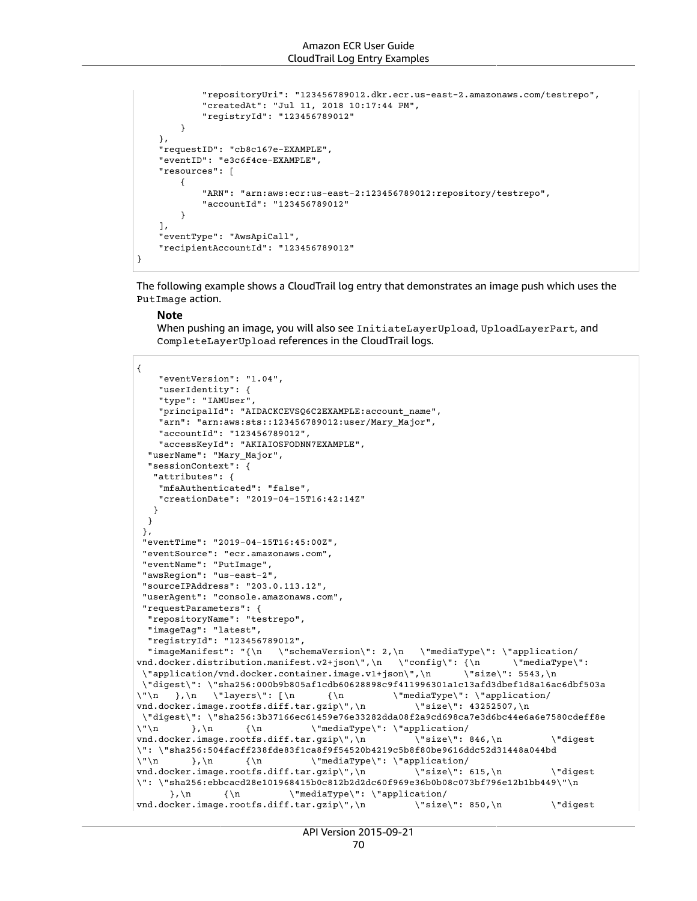```
            "repositoryUri": "123456789012.dkr.ecr.us-east-2.amazonaws.com/testrepo",
            "createdAt": "Jul 11, 2018 10:17:44 PM",
            "registryId": "123456789012"
        }
    },
    "requestID": "cb8c167e-EXAMPLE",
    "eventID": "e3c6f4ce-EXAMPLE",
    "resources": [
        {
            "ARN": "arn:aws:ecr:us-east-2:123456789012:repository/testrepo",
            "accountId": "123456789012"
        }
    ],
    "eventType": "AwsApiCall",
    "recipientAccountId": "123456789012"
}
```

The following example shows a CloudTrail log entry that demonstrates an image push which uses the `PutImage` action.

> **Note**
>
> When pushing an image, you will also see `InitiateLayerUpload`, `UploadLayerPart`, and `CompleteLayerUpload` references in the CloudTrail logs.

```
{
    "eventVersion": "1.04",
    "userIdentity": {
    "type": "IAMUser",
    "principalId": "AIDACKCEVSQ6C2EXAMPLE:account_name",
    "arn": "arn:aws:sts::123456789012:user/Mary_Major",
    "accountId": "123456789012",
    "accessKeyId": "AKIAIOSFODNN7EXAMPLE",
  "userName": "Mary_Major",
  "sessionContext": {
   "attributes": {
    "mfaAuthenticated": "false",
    "creationDate": "2019-04-15T16:42:14Z"
   }
  }
 },
 "eventTime": "2019-04-15T16:45:00Z",
 "eventSource": "ecr.amazonaws.com",
 "eventName": "PutImage",
 "awsRegion": "us-east-2",
 "sourceIPAddress": "203.0.113.12",
 "userAgent": "console.amazonaws.com",
 "requestParameters": {
  "repositoryName": "testrepo",
  "imageTag": "latest",
  "registryId": "123456789012",
  "imageManifest": "{\n   \"schemaVersion\": 2,\n   \"mediaType\": \"application/
vnd.docker.distribution.manifest.v2+json\",\n   \"config\": {\n      \"mediaType\":
 \"application/vnd.docker.container.image.v1+json\",\n      \"size\": 5543,\n
 \"digest\": \"sha256:000b9b805af1cdb60628898c9f411996301a1c13afd3dbef1d8a16ac6dbf503a
\"\n   },\n   \"layers\": [\n      {\n         \"mediaType\": \"application/
vnd.docker.image.rootfs.diff.tar.gzip\",\n         \"size\": 43252507,\n
 \"digest\": \"sha256:3b37166ec61459e76e33282dda08f2a9cd698ca7e3d6bc44e6a6e7580cdeff8e
\"\n      },\n      {\n         \"mediaType\": \"application/
vnd.docker.image.rootfs.diff.tar.gzip\",\n         \"size\": 846,\n         \"digest
\": \"sha256:504facff238fde83f1ca8f9f54520b4219c5b8f80be9616ddc52d31448a044bd
\"\n      },\n      {\n         \"mediaType\": \"application/
vnd.docker.image.rootfs.diff.tar.gzip\",\n         \"size\": 615,\n         \"digest
\": \"sha256:ebbcacd28e101968415b0c812b2d2dc60f969e36b0b08c073bf796e12b1bb449\"\n
      },\n      {\n         \"mediaType\": \"application/
vnd.docker.image.rootfs.diff.tar.gzip\",\n         \"size\": 850,\n         \"digest
```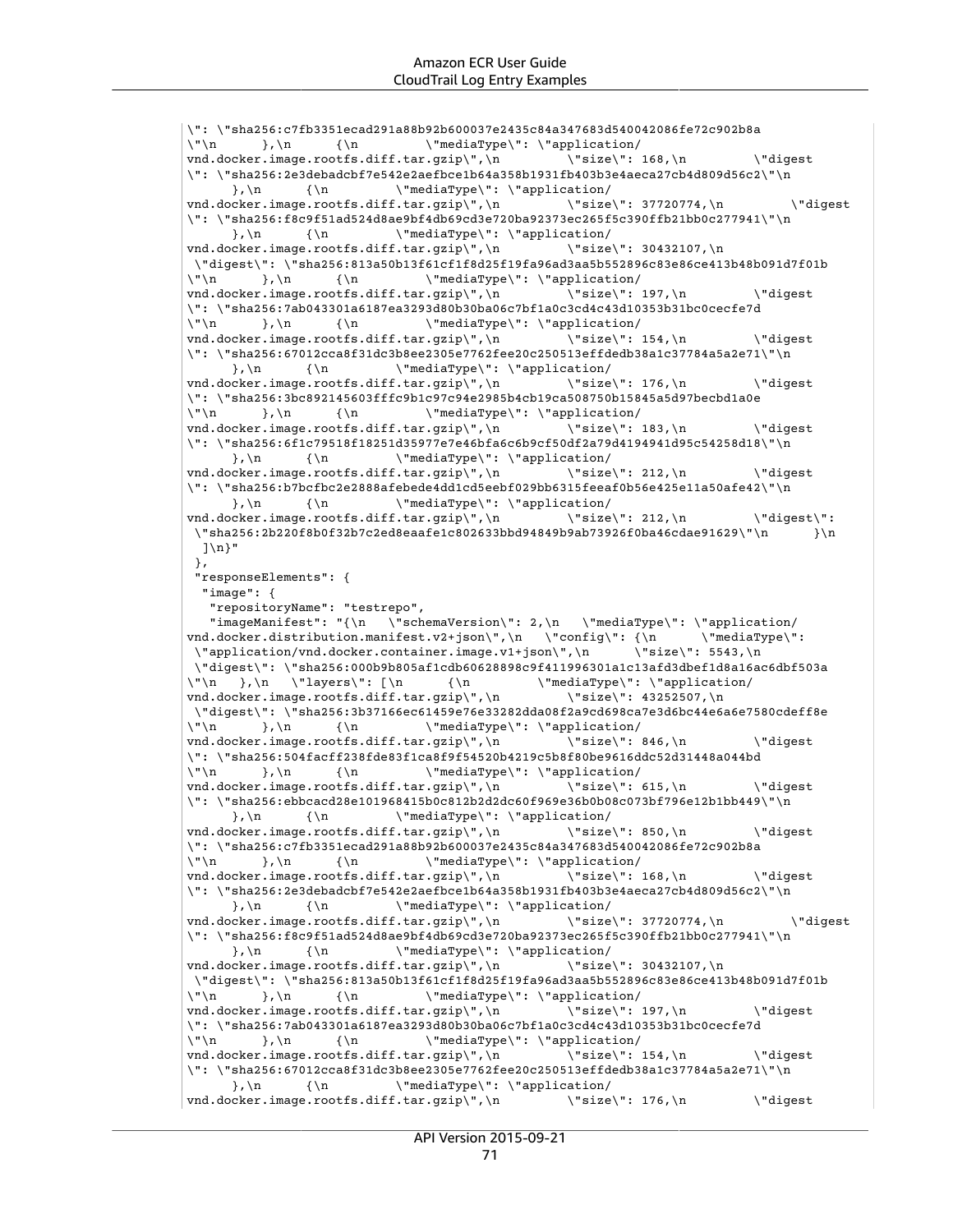```
\": \"sha256:c7fb3351ecad291a88b92b600037e2435c84a347683d540042086fe72c902b8a
\"\n      },\n      {\n         \"mediaType\": \"application/
vnd.docker.image.rootfs.diff.tar.gzip\",\n         \"size\": 168,\n         \"digest
\": \"sha256:2e3debadcbf7e542e2aefbce1b64a358b1931fb403b3e4aeca27cb4d809d56c2\"\n
      },\n      {\n         \"mediaType\": \"application/
vnd.docker.image.rootfs.diff.tar.gzip\",\n         \"size\": 37720774,\n         \"digest
\": \"sha256:f8c9f51ad524d8ae9bf4db69cd3e720ba92373ec265f5c390ffb21bb0c277941\"\n
      },\n      {\n         \"mediaType\": \"application/
vnd.docker.image.rootfs.diff.tar.gzip\",\n         \"size\": 30432107,\n
 \"digest\": \"sha256:813a50b13f61cf1f8d25f19fa96ad3aa5b552896c83e86ce413b48b091d7f01b
\"\n      },\n      {\n         \"mediaType\": \"application/
vnd.docker.image.rootfs.diff.tar.gzip\",\n         \"size\": 197,\n         \"digest
\": \"sha256:7ab043301a6187ea3293d80b30ba06c7bf1a0c3cd4c43d10353b31bc0cecfe7d
\"\n      },\n      {\n         \"mediaType\": \"application/
vnd.docker.image.rootfs.diff.tar.gzip\",\n         \"size\": 154,\n         \"digest
\": \"sha256:67012cca8f31dc3b8ee2305e7762fee20c250513effdedb38a1c37784a5a2e71\"\n
      },\n      {\n         \"mediaType\": \"application/
vnd.docker.image.rootfs.diff.tar.gzip\",\n         \"size\": 176,\n         \"digest
\": \"sha256:3bc892145603fffc9b1c97c94e2985b4cb19ca508750b15845a5d97becbd1a0e
\"\n      },\n      {\n         \"mediaType\": \"application/
vnd.docker.image.rootfs.diff.tar.gzip\",\n         \"size\": 183,\n         \"digest
\": \"sha256:6f1c79518f18251d35977e7e46bfa6c6b9cf50df2a79d4194941d95c54258d18\"\n
      },\n      {\n         \"mediaType\": \"application/
vnd.docker.image.rootfs.diff.tar.gzip\",\n         \"size\": 212,\n         \"digest
\": \"sha256:b7bcfbc2e2888afebede4dd1cd5eebf029bb6315feeaf0b56e425e11a50afe42\"\n
      },\n      {\n         \"mediaType\": \"application/
vnd.docker.image.rootfs.diff.tar.gzip\",\n         \"size\": 212,\n         \"digest\":
 \"sha256:2b220f8b0f32b7c2ed8eaafe1c802633bbd94849b9ab73926f0ba46cdae91629\"\n      }\n
  ]\n}"
 },
 "responseElements": {
  "image": {
   "repositoryName": "testrepo",
   "imageManifest": "{\n   \"schemaVersion\": 2,\n   \"mediaType\": \"application/
vnd.docker.distribution.manifest.v2+json\",\n   \"config\": {\n      \"mediaType\":
 \"application/vnd.docker.container.image.v1+json\",\n      \"size\": 5543,\n
 \"digest\": \"sha256:000b9b805af1cdb60628898c9f411996301a1c13afd3dbef1d8a16ac6dbf503a
\"\n   },\n   \"layers\": [\n      {\n         \"mediaType\": \"application/
vnd.docker.image.rootfs.diff.tar.gzip\",\n         \"size\": 43252507,\n
 \"digest\": \"sha256:3b37166ec61459e76e33282dda08f2a9cd698ca7e3d6bc44e6a6e7580cdeff8e
\"\n      },\n      {\n         \"mediaType\": \"application/
vnd.docker.image.rootfs.diff.tar.gzip\",\n         \"size\": 846,\n         \"digest
\": \"sha256:504facff238fde83f1ca8f9f54520b4219c5b8f80be9616ddc52d31448a044bd
\"\n      },\n      {\n         \"mediaType\": \"application/
vnd.docker.image.rootfs.diff.tar.gzip\",\n         \"size\": 615,\n         \"digest
\": \"sha256:ebbcacd28e101968415b0c812b2d2dc60f969e36b0b08c073bf796e12b1bb449\"\n
      },\n      {\n         \"mediaType\": \"application/
vnd.docker.image.rootfs.diff.tar.gzip\",\n         \"size\": 850,\n         \"digest
\": \"sha256:c7fb3351ecad291a88b92b600037e2435c84a347683d540042086fe72c902b8a
\"\n      },\n      {\n         \"mediaType\": \"application/
vnd.docker.image.rootfs.diff.tar.gzip\",\n         \"size\": 168,\n         \"digest
\": \"sha256:2e3debadcbf7e542e2aefbce1b64a358b1931fb403b3e4aeca27cb4d809d56c2\"\n
      },\n      {\n         \"mediaType\": \"application/
vnd.docker.image.rootfs.diff.tar.gzip\",\n         \"size\": 37720774,\n         \"digest
\": \"sha256:f8c9f51ad524d8ae9bf4db69cd3e720ba92373ec265f5c390ffb21bb0c277941\"\n
      },\n      {\n         \"mediaType\": \"application/
vnd.docker.image.rootfs.diff.tar.gzip\",\n         \"size\": 30432107,\n
 \"digest\": \"sha256:813a50b13f61cf1f8d25f19fa96ad3aa5b552896c83e86ce413b48b091d7f01b
\"\n      },\n      {\n         \"mediaType\": \"application/
vnd.docker.image.rootfs.diff.tar.gzip\",\n         \"size\": 197,\n         \"digest
\": \"sha256:7ab043301a6187ea3293d80b30ba06c7bf1a0c3cd4c43d10353b31bc0cecfe7d
\"\n      },\n      {\n         \"mediaType\": \"application/
vnd.docker.image.rootfs.diff.tar.gzip\",\n         \"size\": 154,\n         \"digest
\": \"sha256:67012cca8f31dc3b8ee2305e7762fee20c250513effdedb38a1c37784a5a2e71\"\n
      },\n      {\n         \"mediaType\": \"application/
vnd.docker.image.rootfs.diff.tar.gzip\",\n         \"size\": 176,\n         \"digest
```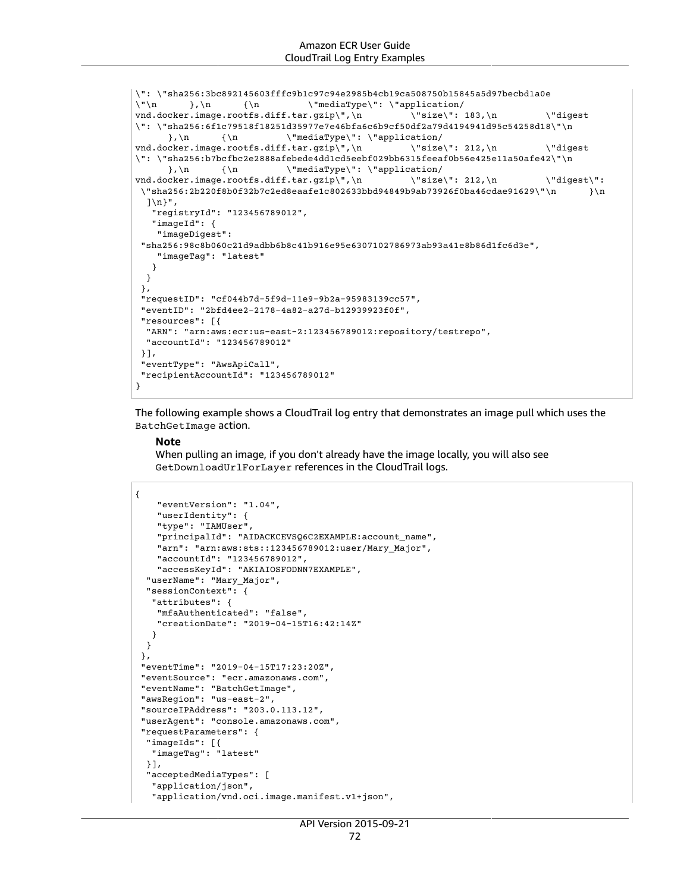```
\": \"sha256:3bc892145603fffc9b1c97c94e2985b4cb19ca508750b15845a5d97becbd1a0e
\"\n      },\n      {\n         \"mediaType\": \"application/
vnd.docker.image.rootfs.diff.tar.gzip\",\n         \"size\": 183,\n         \"digest
\": \"sha256:6f1c79518f18251d35977e7e46bfa6c6b9cf50df2a79d4194941d95c54258d18\"\n
      },\n      {\n         \"mediaType\": \"application/
vnd.docker.image.rootfs.diff.tar.gzip\",\n         \"size\": 212,\n         \"digest
\": \"sha256:b7bcfbc2e2888afebede4dd1cd5eebf029bb6315feeaf0b56e425e11a50afe42\"\n
      },\n      {\n         \"mediaType\": \"application/
vnd.docker.image.rootfs.diff.tar.gzip\",\n         \"size\": 212,\n         \"digest\":
 \"sha256:2b220f8b0f32b7c2ed8eaafe1c802633bbd94849b9ab73926f0ba46cdae91629\"\n      }\n
  ]\n}",
   "registryId": "123456789012",
   "imageId": {
    "imageDigest":
 "sha256:98c8b060c21d9adbb6b8c41b916e95e6307102786973ab93a41e8b86d1fc6d3e",
    "imageTag": "latest"
   }
  }
 },
 "requestID": "cf044b7d-5f9d-11e9-9b2a-95983139cc57",
 "eventID": "2bfd4ee2-2178-4a82-a27d-b12939923f0f",
 "resources": [{
  "ARN": "arn:aws:ecr:us-east-2:123456789012:repository/testrepo",
  "accountId": "123456789012"
 }],
 "eventType": "AwsApiCall",
 "recipientAccountId": "123456789012"
}
```

The following example shows a CloudTrail log entry that demonstrates an image pull which uses the `BatchGetImage` action.

> **Note**
>
> When pulling an image, if you don't already have the image locally, you will also see `GetDownloadUrlForLayer` references in the CloudTrail logs.

```
{
    "eventVersion": "1.04",
    "userIdentity": {
    "type": "IAMUser",
    "principalId": "AIDACKCEVSQ6C2EXAMPLE:account_name",
    "arn": "arn:aws:sts::123456789012:user/Mary_Major",
    "accountId": "123456789012",
    "accessKeyId": "AKIAIOSFODNN7EXAMPLE",
  "userName": "Mary_Major",
  "sessionContext": {
   "attributes": {
    "mfaAuthenticated": "false",
    "creationDate": "2019-04-15T16:42:14Z"
   }
  }
 },
 "eventTime": "2019-04-15T17:23:20Z",
 "eventSource": "ecr.amazonaws.com",
 "eventName": "BatchGetImage",
 "awsRegion": "us-east-2",
 "sourceIPAddress": "203.0.113.12",
 "userAgent": "console.amazonaws.com",
 "requestParameters": {
  "imageIds": [{
   "imageTag": "latest"
  }],
  "acceptedMediaTypes": [
   "application/json",
   "application/vnd.oci.image.manifest.v1+json",
```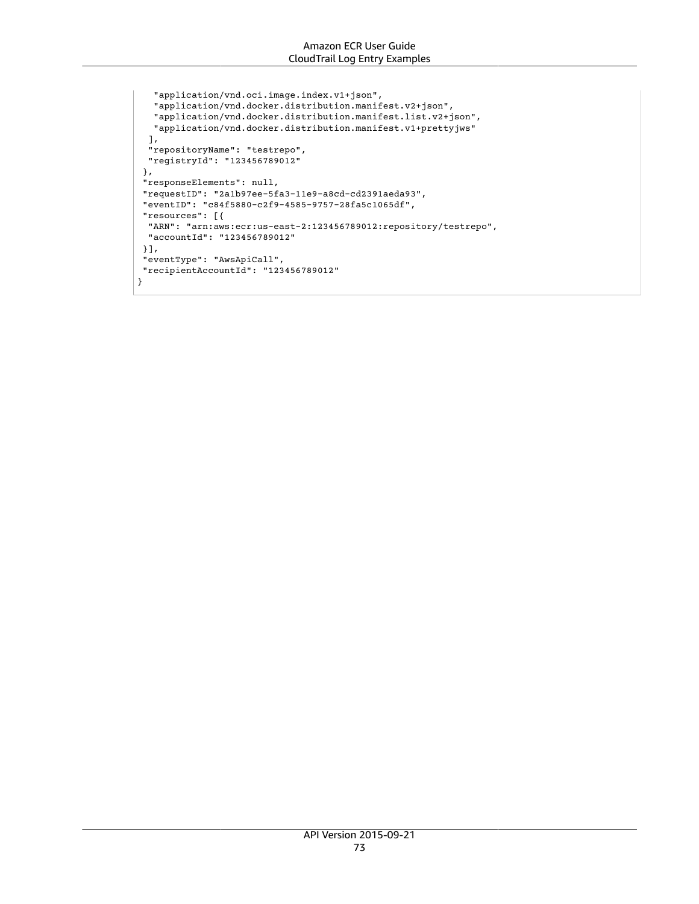```
    "application/vnd.oci.image.index.v1+json",
    "application/vnd.docker.distribution.manifest.v2+json",
    "application/vnd.docker.distribution.manifest.list.v2+json",
    "application/vnd.docker.distribution.manifest.v1+prettyjws"
   ],
   "repositoryName": "testrepo",
   "registryId": "123456789012"
  },
  "responseElements": null,
  "requestID": "2a1b97ee-5fa3-11e9-a8cd-cd2391aeda93",
  "eventID": "c84f5880-c2f9-4585-9757-28fa5c1065df",
  "resources": [{
   "ARN": "arn:aws:ecr:us-east-2:123456789012:repository/testrepo",
   "accountId": "123456789012"
  }],
  "eventType": "AwsApiCall",
  "recipientAccountId": "123456789012"
}
```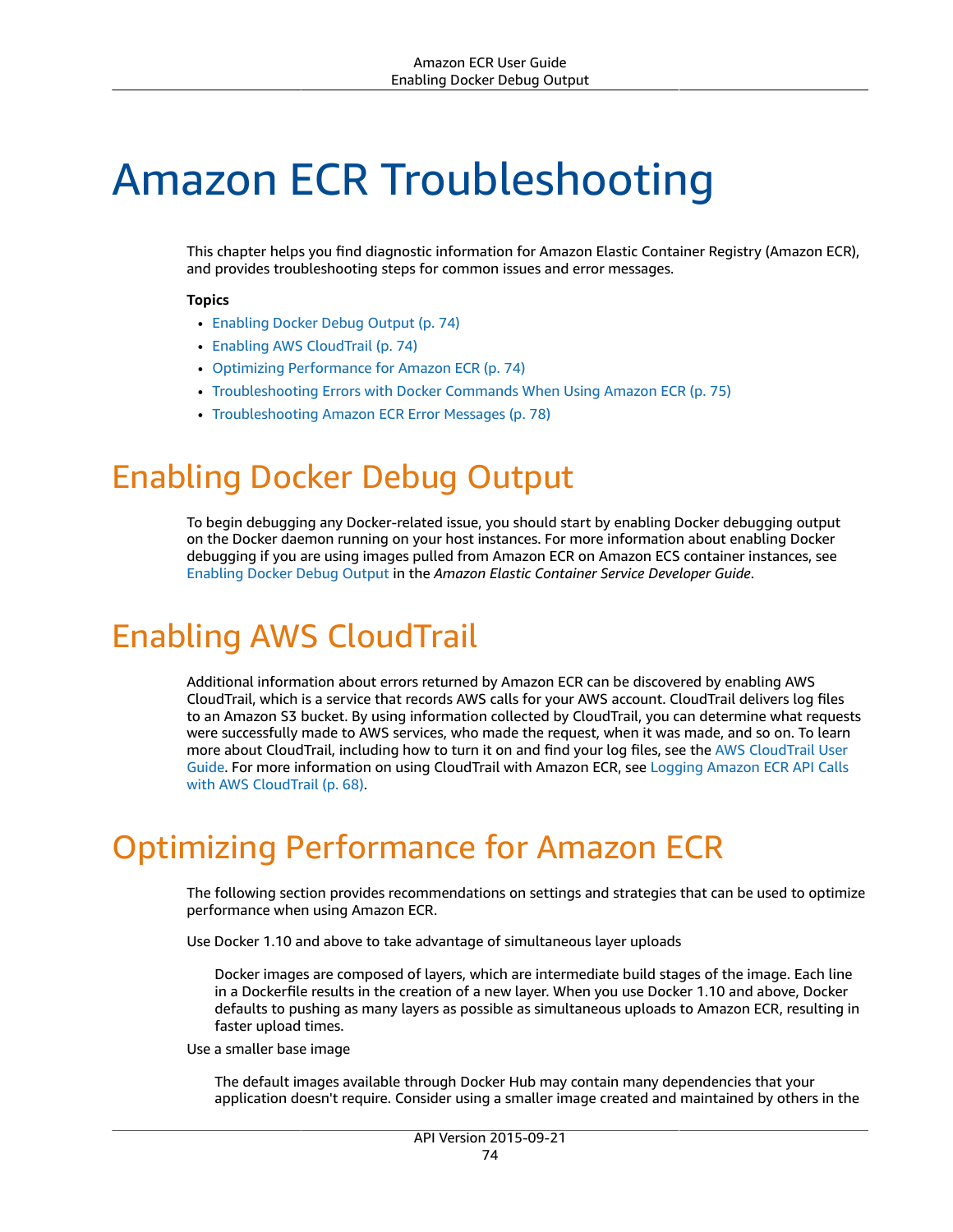# Amazon ECR Troubleshooting

This chapter helps you find diagnostic information for Amazon Elastic Container Registry (Amazon ECR), and provides troubleshooting steps for common issues and error messages.

**Topics**

- Enabling Docker Debug Output (p. 74)
- Enabling AWS CloudTrail (p. 74)
- Optimizing Performance for Amazon ECR (p. 74)
- Troubleshooting Errors with Docker Commands When Using Amazon ECR (p. 75)
- Troubleshooting Amazon ECR Error Messages (p. 78)

## Enabling Docker Debug Output

To begin debugging any Docker-related issue, you should start by enabling Docker debugging output on the Docker daemon running on your host instances. For more information about enabling Docker debugging if you are using images pulled from Amazon ECR on Amazon ECS container instances, see Enabling Docker Debug Output in the *Amazon Elastic Container Service Developer Guide*.

## Enabling AWS CloudTrail

Additional information about errors returned by Amazon ECR can be discovered by enabling AWS CloudTrail, which is a service that records AWS calls for your AWS account. CloudTrail delivers log files to an Amazon S3 bucket. By using information collected by CloudTrail, you can determine what requests were successfully made to AWS services, who made the request, when it was made, and so on. To learn more about CloudTrail, including how to turn it on and find your log files, see the AWS CloudTrail User Guide. For more information on using CloudTrail with Amazon ECR, see Logging Amazon ECR API Calls with AWS CloudTrail (p. 68).

## Optimizing Performance for Amazon ECR

The following section provides recommendations on settings and strategies that can be used to optimize performance when using Amazon ECR.

Use Docker 1.10 and above to take advantage of simultaneous layer uploads

> Docker images are composed of layers, which are intermediate build stages of the image. Each line in a Dockerfile results in the creation of a new layer. When you use Docker 1.10 and above, Docker defaults to pushing as many layers as possible as simultaneous uploads to Amazon ECR, resulting in faster upload times.

Use a smaller base image

> The default images available through Docker Hub may contain many dependencies that your application doesn't require. Consider using a smaller image created and maintained by others in the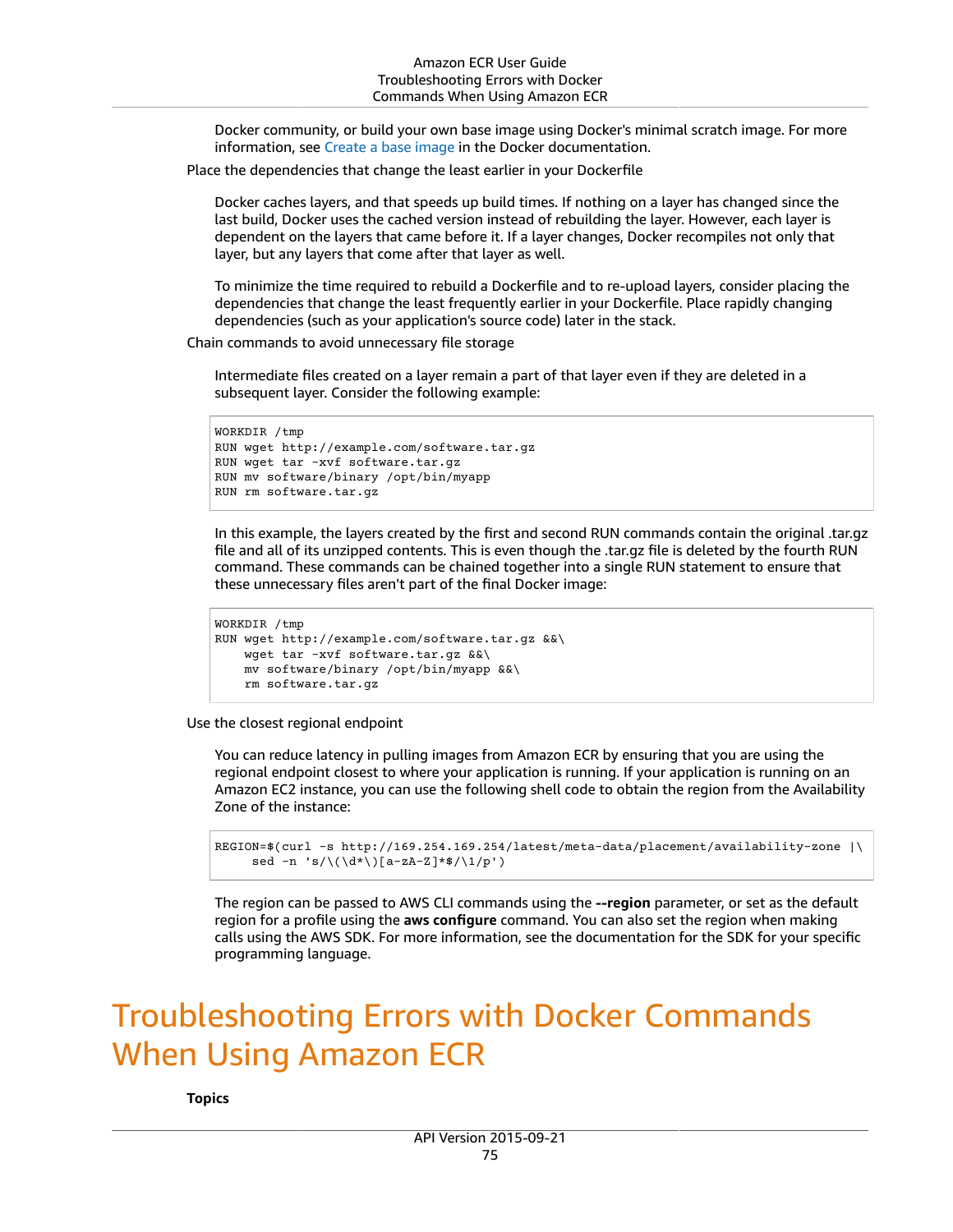Docker community, or build your own base image using Docker's minimal scratch image. For more information, see Create a base image in the Docker documentation.

Place the dependencies that change the least earlier in your Dockerfile

Docker caches layers, and that speeds up build times. If nothing on a layer has changed since the last build, Docker uses the cached version instead of rebuilding the layer. However, each layer is dependent on the layers that came before it. If a layer changes, Docker recompiles not only that layer, but any layers that come after that layer as well.

To minimize the time required to rebuild a Dockerfile and to re-upload layers, consider placing the dependencies that change the least frequently earlier in your Dockerfile. Place rapidly changing dependencies (such as your application's source code) later in the stack.

Chain commands to avoid unnecessary file storage

Intermediate files created on a layer remain a part of that layer even if they are deleted in a subsequent layer. Consider the following example:

```
WORKDIR /tmp
RUN wget http://example.com/software.tar.gz
RUN wget tar -xvf software.tar.gz
RUN mv software/binary /opt/bin/myapp
RUN rm software.tar.gz
```

In this example, the layers created by the first and second RUN commands contain the original .tar.gz file and all of its unzipped contents. This is even though the .tar.gz file is deleted by the fourth RUN command. These commands can be chained together into a single RUN statement to ensure that these unnecessary files aren't part of the final Docker image:

```
WORKDIR /tmp
RUN wget http://example.com/software.tar.gz &&\
    wget tar -xvf software.tar.gz &&\
    mv software/binary /opt/bin/myapp &&\
    rm software.tar.gz
```

Use the closest regional endpoint

You can reduce latency in pulling images from Amazon ECR by ensuring that you are using the regional endpoint closest to where your application is running. If your application is running on an Amazon EC2 instance, you can use the following shell code to obtain the region from the Availability Zone of the instance:

```
REGION=$(curl -s http://169.254.169.254/latest/meta-data/placement/availability-zone |\
     sed -n 's/\(\d*\)[a-zA-Z]*$/\1/p')
```

The region can be passed to AWS CLI commands using the **--region** parameter, or set as the default region for a profile using the **aws configure** command. You can also set the region when making calls using the AWS SDK. For more information, see the documentation for the SDK for your specific programming language.

# Troubleshooting Errors with Docker Commands When Using Amazon ECR

**Topics**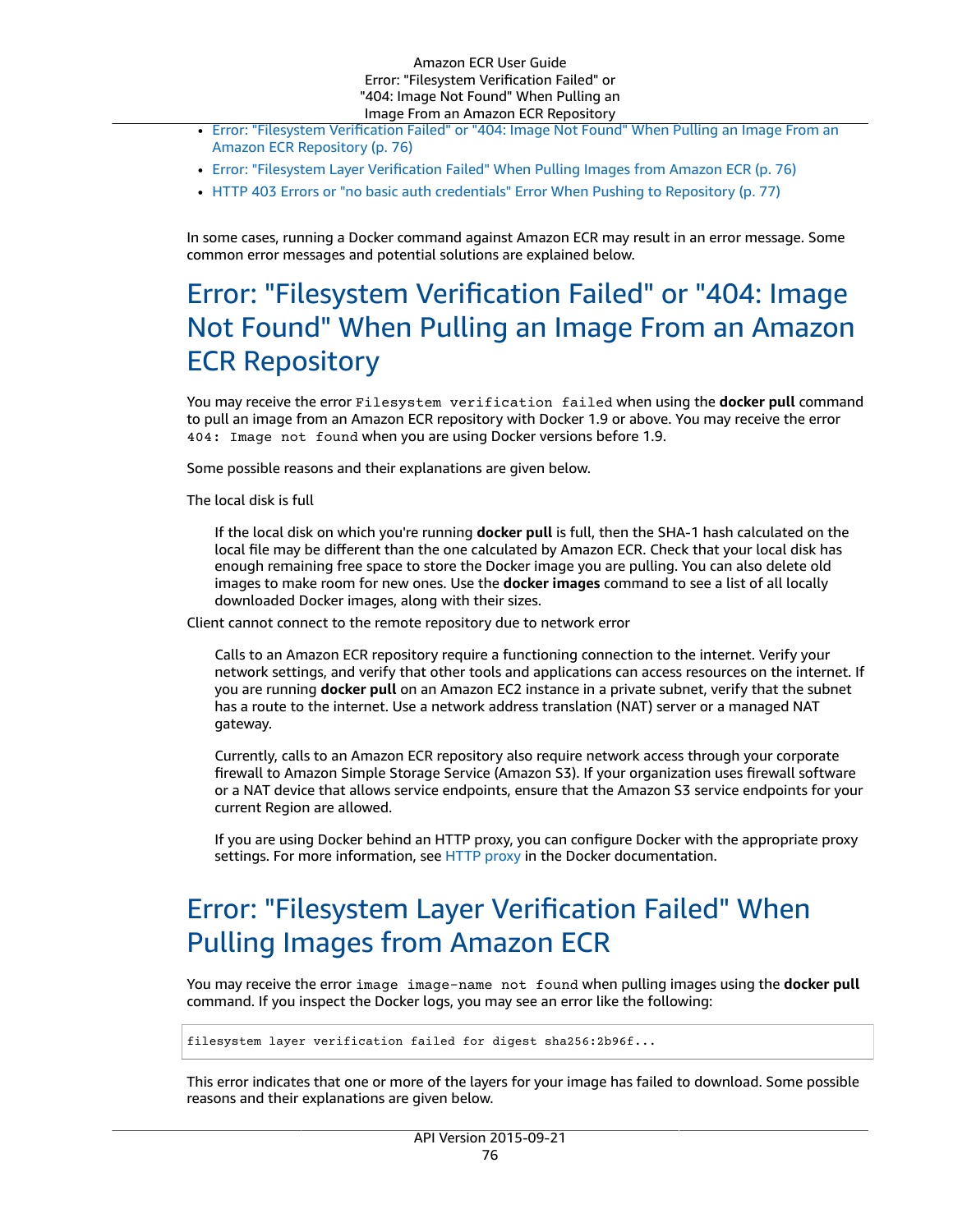- Error: "Filesystem Verification Failed" or "404: Image Not Found" When Pulling an Image From an Amazon ECR Repository (p. 76)
- Error: "Filesystem Layer Verification Failed" When Pulling Images from Amazon ECR (p. 76)
- HTTP 403 Errors or "no basic auth credentials" Error When Pushing to Repository (p. 77)

In some cases, running a Docker command against Amazon ECR may result in an error message. Some common error messages and potential solutions are explained below.

# Error: "Filesystem Verification Failed" or "404: Image Not Found" When Pulling an Image From an Amazon ECR Repository

You may receive the error `Filesystem verification failed` when using the **docker pull** command to pull an image from an Amazon ECR repository with Docker 1.9 or above. You may receive the error `404: Image not found` when you are using Docker versions before 1.9.

Some possible reasons and their explanations are given below.

The local disk is full

> If the local disk on which you're running **docker pull** is full, then the SHA-1 hash calculated on the local file may be different than the one calculated by Amazon ECR. Check that your local disk has enough remaining free space to store the Docker image you are pulling. You can also delete old images to make room for new ones. Use the **docker images** command to see a list of all locally downloaded Docker images, along with their sizes.

Client cannot connect to the remote repository due to network error

> Calls to an Amazon ECR repository require a functioning connection to the internet. Verify your network settings, and verify that other tools and applications can access resources on the internet. If you are running **docker pull** on an Amazon EC2 instance in a private subnet, verify that the subnet has a route to the internet. Use a network address translation (NAT) server or a managed NAT gateway.
>
> Currently, calls to an Amazon ECR repository also require network access through your corporate firewall to Amazon Simple Storage Service (Amazon S3). If your organization uses firewall software or a NAT device that allows service endpoints, ensure that the Amazon S3 service endpoints for your current Region are allowed.
>
> If you are using Docker behind an HTTP proxy, you can configure Docker with the appropriate proxy settings. For more information, see HTTP proxy in the Docker documentation.

# Error: "Filesystem Layer Verification Failed" When Pulling Images from Amazon ECR

You may receive the error `image image-name not found` when pulling images using the **docker pull** command. If you inspect the Docker logs, you may see an error like the following:

```
filesystem layer verification failed for digest sha256:2b96f...
```

This error indicates that one or more of the layers for your image has failed to download. Some possible reasons and their explanations are given below.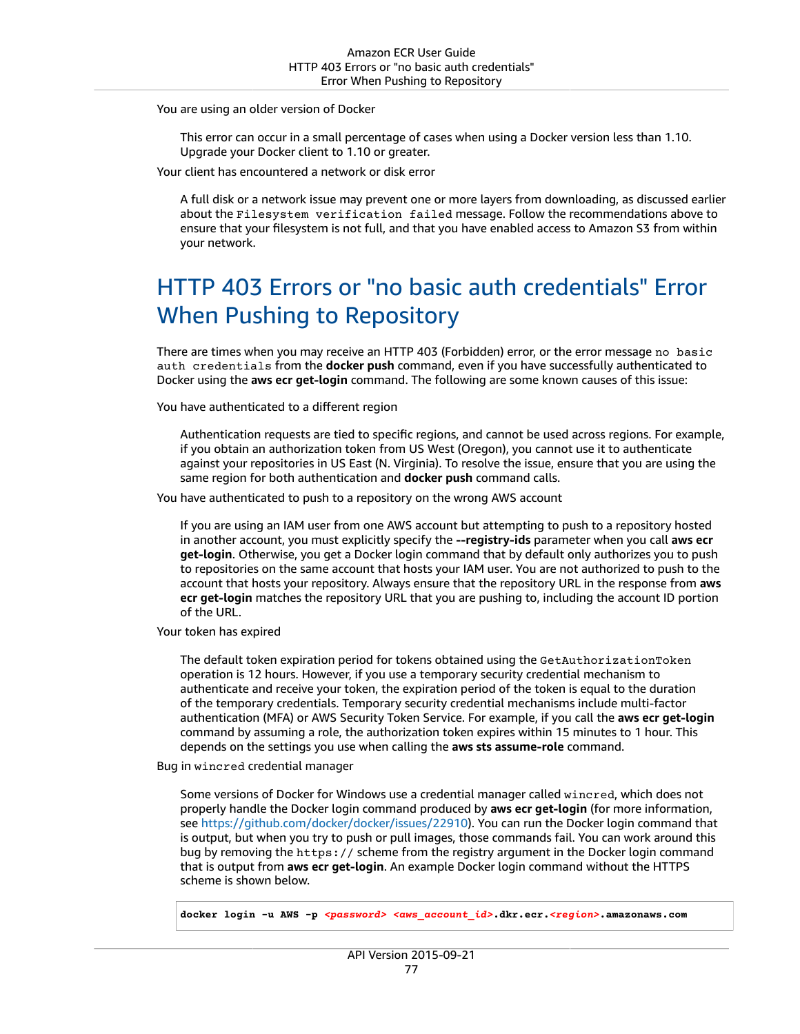You are using an older version of Docker

This error can occur in a small percentage of cases when using a Docker version less than 1.10. Upgrade your Docker client to 1.10 or greater.

Your client has encountered a network or disk error

A full disk or a network issue may prevent one or more layers from downloading, as discussed earlier about the `Filesystem verification failed` message. Follow the recommendations above to ensure that your filesystem is not full, and that you have enabled access to Amazon S3 from within your network.

# HTTP 403 Errors or "no basic auth credentials" Error When Pushing to Repository

There are times when you may receive an HTTP 403 (Forbidden) error, or the error message `no basic auth credentials` from the **docker push** command, even if you have successfully authenticated to Docker using the **aws ecr get-login** command. The following are some known causes of this issue:

You have authenticated to a different region

Authentication requests are tied to specific regions, and cannot be used across regions. For example, if you obtain an authorization token from US West (Oregon), you cannot use it to authenticate against your repositories in US East (N. Virginia). To resolve the issue, ensure that you are using the same region for both authentication and **docker push** command calls.

You have authenticated to push to a repository on the wrong AWS account

If you are using an IAM user from one AWS account but attempting to push to a repository hosted in another account, you must explicitly specify the **--registry-ids** parameter when you call **aws ecr get-login**. Otherwise, you get a Docker login command that by default only authorizes you to push to repositories on the same account that hosts your IAM user. You are not authorized to push to the account that hosts your repository. Always ensure that the repository URL in the response from **aws ecr get-login** matches the repository URL that you are pushing to, including the account ID portion of the URL.

Your token has expired

The default token expiration period for tokens obtained using the `GetAuthorizationToken` operation is 12 hours. However, if you use a temporary security credential mechanism to authenticate and receive your token, the expiration period of the token is equal to the duration of the temporary credentials. Temporary security credential mechanisms include multi-factor authentication (MFA) or AWS Security Token Service. For example, if you call the **aws ecr get-login** command by assuming a role, the authorization token expires within 15 minutes to 1 hour. This depends on the settings you use when calling the **aws sts assume-role** command.

Bug in `wincred` credential manager

Some versions of Docker for Windows use a credential manager called `wincred`, which does not properly handle the Docker login command produced by **aws ecr get-login** (for more information, see https://github.com/docker/docker/issues/22910). You can run the Docker login command that is output, but when you try to push or pull images, those commands fail. You can work around this bug by removing the `https://` scheme from the registry argument in the Docker login command that is output from **aws ecr get-login**. An example Docker login command without the HTTPS scheme is shown below.

```
docker login -u AWS -p <password> <aws_account_id>.dkr.ecr.<region>.amazonaws.com
```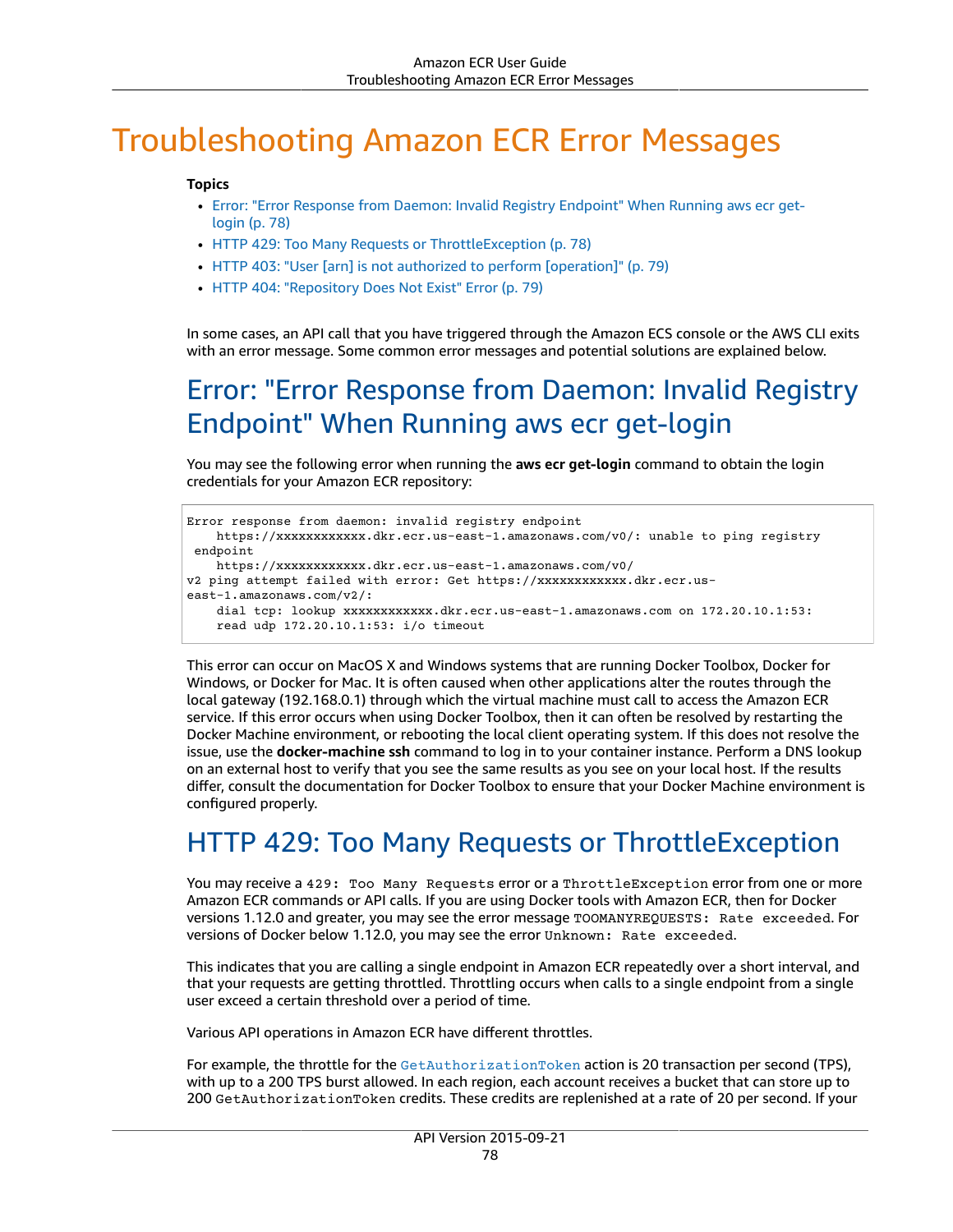# Troubleshooting Amazon ECR Error Messages

**Topics**

- Error: "Error Response from Daemon: Invalid Registry Endpoint" When Running aws ecr get-login (p. 78)
- HTTP 429: Too Many Requests or ThrottleException (p. 78)
- HTTP 403: "User [arn] is not authorized to perform [operation]" (p. 79)
- HTTP 404: "Repository Does Not Exist" Error (p. 79)

In some cases, an API call that you have triggered through the Amazon ECS console or the AWS CLI exits with an error message. Some common error messages and potential solutions are explained below.

## Error: "Error Response from Daemon: Invalid Registry Endpoint" When Running aws ecr get-login

You may see the following error when running the **aws ecr get-login** command to obtain the login credentials for your Amazon ECR repository:

```
Error response from daemon: invalid registry endpoint
    https://xxxxxxxxxxxx.dkr.ecr.us-east-1.amazonaws.com/v0/: unable to ping registry
 endpoint
    https://xxxxxxxxxxxx.dkr.ecr.us-east-1.amazonaws.com/v0/
v2 ping attempt failed with error: Get https://xxxxxxxxxxxx.dkr.ecr.us-
east-1.amazonaws.com/v2/:
    dial tcp: lookup xxxxxxxxxxxx.dkr.ecr.us-east-1.amazonaws.com on 172.20.10.1:53:
    read udp 172.20.10.1:53: i/o timeout
```

This error can occur on MacOS X and Windows systems that are running Docker Toolbox, Docker for Windows, or Docker for Mac. It is often caused when other applications alter the routes through the local gateway (192.168.0.1) through which the virtual machine must call to access the Amazon ECR service. If this error occurs when using Docker Toolbox, then it can often be resolved by restarting the Docker Machine environment, or rebooting the local client operating system. If this does not resolve the issue, use the **docker-machine ssh** command to log in to your container instance. Perform a DNS lookup on an external host to verify that you see the same results as you see on your local host. If the results differ, consult the documentation for Docker Toolbox to ensure that your Docker Machine environment is configured properly.

## HTTP 429: Too Many Requests or ThrottleException

You may receive a `429: Too Many Requests` error or a `ThrottleException` error from one or more Amazon ECR commands or API calls. If you are using Docker tools with Amazon ECR, then for Docker versions 1.12.0 and greater, you may see the error message `TOOMANYREQUESTS: Rate exceeded`. For versions of Docker below 1.12.0, you may see the error `Unknown: Rate exceeded`.

This indicates that you are calling a single endpoint in Amazon ECR repeatedly over a short interval, and that your requests are getting throttled. Throttling occurs when calls to a single endpoint from a single user exceed a certain threshold over a period of time.

Various API operations in Amazon ECR have different throttles.

For example, the throttle for the `GetAuthorizationToken` action is 20 transaction per second (TPS), with up to a 200 TPS burst allowed. In each region, each account receives a bucket that can store up to 200 `GetAuthorizationToken` credits. These credits are replenished at a rate of 20 per second. If your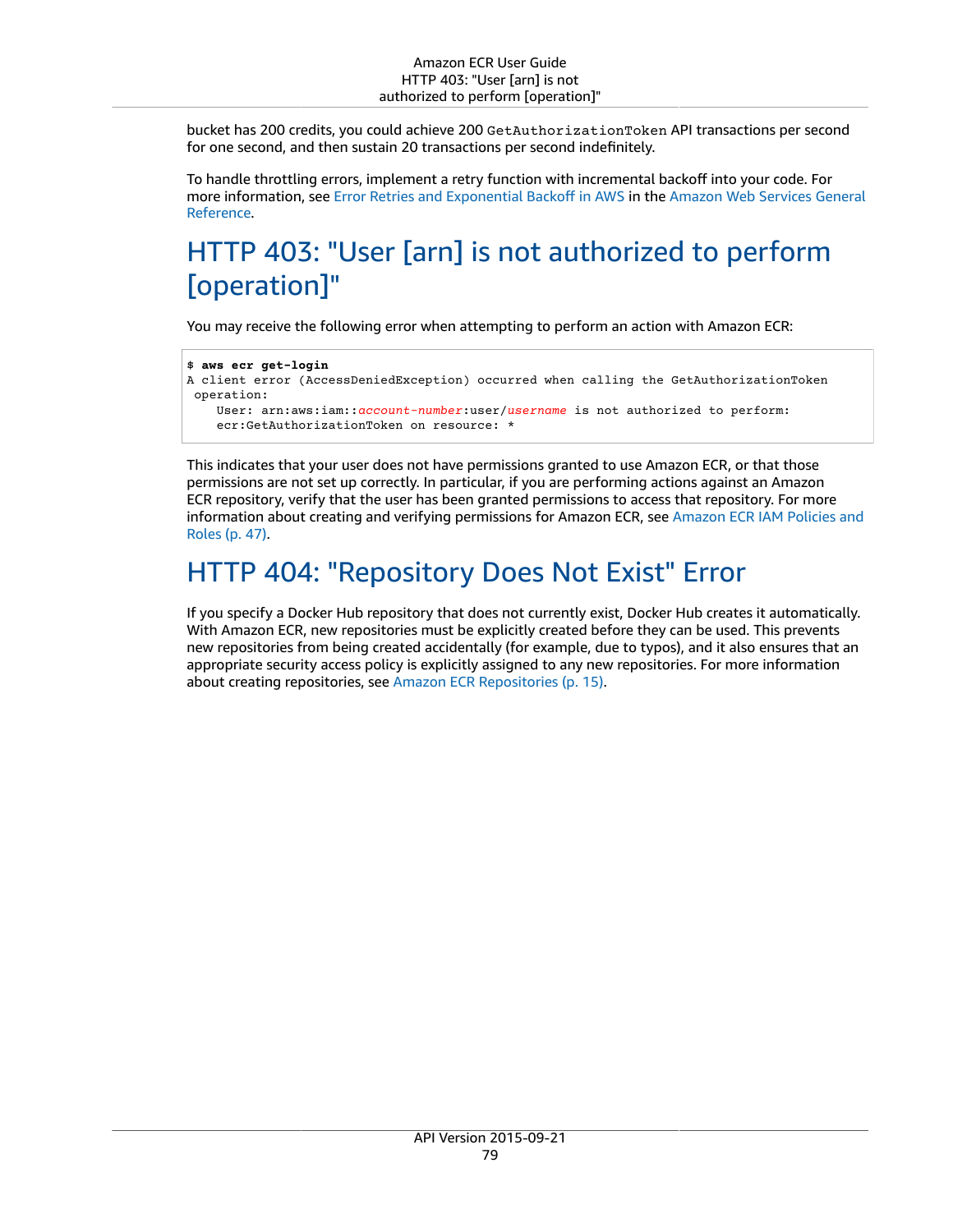bucket has 200 credits, you could achieve 200 `GetAuthorizationToken` API transactions per second for one second, and then sustain 20 transactions per second indefinitely.

To handle throttling errors, implement a retry function with incremental backoff into your code. For more information, see Error Retries and Exponential Backoff in AWS in the Amazon Web Services General Reference.

# HTTP 403: "User [arn] is not authorized to perform [operation]"

You may receive the following error when attempting to perform an action with Amazon ECR:

```
$ aws ecr get-login
A client error (AccessDeniedException) occurred when calling the GetAuthorizationToken
 operation:
    User: arn:aws:iam::account-number:user/username is not authorized to perform:
    ecr:GetAuthorizationToken on resource: *
```

This indicates that your user does not have permissions granted to use Amazon ECR, or that those permissions are not set up correctly. In particular, if you are performing actions against an Amazon ECR repository, verify that the user has been granted permissions to access that repository. For more information about creating and verifying permissions for Amazon ECR, see Amazon ECR IAM Policies and Roles (p. 47).

# HTTP 404: "Repository Does Not Exist" Error

If you specify a Docker Hub repository that does not currently exist, Docker Hub creates it automatically. With Amazon ECR, new repositories must be explicitly created before they can be used. This prevents new repositories from being created accidentally (for example, due to typos), and it also ensures that an appropriate security access policy is explicitly assigned to any new repositories. For more information about creating repositories, see Amazon ECR Repositories (p. 15).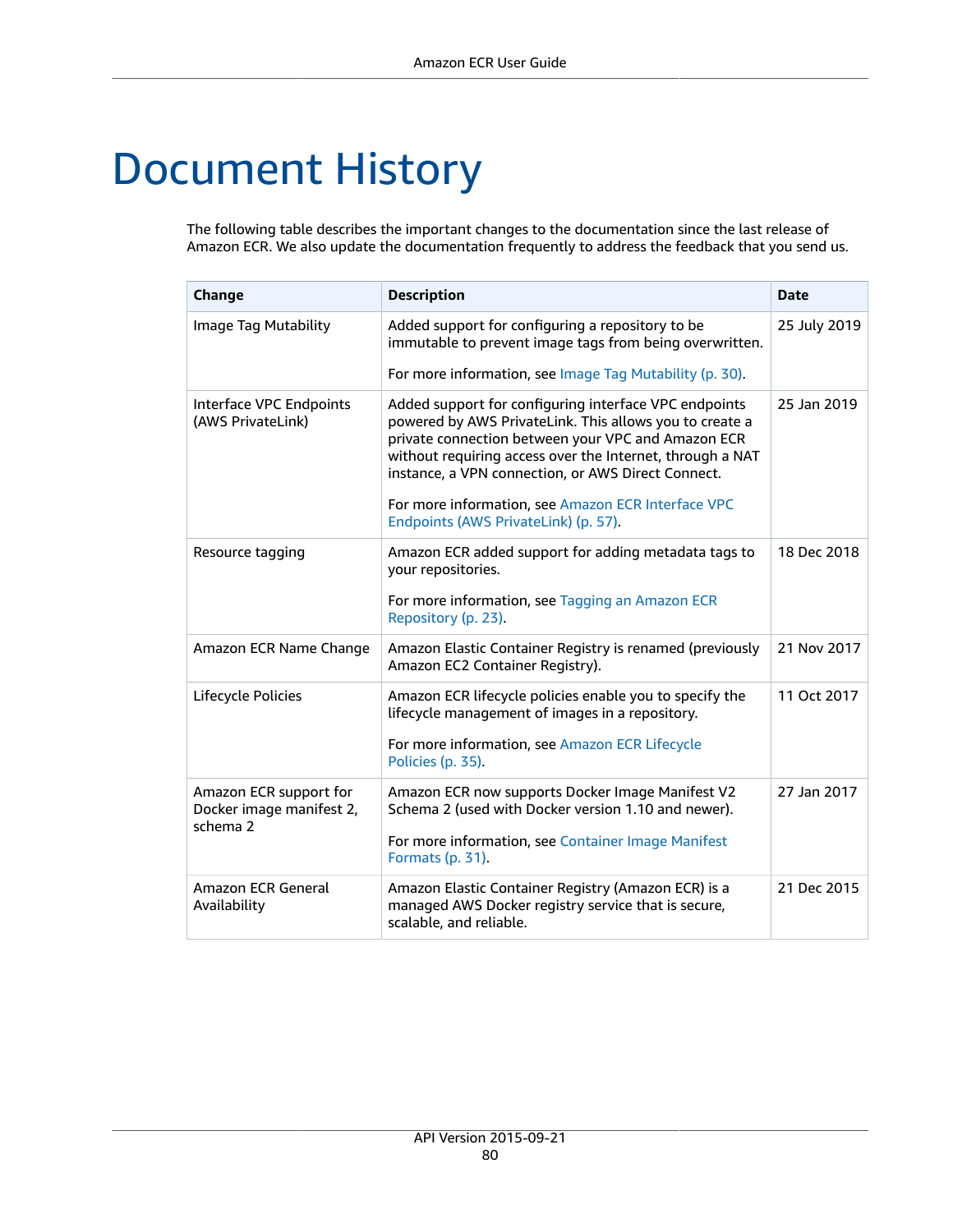# Document History

The following table describes the important changes to the documentation since the last release of Amazon ECR. We also update the documentation frequently to address the feedback that you send us.

| Change | Description | Date |
| --- | --- | --- |
| Image Tag Mutability | Added support for configuring a repository to be immutable to prevent image tags from being overwritten.<br><br>For more information, see Image Tag Mutability (p. 30). | 25 July 2019 |
| Interface VPC Endpoints (AWS PrivateLink) | Added support for configuring interface VPC endpoints powered by AWS PrivateLink. This allows you to create a private connection between your VPC and Amazon ECR without requiring access over the Internet, through a NAT instance, a VPN connection, or AWS Direct Connect.<br><br>For more information, see Amazon ECR Interface VPC Endpoints (AWS PrivateLink) (p. 57). | 25 Jan 2019 |
| Resource tagging | Amazon ECR added support for adding metadata tags to your repositories.<br><br>For more information, see Tagging an Amazon ECR Repository (p. 23). | 18 Dec 2018 |
| Amazon ECR Name Change | Amazon Elastic Container Registry is renamed (previously Amazon EC2 Container Registry). | 21 Nov 2017 |
| Lifecycle Policies | Amazon ECR lifecycle policies enable you to specify the lifecycle management of images in a repository.<br><br>For more information, see Amazon ECR Lifecycle Policies (p. 35). | 11 Oct 2017 |
| Amazon ECR support for Docker image manifest 2, schema 2 | Amazon ECR now supports Docker Image Manifest V2 Schema 2 (used with Docker version 1.10 and newer).<br><br>For more information, see Container Image Manifest Formats (p. 31). | 27 Jan 2017 |
| Amazon ECR General Availability | Amazon Elastic Container Registry (Amazon ECR) is a managed AWS Docker registry service that is secure, scalable, and reliable. | 21 Dec 2015 |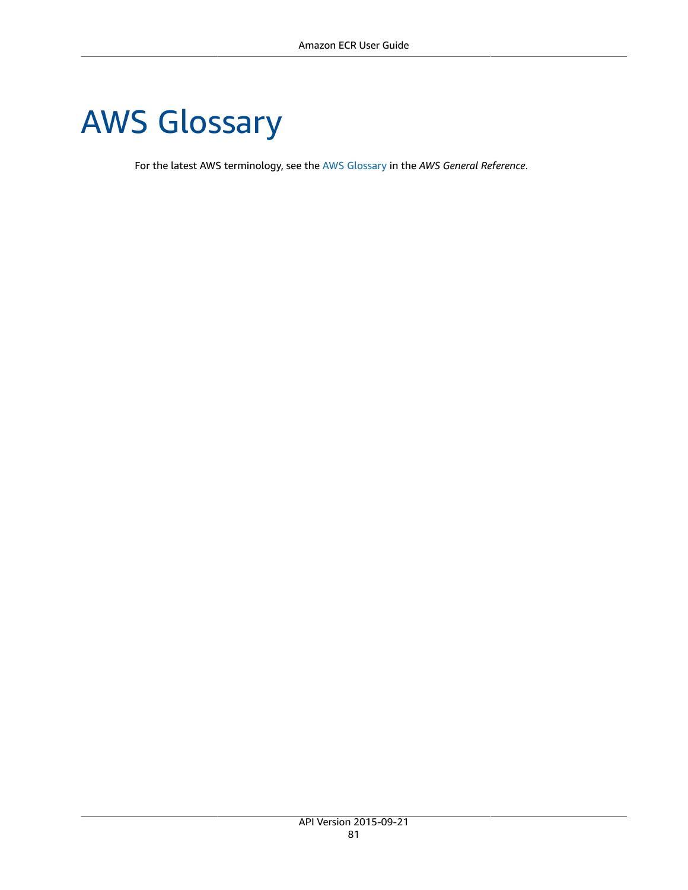# AWS Glossary

For the latest AWS terminology, see the AWS Glossary in the *AWS General Reference*.